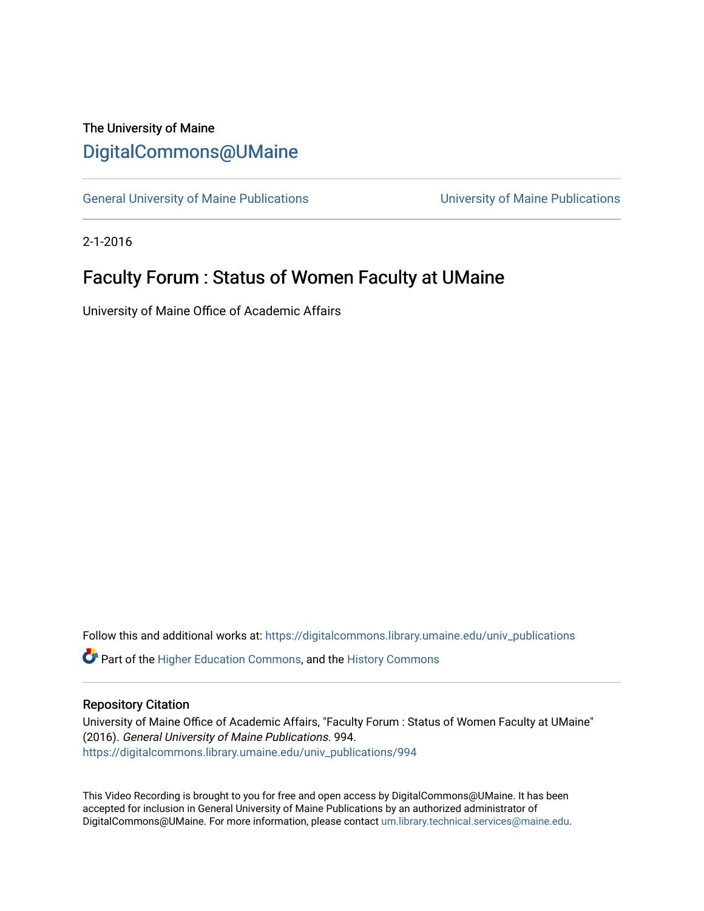The University of Maine

DigitalCommons@UMaine

General University of Maine Publications

University of Maine Publications

2-1-2016

# Faculty Forum : Status of Women Faculty at UMaine

University of Maine Office of Academic Affairs

Follow this and additional works at: https://digitalcommons.library.umaine.edu/univ_publications

Part of the Higher Education Commons, and the History Commons

## Repository Citation

University of Maine Office of Academic Affairs, "Faculty Forum : Status of Women Faculty at UMaine" (2016). *General University of Maine Publications*. 994.
https://digitalcommons.library.umaine.edu/univ_publications/994

This Video Recording is brought to you for free and open access by DigitalCommons@UMaine. It has been accepted for inclusion in General University of Maine Publications by an authorized administrator of DigitalCommons@UMaine. For more information, please contact um.library.technical.services@maine.edu.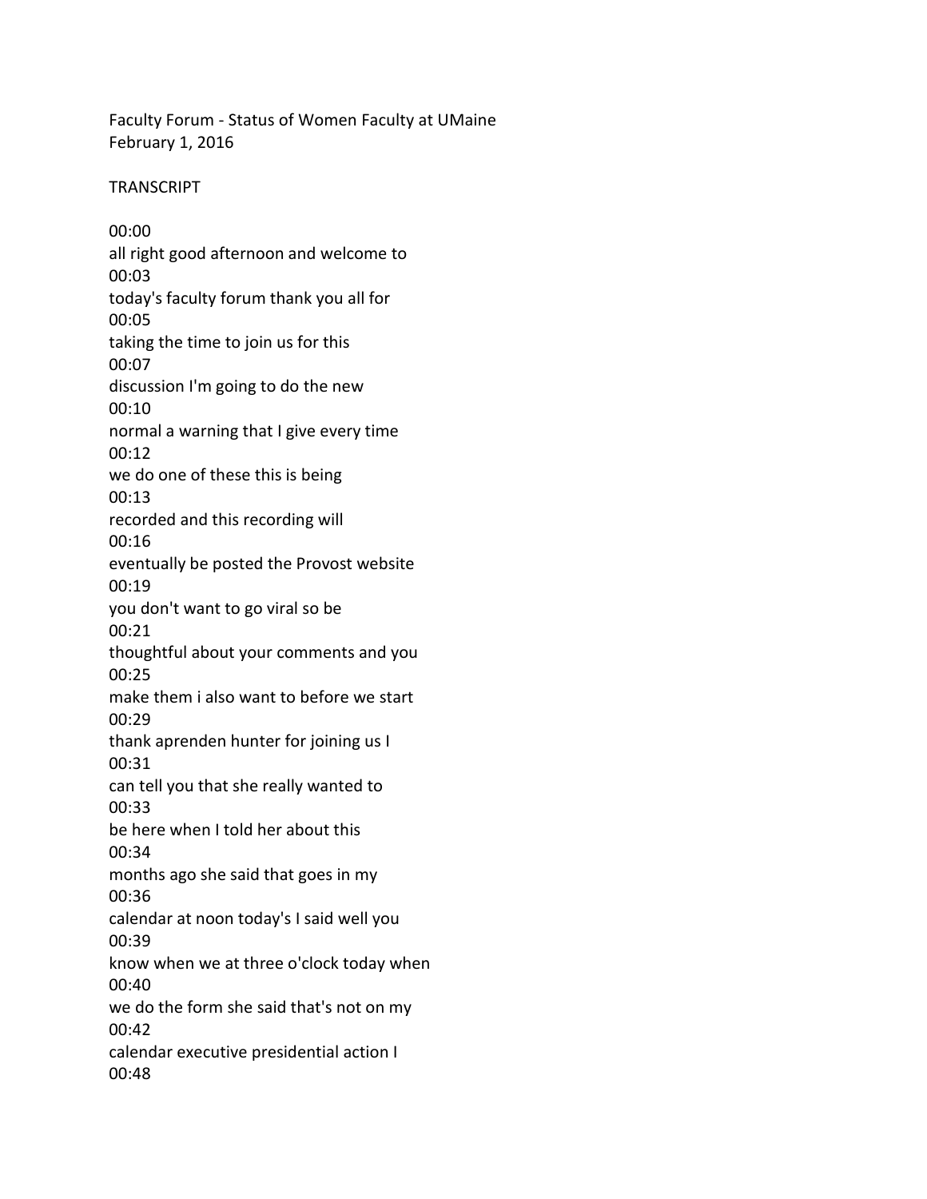Faculty Forum - Status of Women Faculty at UMaine
February 1, 2016

TRANSCRIPT

00:00
all right good afternoon and welcome to
00:03
today's faculty forum thank you all for
00:05
taking the time to join us for this
00:07
discussion I'm going to do the new
00:10
normal a warning that I give every time
00:12
we do one of these this is being
00:13
recorded and this recording will
00:16
eventually be posted the Provost website
00:19
you don't want to go viral so be
00:21
thoughtful about your comments and you
00:25
make them i also want to before we start
00:29
thank aprenden hunter for joining us I
00:31
can tell you that she really wanted to
00:33
be here when I told her about this
00:34
months ago she said that goes in my
00:36
calendar at noon today's I said well you
00:39
know when we at three o'clock today when
00:40
we do the form she said that's not on my
00:42
calendar executive presidential action I
00:48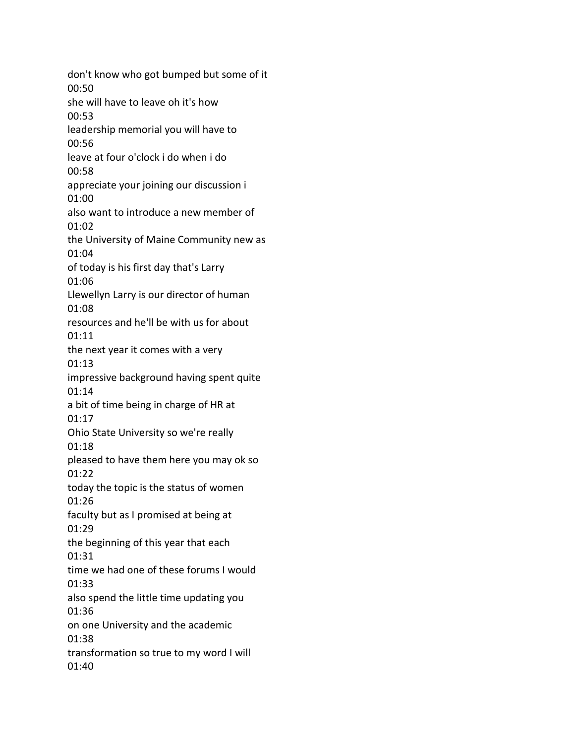don't know who got bumped but some of it
00:50
she will have to leave oh it's how
00:53
leadership memorial you will have to
00:56
leave at four o'clock i do when i do
00:58
appreciate your joining our discussion i
01:00
also want to introduce a new member of
01:02
the University of Maine Community new as
01:04
of today is his first day that's Larry
01:06
Llewellyn Larry is our director of human
01:08
resources and he'll be with us for about
01:11
the next year it comes with a very
01:13
impressive background having spent quite
01:14
a bit of time being in charge of HR at
01:17
Ohio State University so we're really
01:18
pleased to have them here you may ok so
01:22
today the topic is the status of women
01:26
faculty but as I promised at being at
01:29
the beginning of this year that each
01:31
time we had one of these forums I would
01:33
also spend the little time updating you
01:36
on one University and the academic
01:38
transformation so true to my word I will
01:40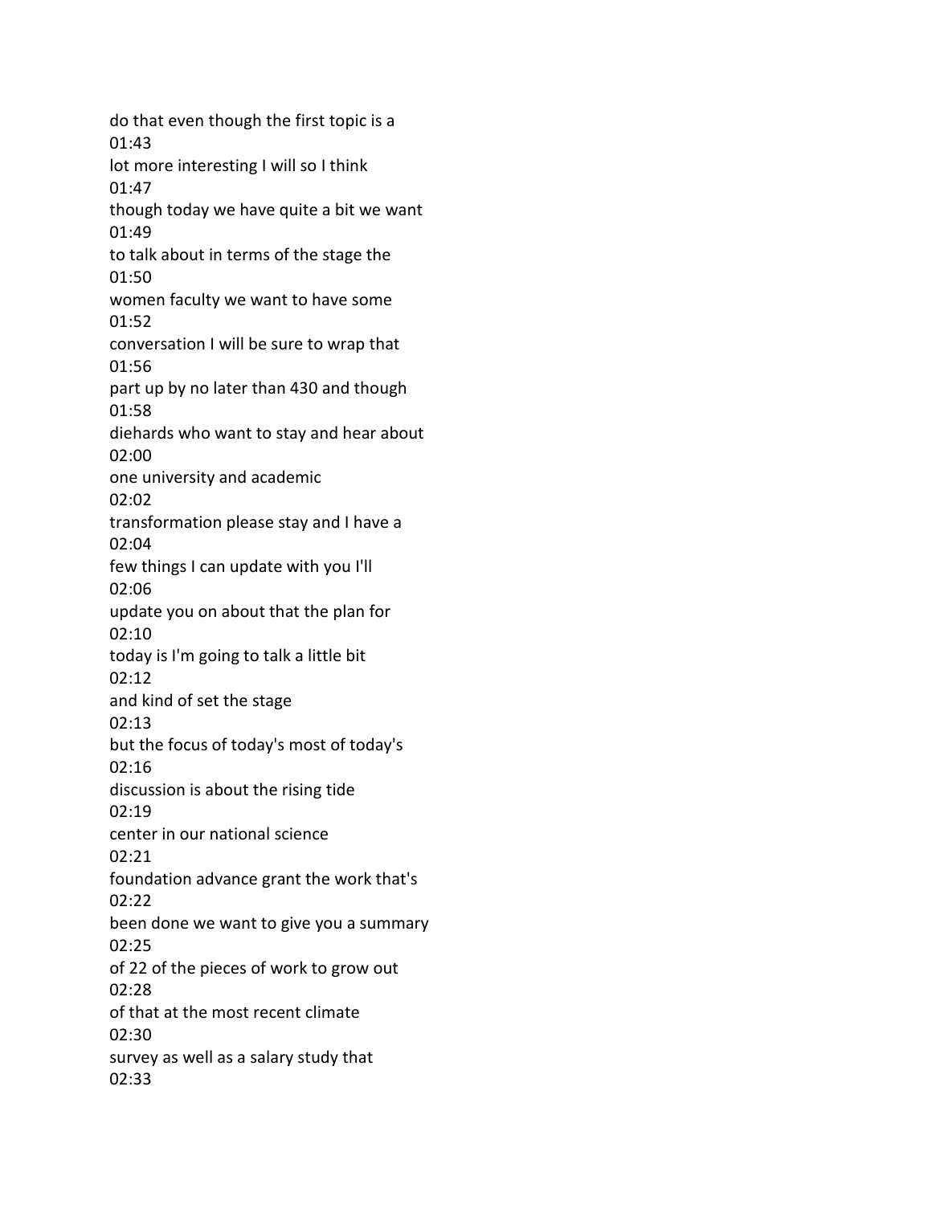do that even though the first topic is a
01:43
lot more interesting I will so I think
01:47
though today we have quite a bit we want
01:49
to talk about in terms of the stage the
01:50
women faculty we want to have some
01:52
conversation I will be sure to wrap that
01:56
part up by no later than 430 and though
01:58
diehards who want to stay and hear about
02:00
one university and academic
02:02
transformation please stay and I have a
02:04
few things I can update with you I'll
02:06
update you on about that the plan for
02:10
today is I'm going to talk a little bit
02:12
and kind of set the stage
02:13
but the focus of today's most of today's
02:16
discussion is about the rising tide
02:19
center in our national science
02:21
foundation advance grant the work that's
02:22
been done we want to give you a summary
02:25
of 22 of the pieces of work to grow out
02:28
of that at the most recent climate
02:30
survey as well as a salary study that
02:33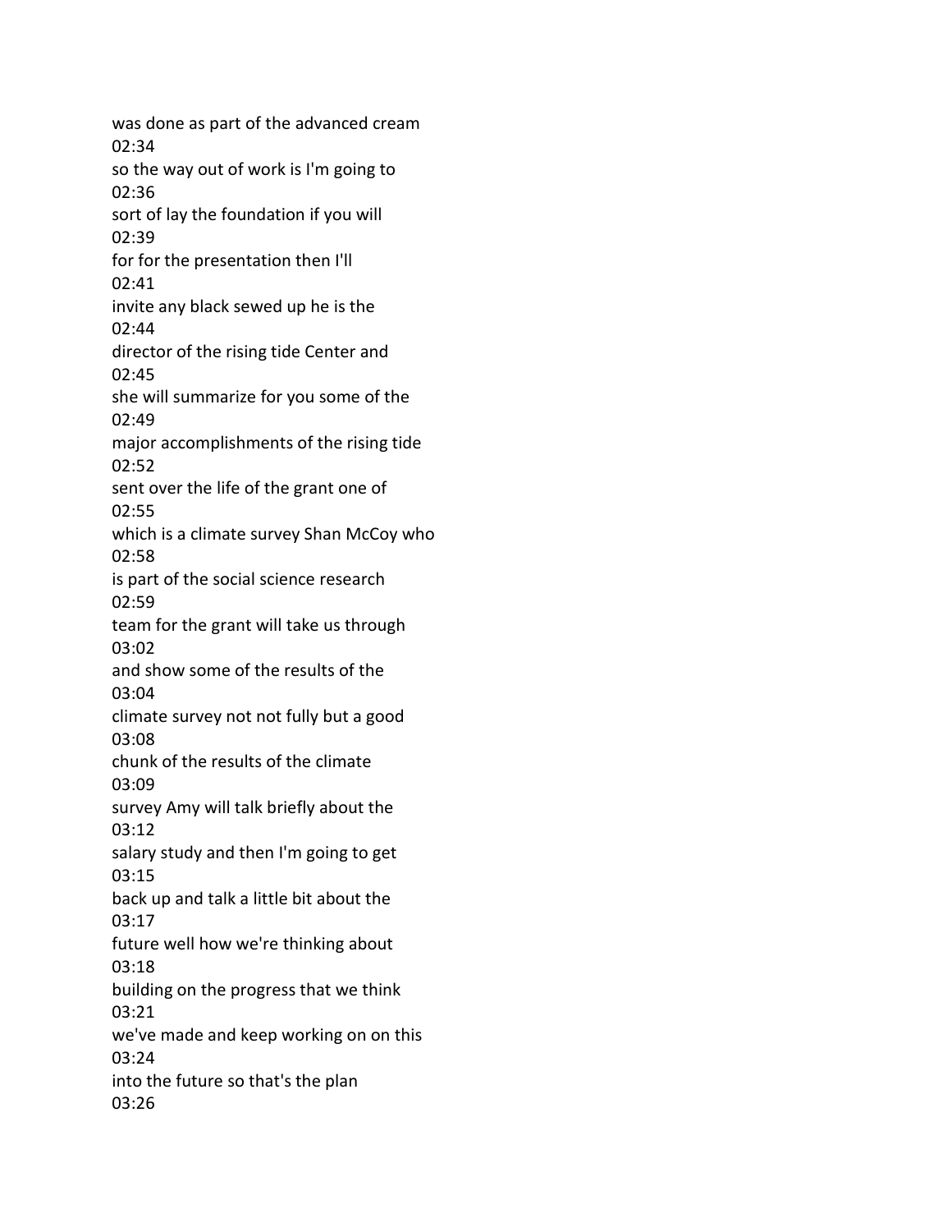was done as part of the advanced cream
02:34
so the way out of work is I'm going to
02:36
sort of lay the foundation if you will
02:39
for for the presentation then I'll
02:41
invite any black sewed up he is the
02:44
director of the rising tide Center and
02:45
she will summarize for you some of the
02:49
major accomplishments of the rising tide
02:52
sent over the life of the grant one of
02:55
which is a climate survey Shan McCoy who
02:58
is part of the social science research
02:59
team for the grant will take us through
03:02
and show some of the results of the
03:04
climate survey not not fully but a good
03:08
chunk of the results of the climate
03:09
survey Amy will talk briefly about the
03:12
salary study and then I'm going to get
03:15
back up and talk a little bit about the
03:17
future well how we're thinking about
03:18
building on the progress that we think
03:21
we've made and keep working on on this
03:24
into the future so that's the plan
03:26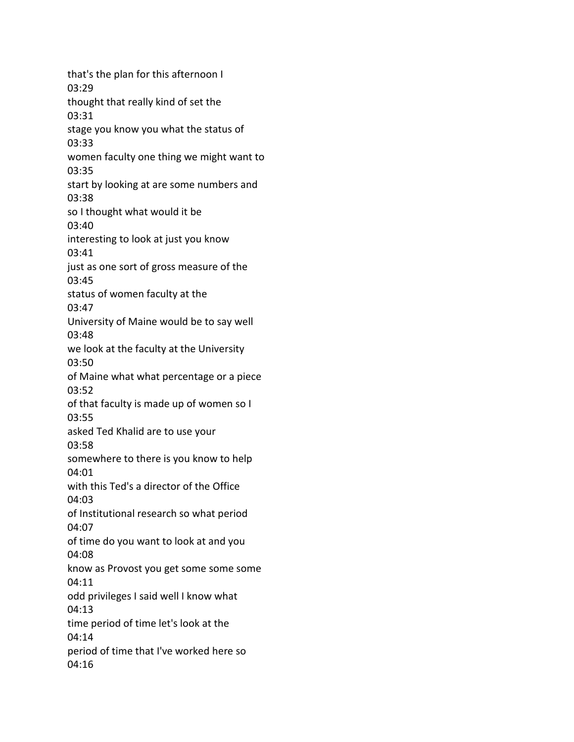that's the plan for this afternoon I
03:29
thought that really kind of set the
03:31
stage you know you what the status of
03:33
women faculty one thing we might want to
03:35
start by looking at are some numbers and
03:38
so I thought what would it be
03:40
interesting to look at just you know
03:41
just as one sort of gross measure of the
03:45
status of women faculty at the
03:47
University of Maine would be to say well
03:48
we look at the faculty at the University
03:50
of Maine what what percentage or a piece
03:52
of that faculty is made up of women so I
03:55
asked Ted Khalid are to use your
03:58
somewhere to there is you know to help
04:01
with this Ted's a director of the Office
04:03
of Institutional research so what period
04:07
of time do you want to look at and you
04:08
know as Provost you get some some some
04:11
odd privileges I said well I know what
04:13
time period of time let's look at the
04:14
period of time that I've worked here so
04:16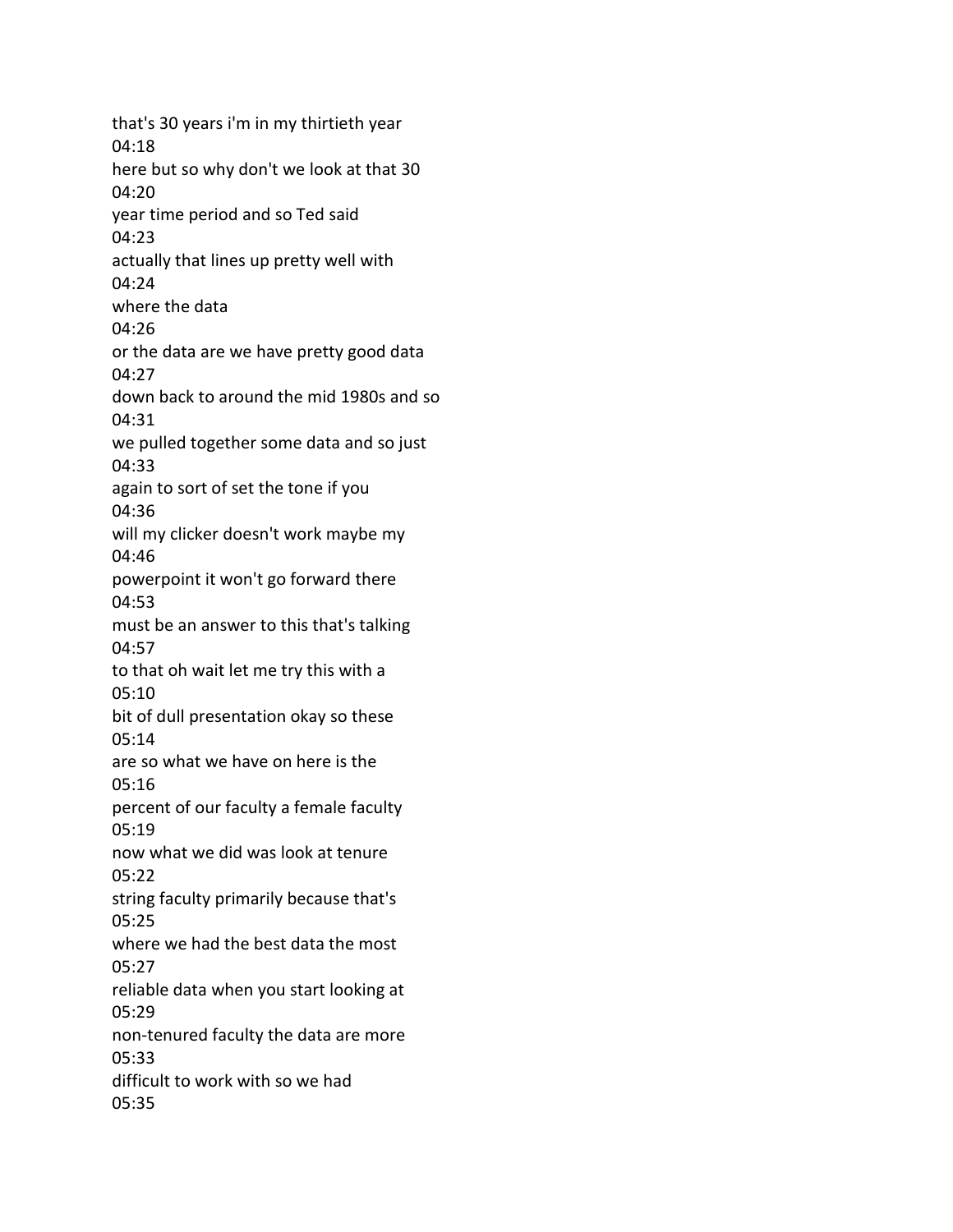that's 30 years i'm in my thirtieth year
04:18
here but so why don't we look at that 30
04:20
year time period and so Ted said
04:23
actually that lines up pretty well with
04:24
where the data
04:26
or the data are we have pretty good data
04:27
down back to around the mid 1980s and so
04:31
we pulled together some data and so just
04:33
again to sort of set the tone if you
04:36
will my clicker doesn't work maybe my
04:46
powerpoint it won't go forward there
04:53
must be an answer to this that's talking
04:57
to that oh wait let me try this with a
05:10
bit of dull presentation okay so these
05:14
are so what we have on here is the
05:16
percent of our faculty a female faculty
05:19
now what we did was look at tenure
05:22
string faculty primarily because that's
05:25
where we had the best data the most
05:27
reliable data when you start looking at
05:29
non-tenured faculty the data are more
05:33
difficult to work with so we had
05:35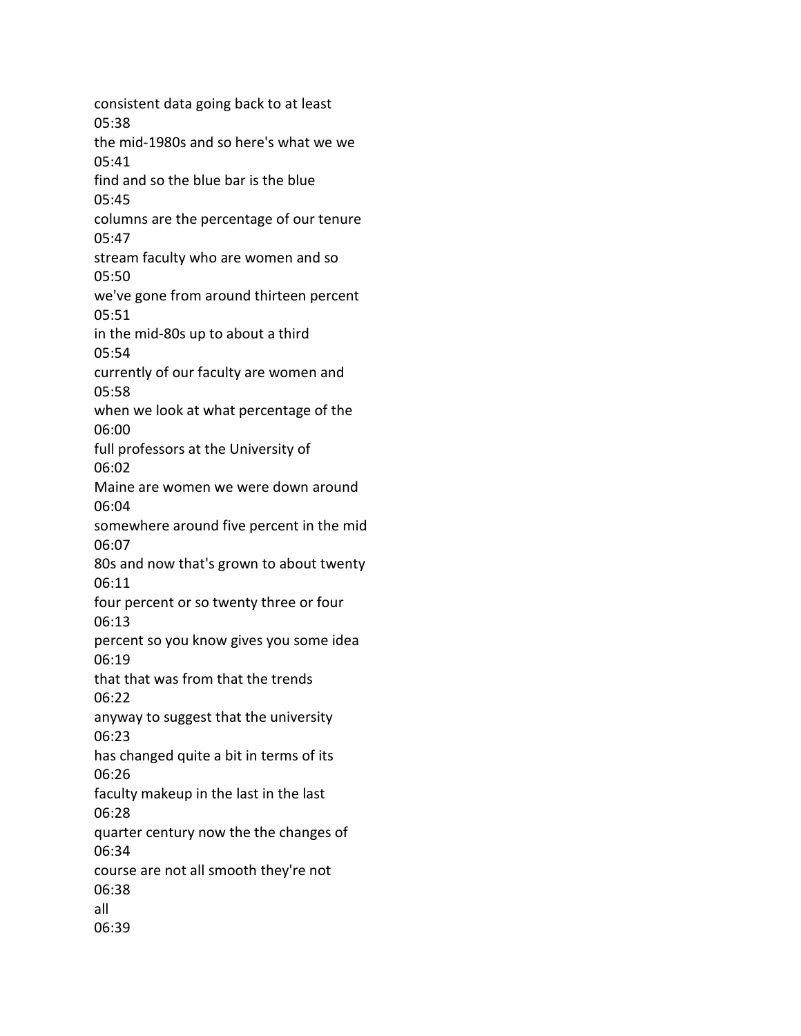consistent data going back to at least
05:38
the mid-1980s and so here's what we we
05:41
find and so the blue bar is the blue
05:45
columns are the percentage of our tenure
05:47
stream faculty who are women and so
05:50
we've gone from around thirteen percent
05:51
in the mid-80s up to about a third
05:54
currently of our faculty are women and
05:58
when we look at what percentage of the
06:00
full professors at the University of
06:02
Maine are women we were down around
06:04
somewhere around five percent in the mid
06:07
80s and now that's grown to about twenty
06:11
four percent or so twenty three or four
06:13
percent so you know gives you some idea
06:19
that that was from that the trends
06:22
anyway to suggest that the university
06:23
has changed quite a bit in terms of its
06:26
faculty makeup in the last in the last
06:28
quarter century now the the changes of
06:34
course are not all smooth they're not
06:38
all
06:39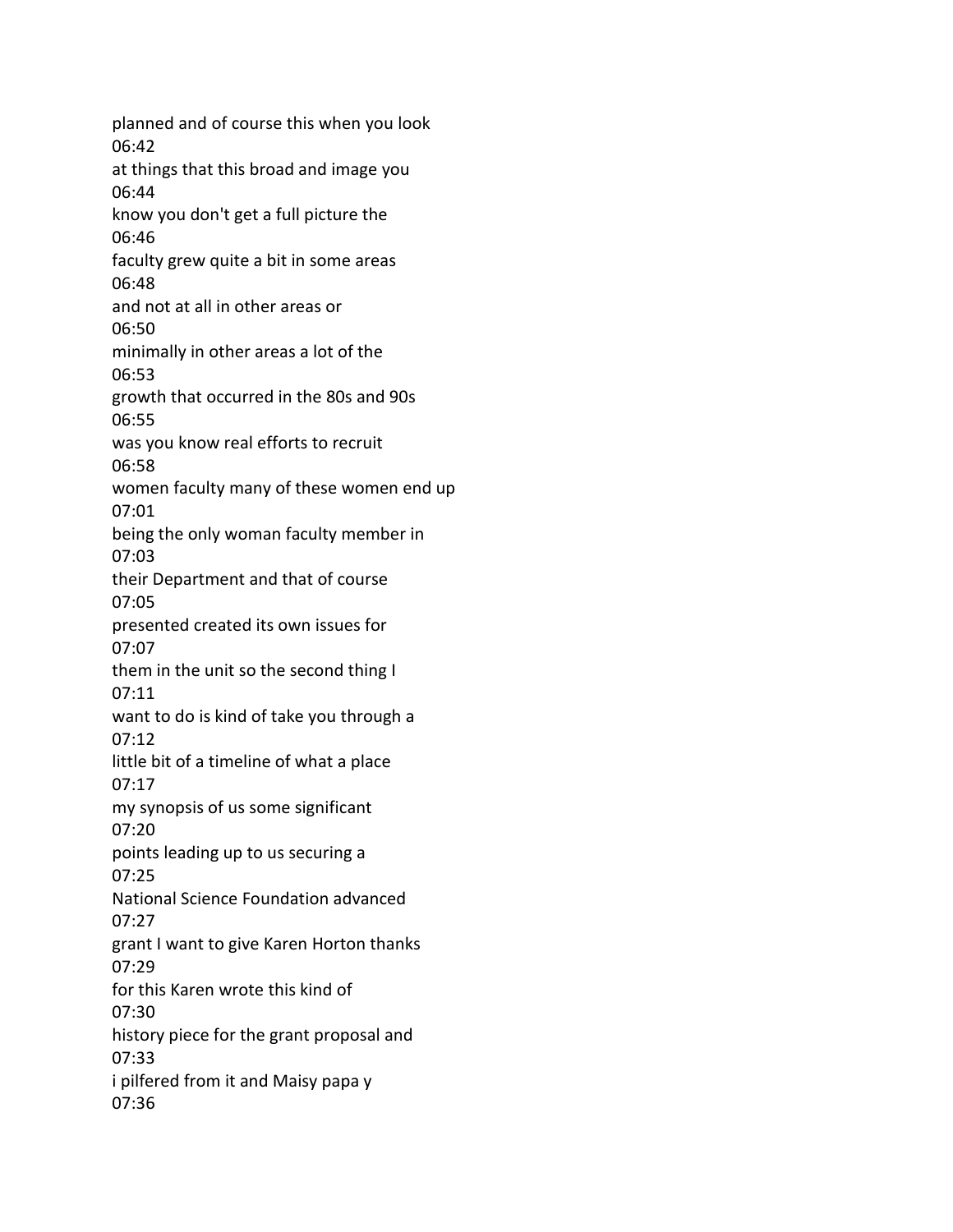planned and of course this when you look
06:42
at things that this broad and image you
06:44
know you don't get a full picture the
06:46
faculty grew quite a bit in some areas
06:48
and not at all in other areas or
06:50
minimally in other areas a lot of the
06:53
growth that occurred in the 80s and 90s
06:55
was you know real efforts to recruit
06:58
women faculty many of these women end up
07:01
being the only woman faculty member in
07:03
their Department and that of course
07:05
presented created its own issues for
07:07
them in the unit so the second thing I
07:11
want to do is kind of take you through a
07:12
little bit of a timeline of what a place
07:17
my synopsis of us some significant
07:20
points leading up to us securing a
07:25
National Science Foundation advanced
07:27
grant I want to give Karen Horton thanks
07:29
for this Karen wrote this kind of
07:30
history piece for the grant proposal and
07:33
i pilfered from it and Maisy papa y
07:36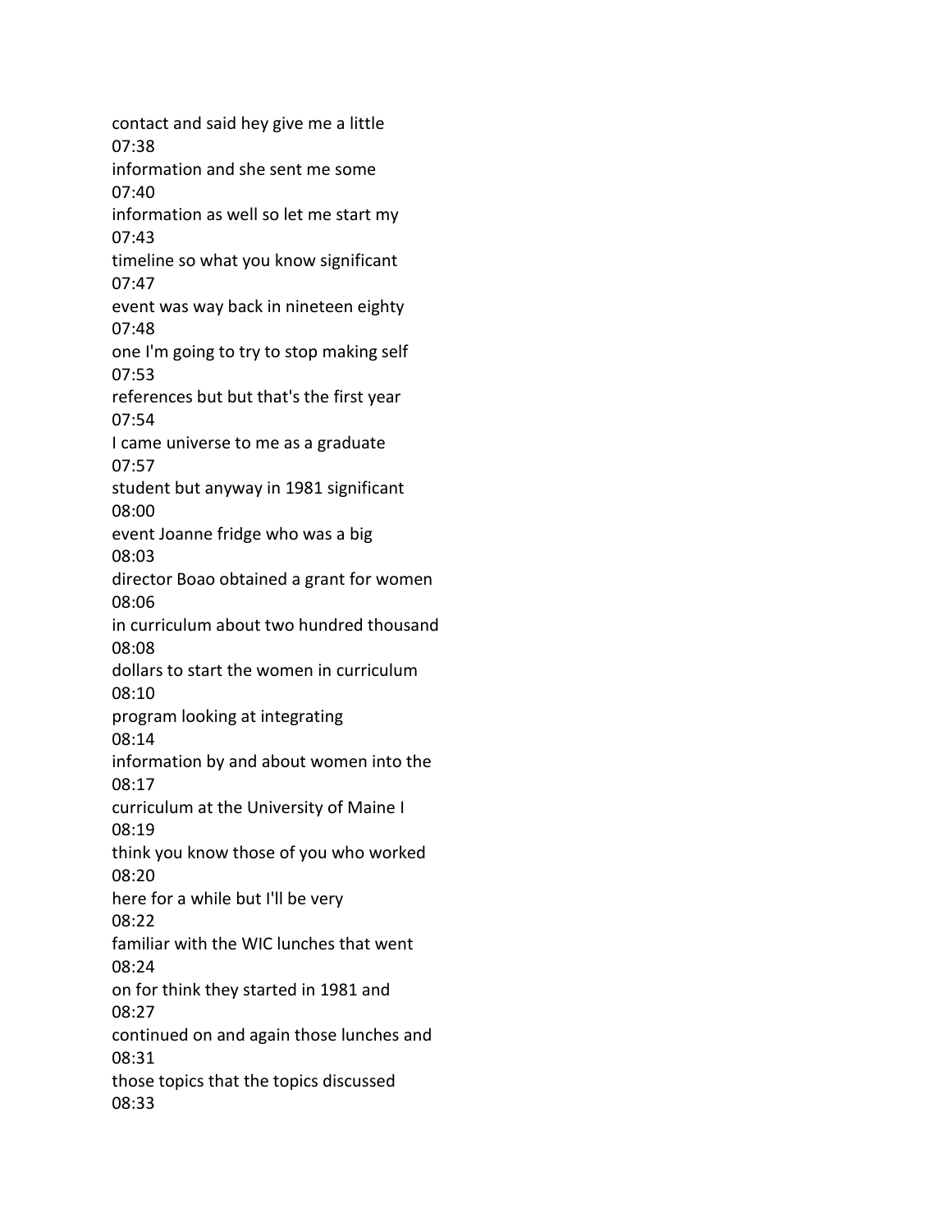contact and said hey give me a little
07:38
information and she sent me some
07:40
information as well so let me start my
07:43
timeline so what you know significant
07:47
event was way back in nineteen eighty
07:48
one I'm going to try to stop making self
07:53
references but but that's the first year
07:54
I came universe to me as a graduate
07:57
student but anyway in 1981 significant
08:00
event Joanne fridge who was a big
08:03
director Boao obtained a grant for women
08:06
in curriculum about two hundred thousand
08:08
dollars to start the women in curriculum
08:10
program looking at integrating
08:14
information by and about women into the
08:17
curriculum at the University of Maine I
08:19
think you know those of you who worked
08:20
here for a while but I'll be very
08:22
familiar with the WIC lunches that went
08:24
on for think they started in 1981 and
08:27
continued on and again those lunches and
08:31
those topics that the topics discussed
08:33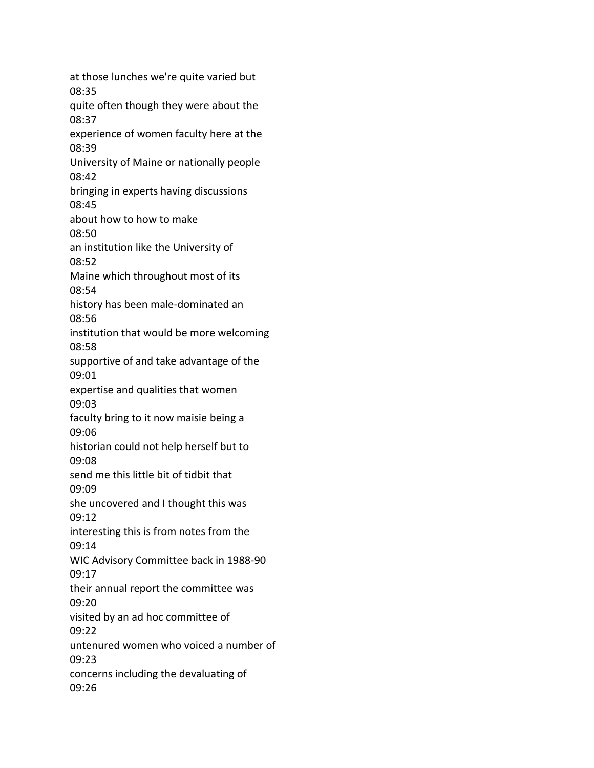at those lunches we're quite varied but
08:35
quite often though they were about the
08:37
experience of women faculty here at the
08:39
University of Maine or nationally people
08:42
bringing in experts having discussions
08:45
about how to how to make
08:50
an institution like the University of
08:52
Maine which throughout most of its
08:54
history has been male-dominated an
08:56
institution that would be more welcoming
08:58
supportive of and take advantage of the
09:01
expertise and qualities that women
09:03
faculty bring to it now maisie being a
09:06
historian could not help herself but to
09:08
send me this little bit of tidbit that
09:09
she uncovered and I thought this was
09:12
interesting this is from notes from the
09:14
WIC Advisory Committee back in 1988-90
09:17
their annual report the committee was
09:20
visited by an ad hoc committee of
09:22
untenured women who voiced a number of
09:23
concerns including the devaluating of
09:26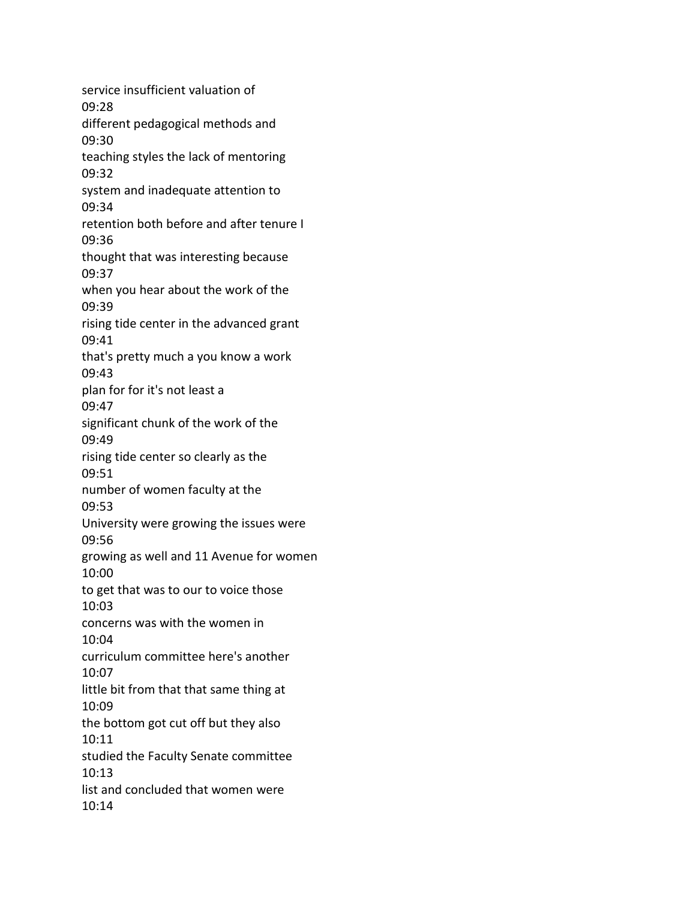service insufficient valuation of
09:28
different pedagogical methods and
09:30
teaching styles the lack of mentoring
09:32
system and inadequate attention to
09:34
retention both before and after tenure I
09:36
thought that was interesting because
09:37
when you hear about the work of the
09:39
rising tide center in the advanced grant
09:41
that's pretty much a you know a work
09:43
plan for for it's not least a
09:47
significant chunk of the work of the
09:49
rising tide center so clearly as the
09:51
number of women faculty at the
09:53
University were growing the issues were
09:56
growing as well and 11 Avenue for women
10:00
to get that was to our to voice those
10:03
concerns was with the women in
10:04
curriculum committee here's another
10:07
little bit from that that same thing at
10:09
the bottom got cut off but they also
10:11
studied the Faculty Senate committee
10:13
list and concluded that women were
10:14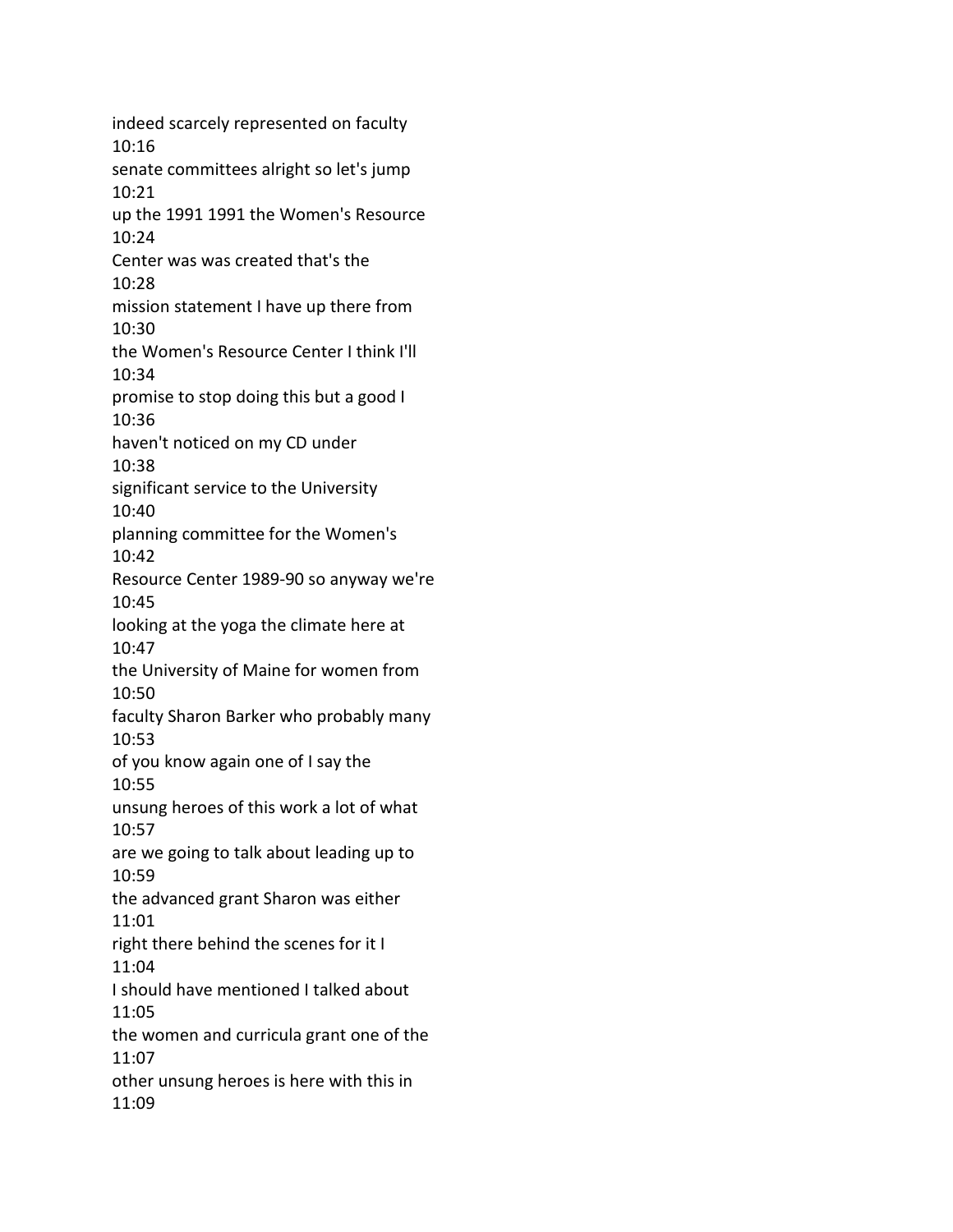indeed scarcely represented on faculty
10:16
senate committees alright so let's jump
10:21
up the 1991 1991 the Women's Resource
10:24
Center was was created that's the
10:28
mission statement I have up there from
10:30
the Women's Resource Center I think I'll
10:34
promise to stop doing this but a good I
10:36
haven't noticed on my CD under
10:38
significant service to the University
10:40
planning committee for the Women's
10:42
Resource Center 1989-90 so anyway we're
10:45
looking at the yoga the climate here at
10:47
the University of Maine for women from
10:50
faculty Sharon Barker who probably many
10:53
of you know again one of I say the
10:55
unsung heroes of this work a lot of what
10:57
are we going to talk about leading up to
10:59
the advanced grant Sharon was either
11:01
right there behind the scenes for it I
11:04
I should have mentioned I talked about
11:05
the women and curricula grant one of the
11:07
other unsung heroes is here with this in
11:09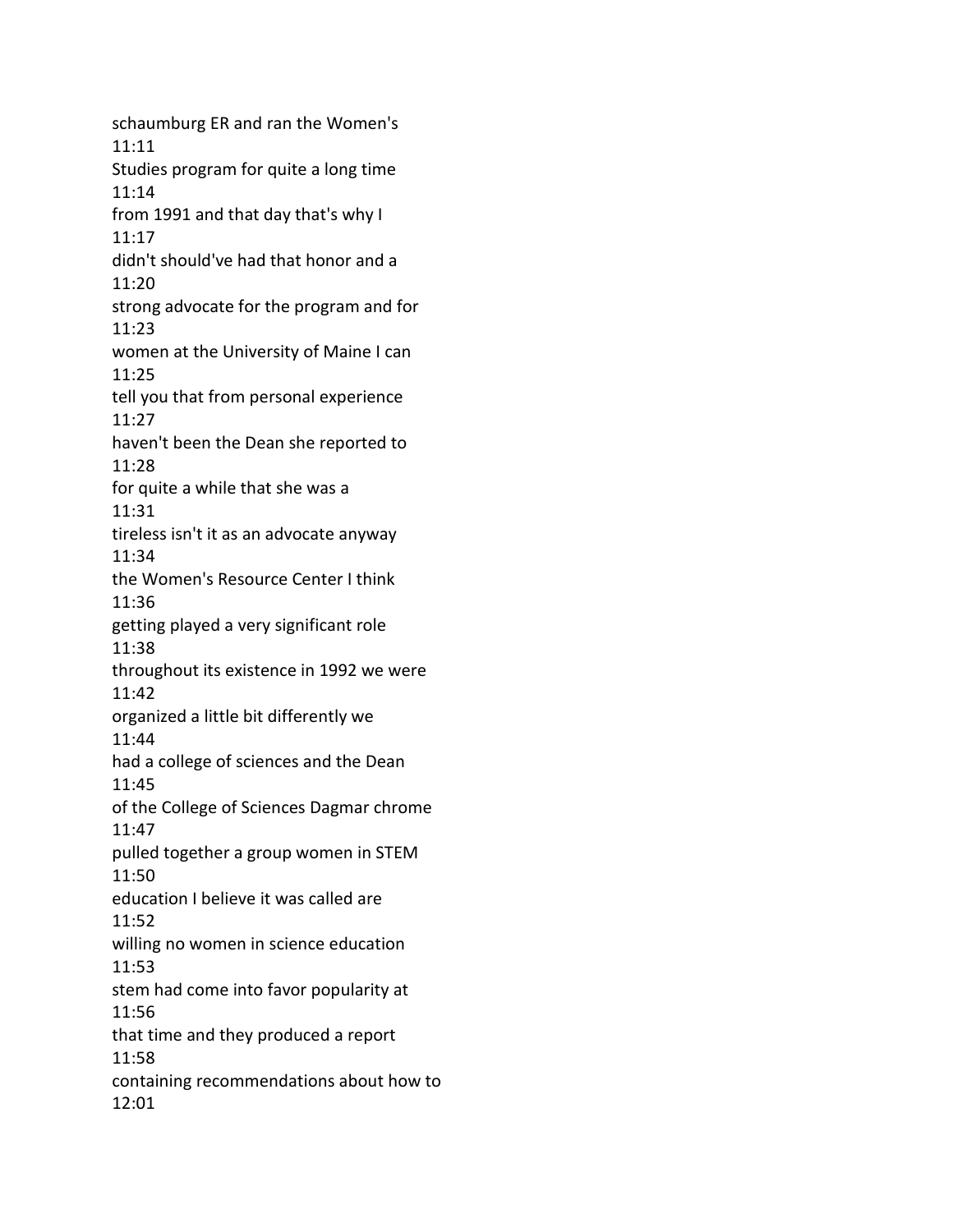schaumburg ER and ran the Women's
11:11
Studies program for quite a long time
11:14
from 1991 and that day that's why I
11:17
didn't should've had that honor and a
11:20
strong advocate for the program and for
11:23
women at the University of Maine I can
11:25
tell you that from personal experience
11:27
haven't been the Dean she reported to
11:28
for quite a while that she was a
11:31
tireless isn't it as an advocate anyway
11:34
the Women's Resource Center I think
11:36
getting played a very significant role
11:38
throughout its existence in 1992 we were
11:42
organized a little bit differently we
11:44
had a college of sciences and the Dean
11:45
of the College of Sciences Dagmar chrome
11:47
pulled together a group women in STEM
11:50
education I believe it was called are
11:52
willing no women in science education
11:53
stem had come into favor popularity at
11:56
that time and they produced a report
11:58
containing recommendations about how to
12:01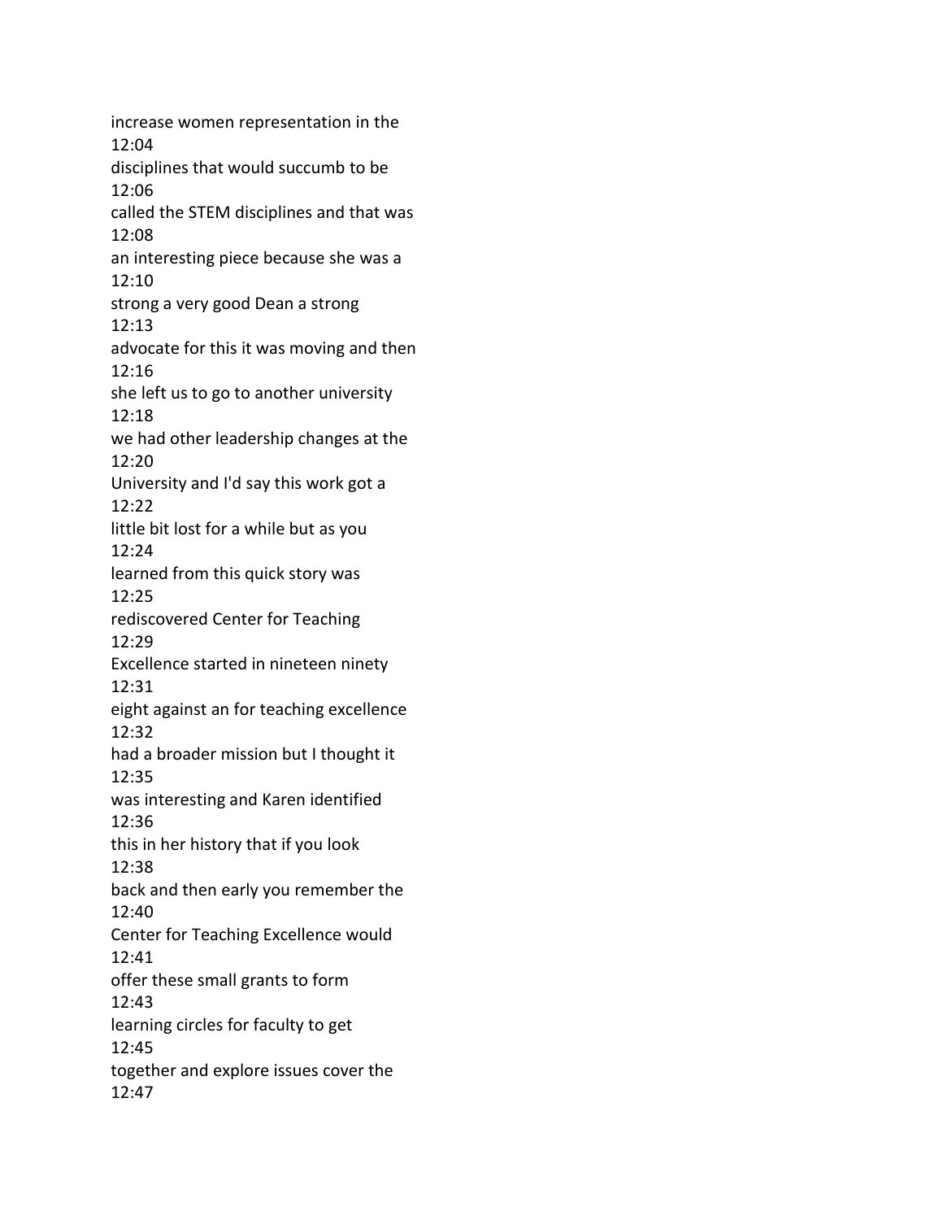increase women representation in the
12:04
disciplines that would succumb to be
12:06
called the STEM disciplines and that was
12:08
an interesting piece because she was a
12:10
strong a very good Dean a strong
12:13
advocate for this it was moving and then
12:16
she left us to go to another university
12:18
we had other leadership changes at the
12:20
University and I'd say this work got a
12:22
little bit lost for a while but as you
12:24
learned from this quick story was
12:25
rediscovered Center for Teaching
12:29
Excellence started in nineteen ninety
12:31
eight against an for teaching excellence
12:32
had a broader mission but I thought it
12:35
was interesting and Karen identified
12:36
this in her history that if you look
12:38
back and then early you remember the
12:40
Center for Teaching Excellence would
12:41
offer these small grants to form
12:43
learning circles for faculty to get
12:45
together and explore issues cover the
12:47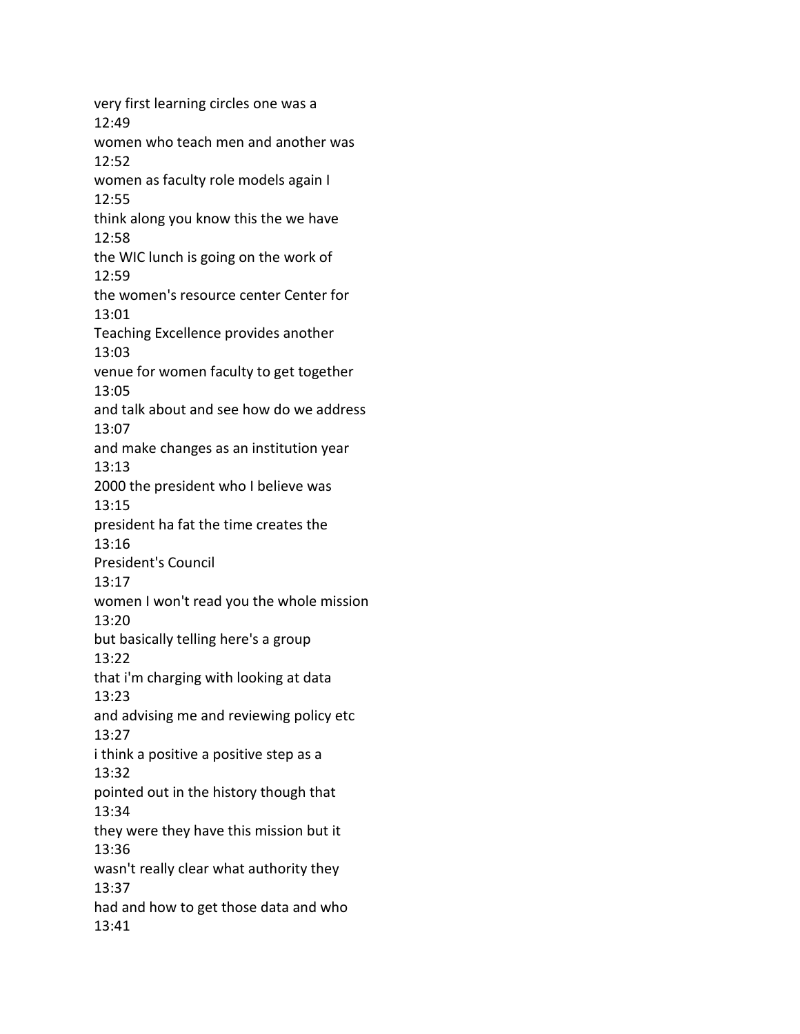very first learning circles one was a
12:49
women who teach men and another was
12:52
women as faculty role models again I
12:55
think along you know this the we have
12:58
the WIC lunch is going on the work of
12:59
the women's resource center Center for
13:01
Teaching Excellence provides another
13:03
venue for women faculty to get together
13:05
and talk about and see how do we address
13:07
and make changes as an institution year
13:13
2000 the president who I believe was
13:15
president ha fat the time creates the
13:16
President's Council
13:17
women I won't read you the whole mission
13:20
but basically telling here's a group
13:22
that i'm charging with looking at data
13:23
and advising me and reviewing policy etc
13:27
i think a positive a positive step as a
13:32
pointed out in the history though that
13:34
they were they have this mission but it
13:36
wasn't really clear what authority they
13:37
had and how to get those data and who
13:41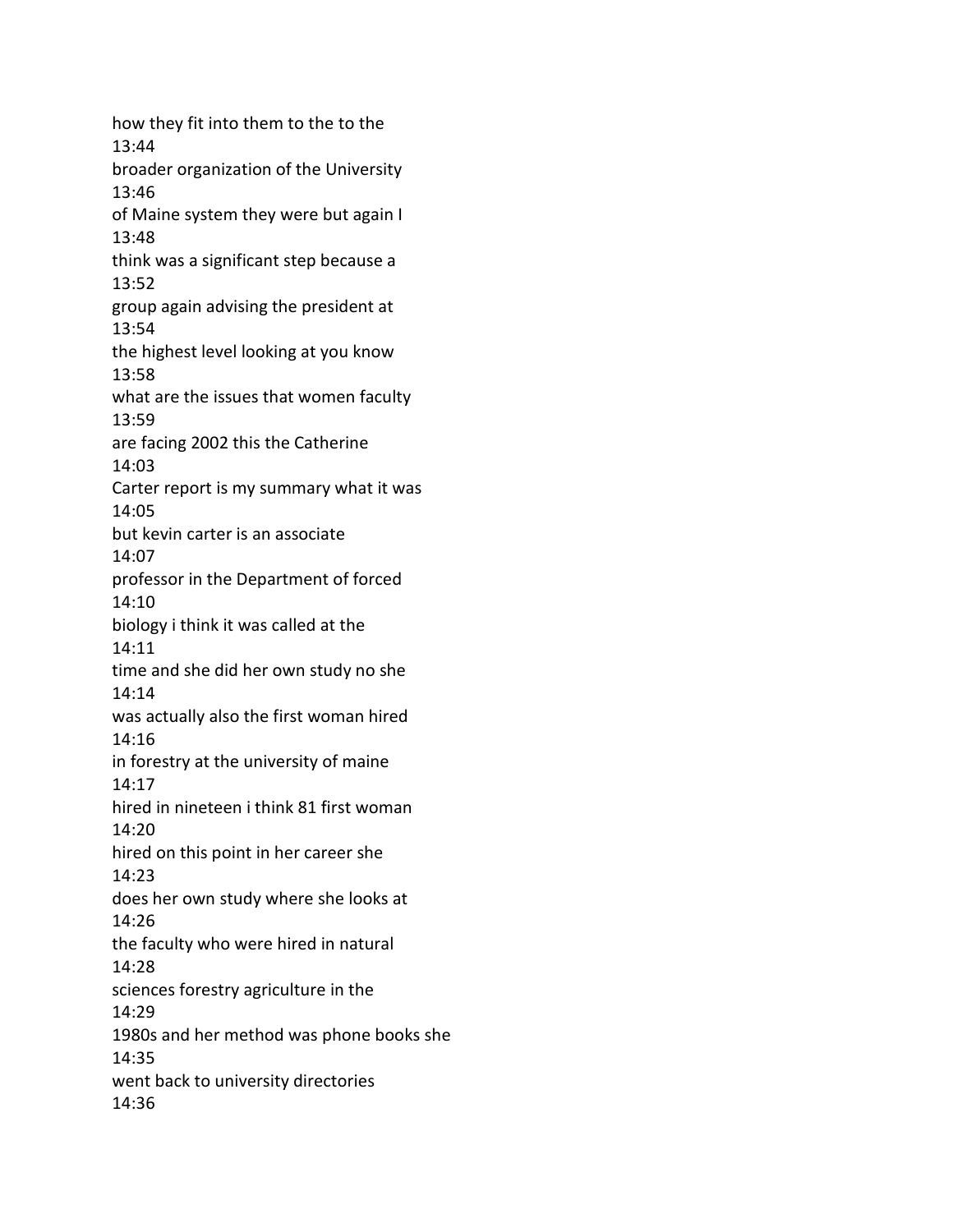how they fit into them to the to the to the
13:44
broader organization of the University
13:46
of Maine system they were but again I
13:48
think was a significant step because a
13:52
group again advising the president at
13:54
the highest level looking at you know
13:58
what are the issues that women faculty
13:59
are facing 2002 this the Catherine
14:03
Carter report is my summary what it was
14:05
but kevin carter is an associate
14:07
professor in the Department of forced
14:10
biology i think it was called at the
14:11
time and she did her own study no she
14:14
was actually also the first woman hired
14:16
in forestry at the university of maine
14:17
hired in nineteen i think 81 first woman
14:20
hired on this point in her career she
14:23
does her own study where she looks at
14:26
the faculty who were hired in natural
14:28
sciences forestry agriculture in the
14:29
1980s and her method was phone books she
14:35
went back to university directories
14:36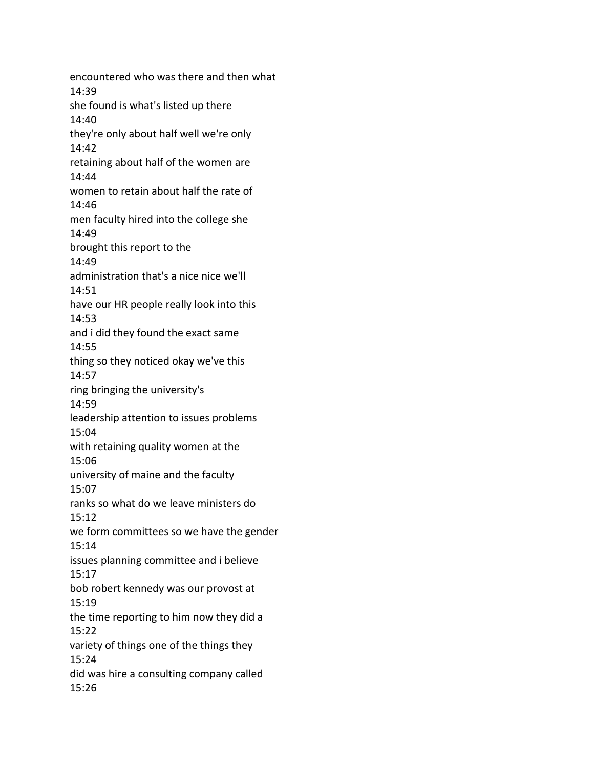encountered who was there and then what
14:39
she found is what's listed up there
14:40
they're only about half well we're only
14:42
retaining about half of the women are
14:44
women to retain about half the rate of
14:46
men faculty hired into the college she
14:49
brought this report to the
14:49
administration that's a nice nice we'll
14:51
have our HR people really look into this
14:53
and i did they found the exact same
14:55
thing so they noticed okay we've this
14:57
ring bringing the university's
14:59
leadership attention to issues problems
15:04
with retaining quality women at the
15:06
university of maine and the faculty
15:07
ranks so what do we leave ministers do
15:12
we form committees so we have the gender
15:14
issues planning committee and i believe
15:17
bob robert kennedy was our provost at
15:19
the time reporting to him now they did a
15:22
variety of things one of the things they
15:24
did was hire a consulting company called
15:26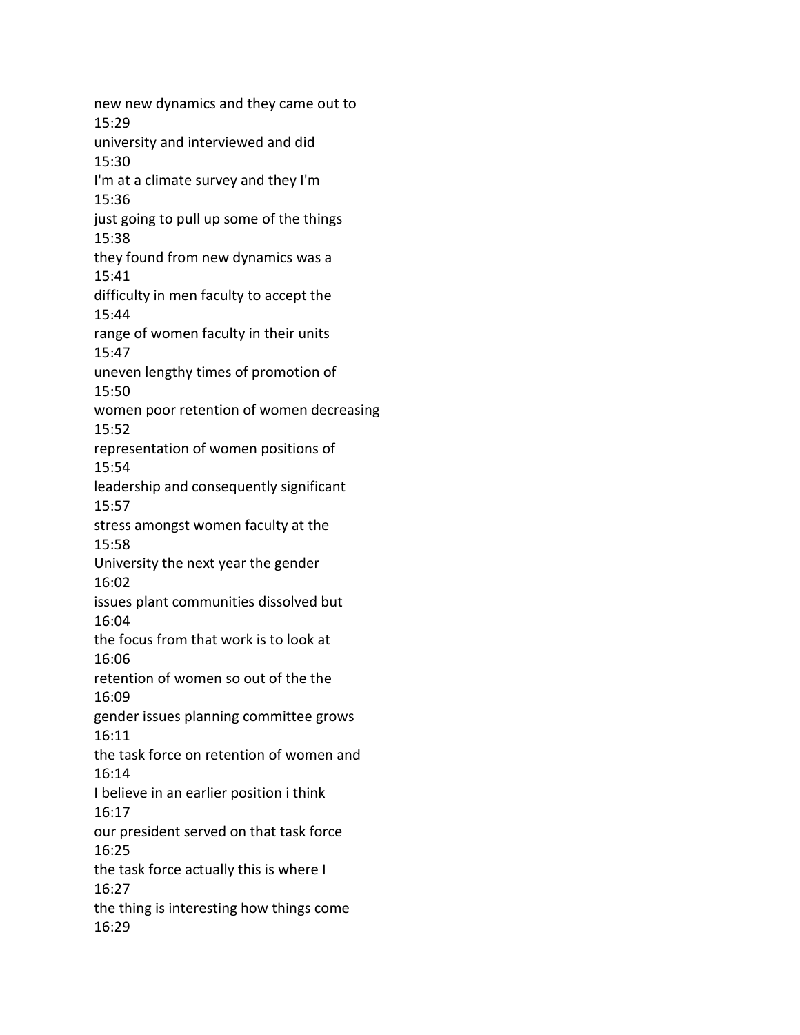new new dynamics and they came out to
15:29
university and interviewed and did
15:30
I'm at a climate survey and they I'm
15:36
just going to pull up some of the things
15:38
they found from new dynamics was a
15:41
difficulty in men faculty to accept the
15:44
range of women faculty in their units
15:47
uneven lengthy times of promotion of
15:50
women poor retention of women decreasing
15:52
representation of women positions of
15:54
leadership and consequently significant
15:57
stress amongst women faculty at the
15:58
University the next year the gender
16:02
issues plant communities dissolved but
16:04
the focus from that work is to look at
16:06
retention of women so out of the the
16:09
gender issues planning committee grows
16:11
the task force on retention of women and
16:14
I believe in an earlier position i think
16:17
our president served on that task force
16:25
the task force actually this is where I
16:27
the thing is interesting how things come
16:29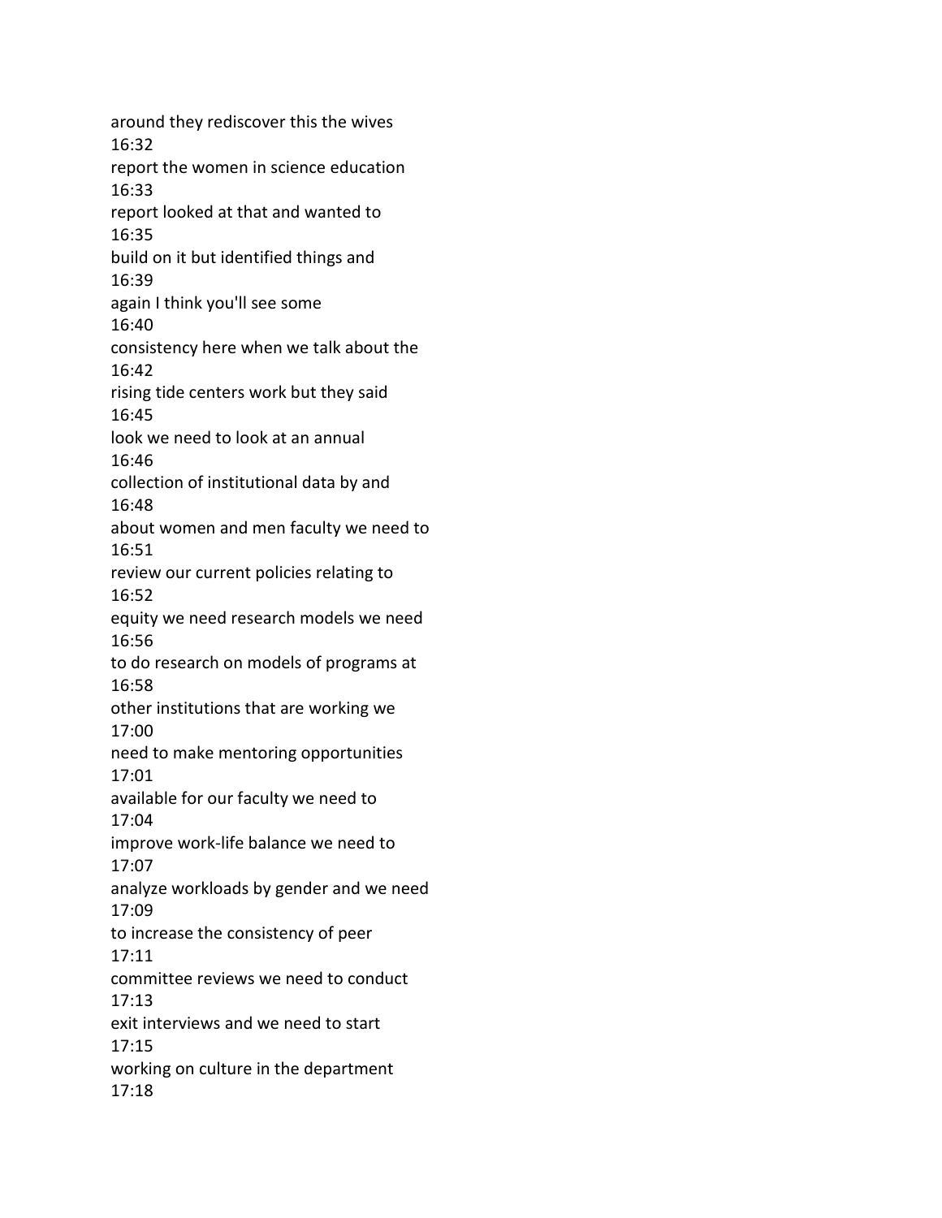around they rediscover this the wives
16:32
report the women in science education
16:33
report looked at that and wanted to
16:35
build on it but identified things and
16:39
again I think you'll see some
16:40
consistency here when we talk about the
16:42
rising tide centers work but they said
16:45
look we need to look at an annual
16:46
collection of institutional data by and
16:48
about women and men faculty we need to
16:51
review our current policies relating to
16:52
equity we need research models we need
16:56
to do research on models of programs at
16:58
other institutions that are working we
17:00
need to make mentoring opportunities
17:01
available for our faculty we need to
17:04
improve work-life balance we need to
17:07
analyze workloads by gender and we need
17:09
to increase the consistency of peer
17:11
committee reviews we need to conduct
17:13
exit interviews and we need to start
17:15
working on culture in the department
17:18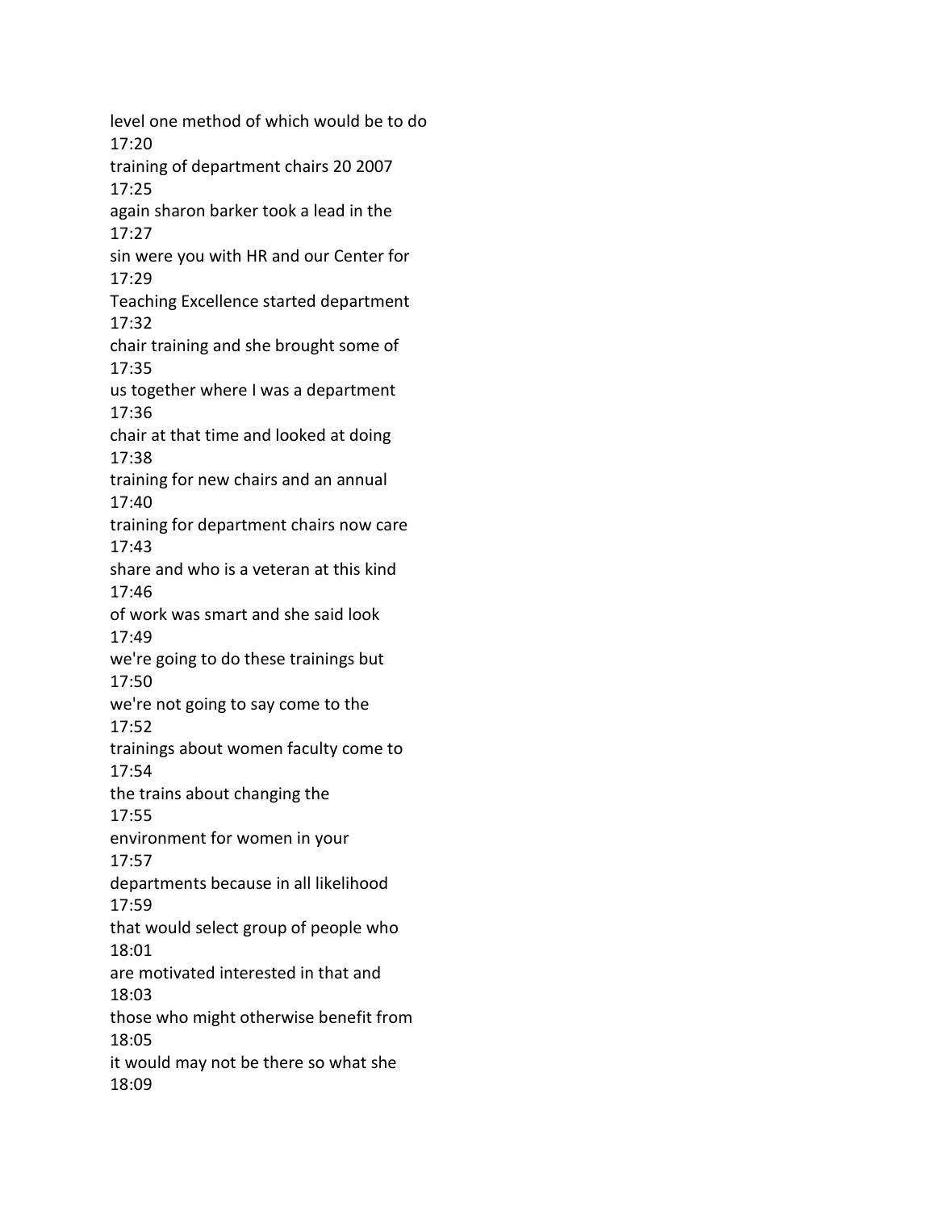level one method of which would be to do
17:20
training of department chairs 20 2007
17:25
again sharon barker took a lead in the
17:27
sin were you with HR and our Center for
17:29
Teaching Excellence started department
17:32
chair training and she brought some of
17:35
us together where I was a department
17:36
chair at that time and looked at doing
17:38
training for new chairs and an annual
17:40
training for department chairs now care
17:43
share and who is a veteran at this kind
17:46
of work was smart and she said look
17:49
we're going to do these trainings but
17:50
we're not going to say come to the
17:52
trainings about women faculty come to
17:54
the trains about changing the
17:55
environment for women in your
17:57
departments because in all likelihood
17:59
that would select group of people who
18:01
are motivated interested in that and
18:03
those who might otherwise benefit from
18:05
it would may not be there so what she
18:09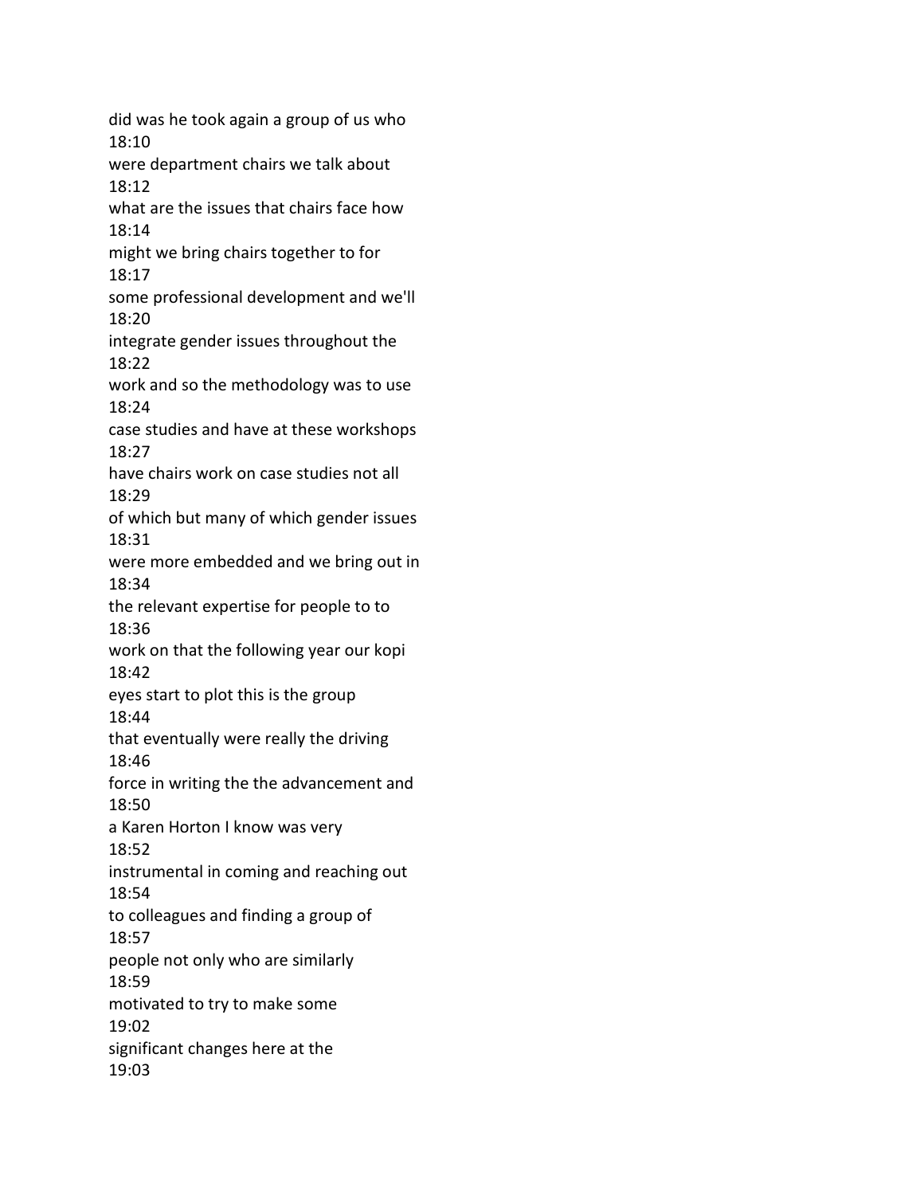did was he took again a group of us who
18:10
were department chairs we talk about
18:12
what are the issues that chairs face how
18:14
might we bring chairs together to for
18:17
some professional development and we'll
18:20
integrate gender issues throughout the
18:22
work and so the methodology was to use
18:24
case studies and have at these workshops
18:27
have chairs work on case studies not all
18:29
of which but many of which gender issues
18:31
were more embedded and we bring out in
18:34
the relevant expertise for people to to
18:36
work on that the following year our kopi
18:42
eyes start to plot this is the group
18:44
that eventually were really the driving
18:46
force in writing the the advancement and
18:50
a Karen Horton I know was very
18:52
instrumental in coming and reaching out
18:54
to colleagues and finding a group of
18:57
people not only who are similarly
18:59
motivated to try to make some
19:02
significant changes here at the
19:03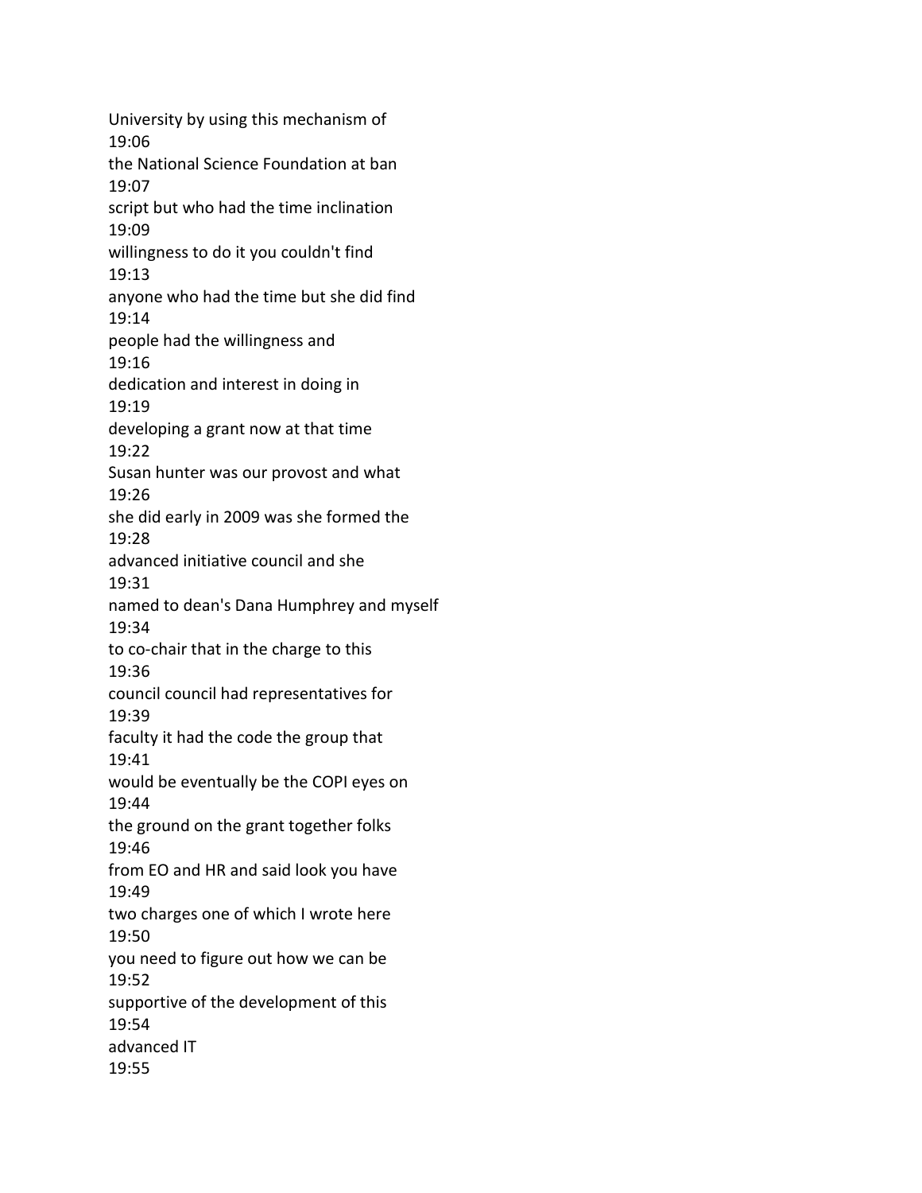University by using this mechanism of
19:06
the National Science Foundation at ban
19:07
script but who had the time inclination
19:09
willingness to do it you couldn't find
19:13
anyone who had the time but she did find
19:14
people had the willingness and
19:16
dedication and interest in doing in
19:19
developing a grant now at that time
19:22
Susan hunter was our provost and what
19:26
she did early in 2009 was she formed the
19:28
advanced initiative council and she
19:31
named to dean's Dana Humphrey and myself
19:34
to co-chair that in the charge to this
19:36
council council had representatives for
19:39
faculty it had the code the group that
19:41
would be eventually be the COPI eyes on
19:44
the ground on the grant together folks
19:46
from EO and HR and said look you have
19:49
two charges one of which I wrote here
19:50
you need to figure out how we can be
19:52
supportive of the development of this
19:54
advanced IT
19:55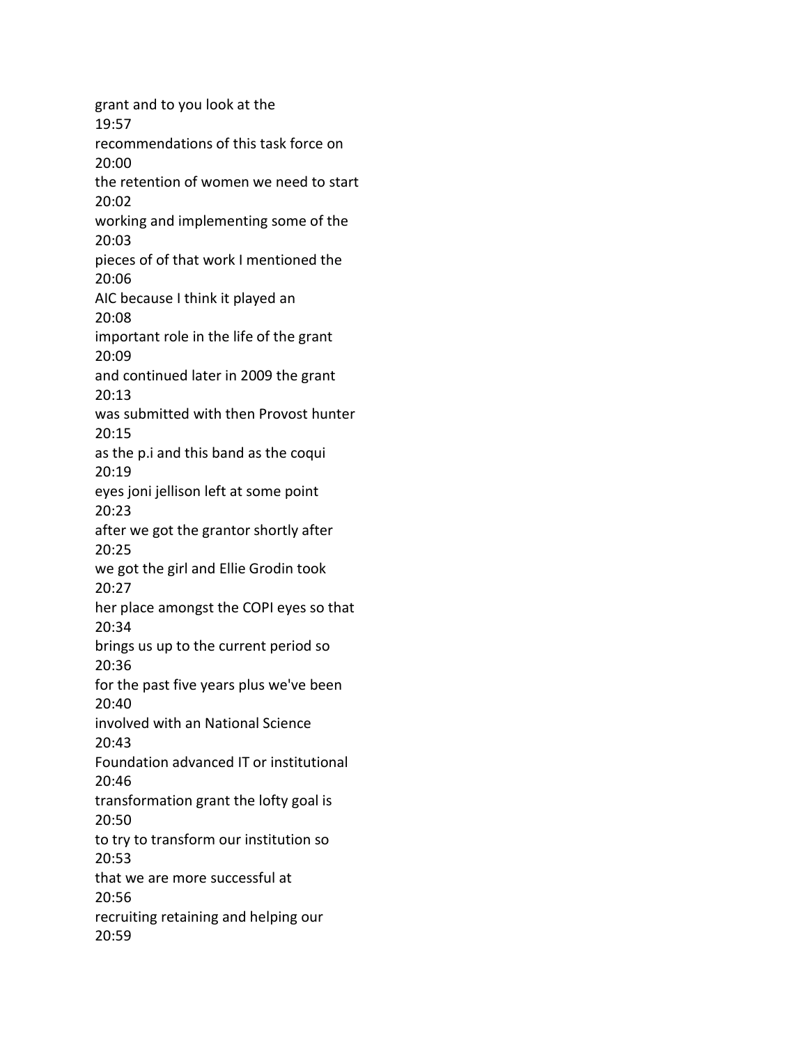grant and to you look at the
19:57
recommendations of this task force on
20:00
the retention of women we need to start
20:02
working and implementing some of the
20:03
pieces of of that work I mentioned the
20:06
AIC because I think it played an
20:08
important role in the life of the grant
20:09
and continued later in 2009 the grant
20:13
was submitted with then Provost hunter
20:15
as the p.i and this band as the coqui
20:19
eyes joni jellison left at some point
20:23
after we got the grantor shortly after
20:25
we got the girl and Ellie Grodin took
20:27
her place amongst the COPI eyes so that
20:34
brings us up to the current period so
20:36
for the past five years plus we've been
20:40
involved with an National Science
20:43
Foundation advanced IT or institutional
20:46
transformation grant the lofty goal is
20:50
to try to transform our institution so
20:53
that we are more successful at
20:56
recruiting retaining and helping our
20:59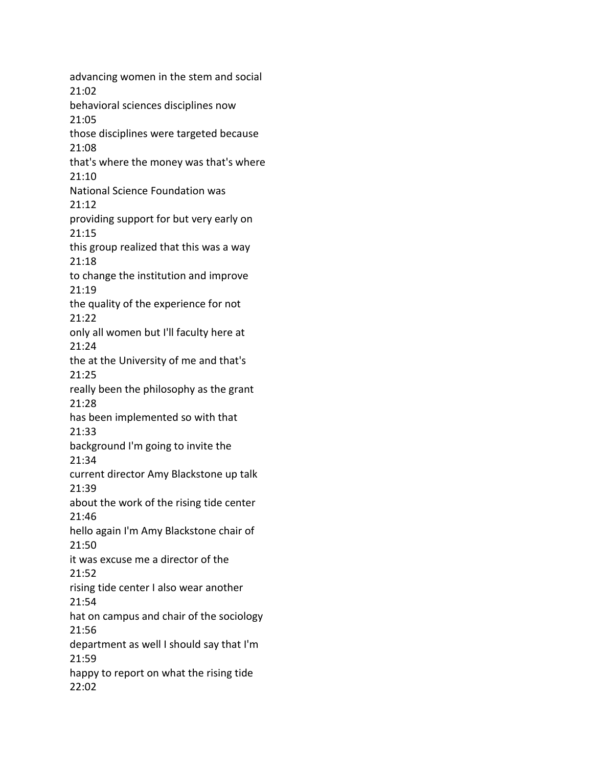advancing women in the stem and social
21:02
behavioral sciences disciplines now
21:05
those disciplines were targeted because
21:08
that's where the money was that's where
21:10
National Science Foundation was
21:12
providing support for but very early on
21:15
this group realized that this was a way
21:18
to change the institution and improve
21:19
the quality of the experience for not
21:22
only all women but I'll faculty here at
21:24
the at the University of me and that's
21:25
really been the philosophy as the grant
21:28
has been implemented so with that
21:33
background I'm going to invite the
21:34
current director Amy Blackstone up talk
21:39
about the work of the rising tide center
21:46
hello again I'm Amy Blackstone chair of
21:50
it was excuse me a director of the
21:52
rising tide center I also wear another
21:54
hat on campus and chair of the sociology
21:56
department as well I should say that I'm
21:59
happy to report on what the rising tide
22:02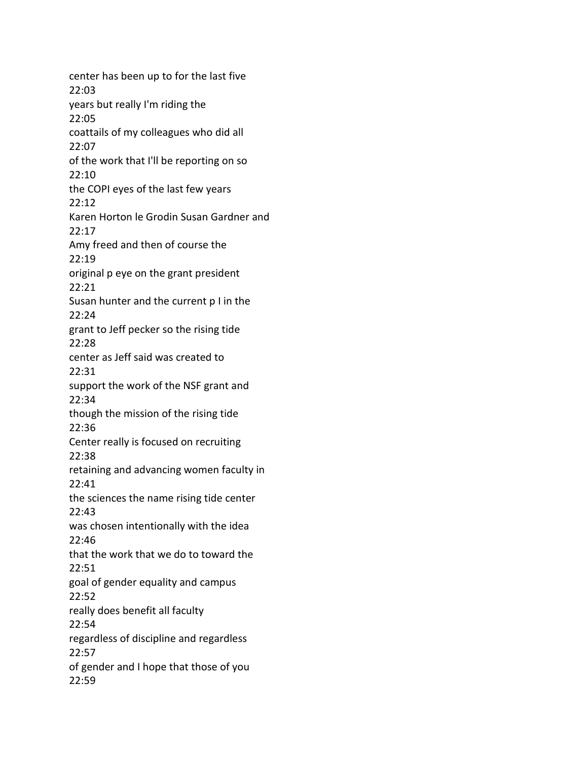center has been up to for the last five
22:03
years but really I'm riding the
22:05
coattails of my colleagues who did all
22:07
of the work that I'll be reporting on so
22:10
the COPI eyes of the last few years
22:12
Karen Horton le Grodin Susan Gardner and
22:17
Amy freed and then of course the
22:19
original p eye on the grant president
22:21
Susan hunter and the current p I in the
22:24
grant to Jeff pecker so the rising tide
22:28
center as Jeff said was created to
22:31
support the work of the NSF grant and
22:34
though the mission of the rising tide
22:36
Center really is focused on recruiting
22:38
retaining and advancing women faculty in
22:41
the sciences the name rising tide center
22:43
was chosen intentionally with the idea
22:46
that the work that we do to toward the
22:51
goal of gender equality and campus
22:52
really does benefit all faculty
22:54
regardless of discipline and regardless
22:57
of gender and I hope that those of you
22:59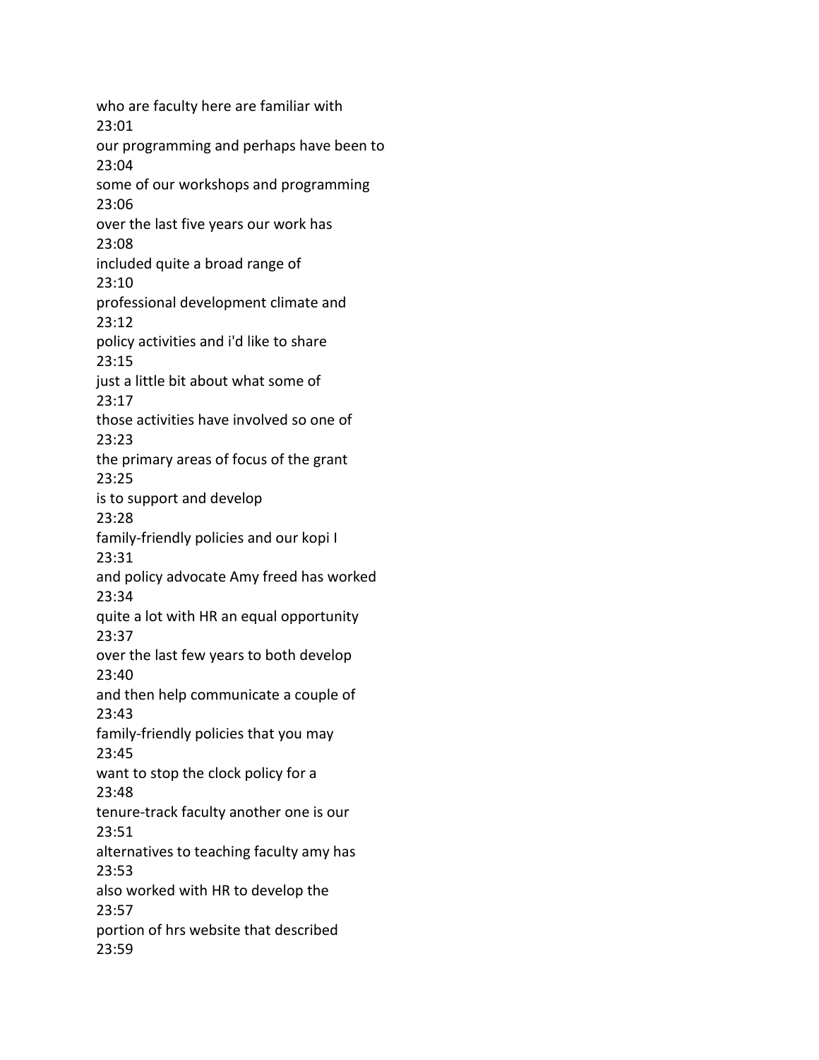who are faculty here are familiar with
23:01
our programming and perhaps have been to
23:04
some of our workshops and programming
23:06
over the last five years our work has
23:08
included quite a broad range of
23:10
professional development climate and
23:12
policy activities and i'd like to share
23:15
just a little bit about what some of
23:17
those activities have involved so one of
23:23
the primary areas of focus of the grant
23:25
is to support and develop
23:28
family-friendly policies and our kopi I
23:31
and policy advocate Amy freed has worked
23:34
quite a lot with HR an equal opportunity
23:37
over the last few years to both develop
23:40
and then help communicate a couple of
23:43
family-friendly policies that you may
23:45
want to stop the clock policy for a
23:48
tenure-track faculty another one is our
23:51
alternatives to teaching faculty amy has
23:53
also worked with HR to develop the
23:57
portion of hrs website that described
23:59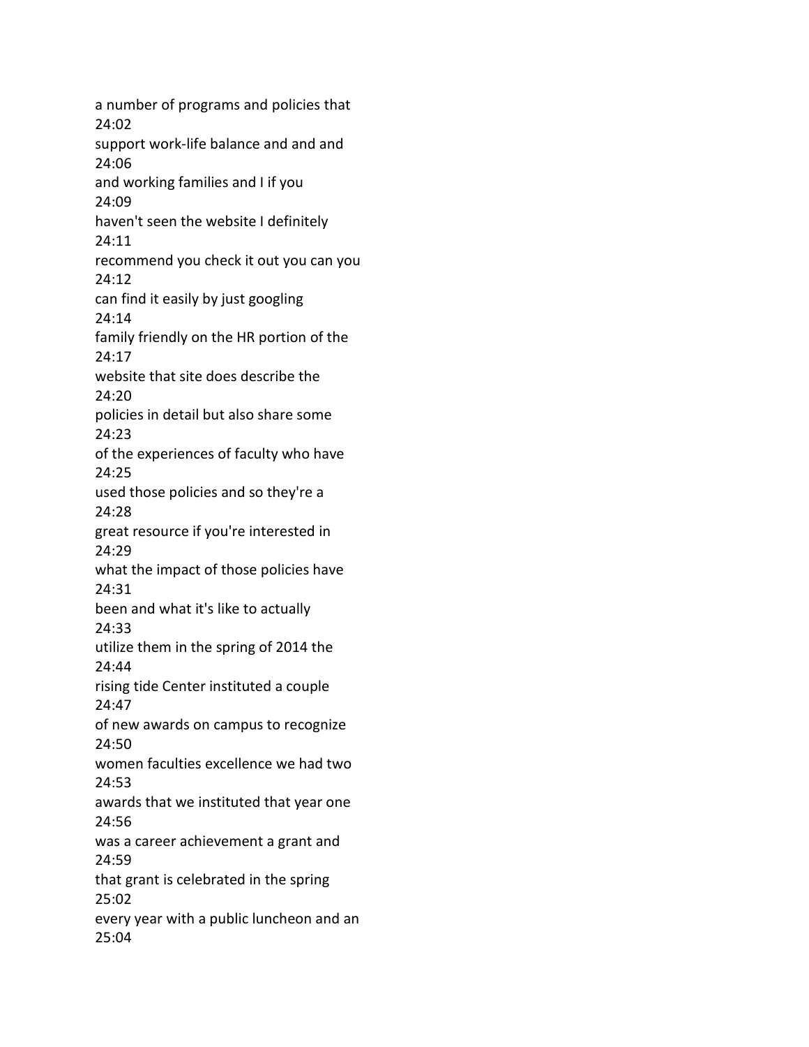a number of programs and policies that
24:02
support work-life balance and and and
24:06
and working families and I if you
24:09
haven't seen the website I definitely
24:11
recommend you check it out you can you
24:12
can find it easily by just googling
24:14
family friendly on the HR portion of the
24:17
website that site does describe the
24:20
policies in detail but also share some
24:23
of the experiences of faculty who have
24:25
used those policies and so they're a
24:28
great resource if you're interested in
24:29
what the impact of those policies have
24:31
been and what it's like to actually
24:33
utilize them in the spring of 2014 the
24:44
rising tide Center instituted a couple
24:47
of new awards on campus to recognize
24:50
women faculties excellence we had two
24:53
awards that we instituted that year one
24:56
was a career achievement a grant and
24:59
that grant is celebrated in the spring
25:02
every year with a public luncheon and an
25:04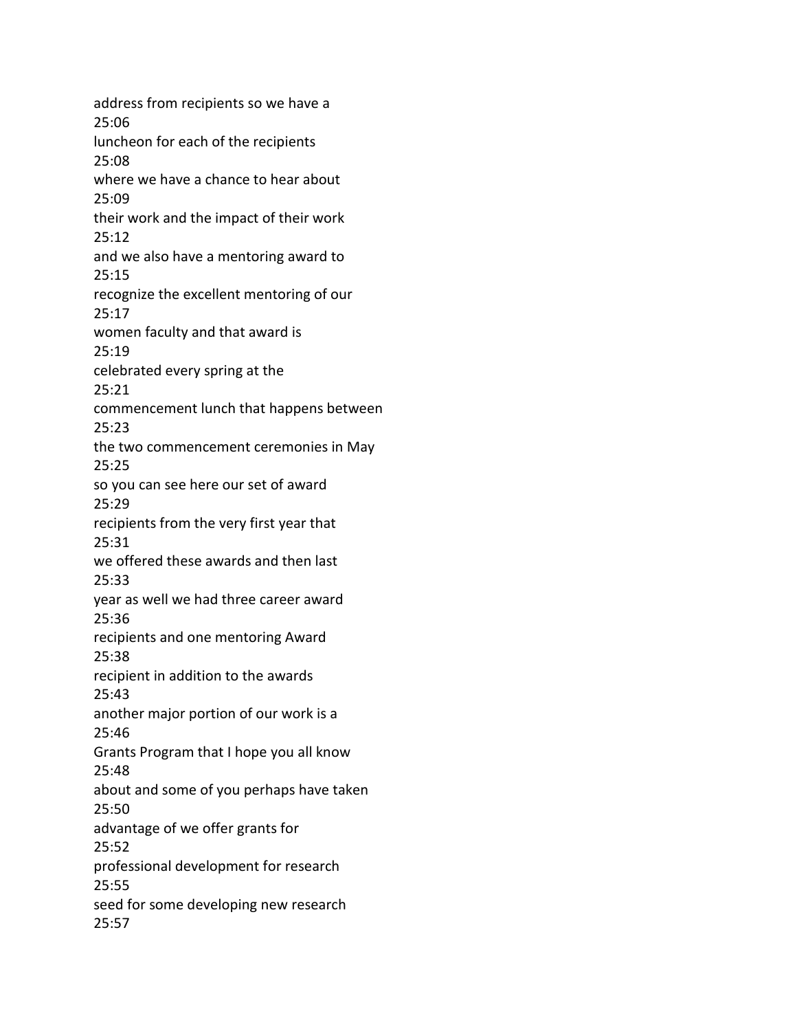address from recipients so we have a
25:06
luncheon for each of the recipients
25:08
where we have a chance to hear about
25:09
their work and the impact of their work
25:12
and we also have a mentoring award to
25:15
recognize the excellent mentoring of our
25:17
women faculty and that award is
25:19
celebrated every spring at the
25:21
commencement lunch that happens between
25:23
the two commencement ceremonies in May
25:25
so you can see here our set of award
25:29
recipients from the very first year that
25:31
we offered these awards and then last
25:33
year as well we had three career award
25:36
recipients and one mentoring Award
25:38
recipient in addition to the awards
25:43
another major portion of our work is a
25:46
Grants Program that I hope you all know
25:48
about and some of you perhaps have taken
25:50
advantage of we offer grants for
25:52
professional development for research
25:55
seed for some developing new research
25:57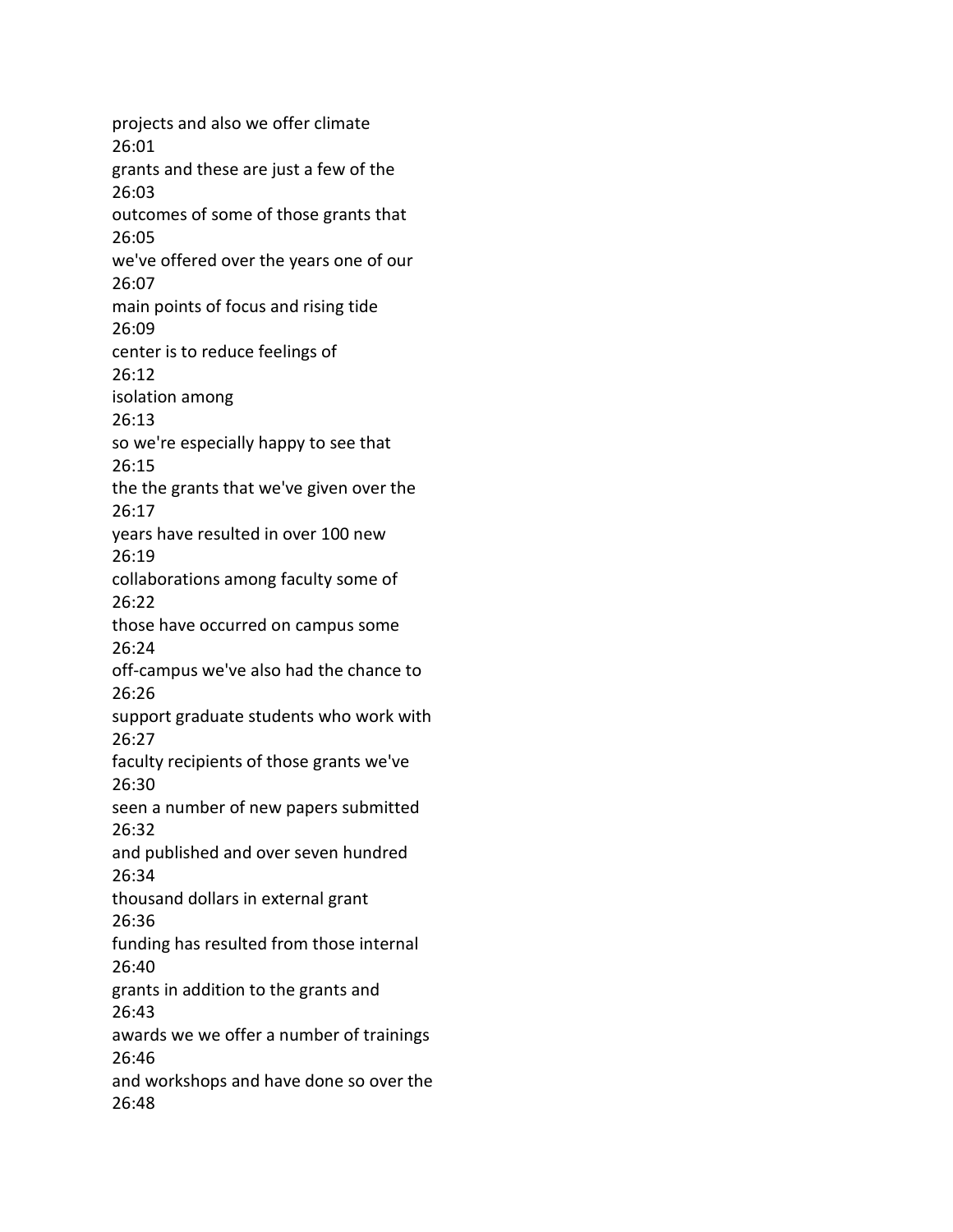projects and also we offer climate
26:01
grants and these are just a few of the
26:03
outcomes of some of those grants that
26:05
we've offered over the years one of our
26:07
main points of focus and rising tide
26:09
center is to reduce feelings of
26:12
isolation among
26:13
so we're especially happy to see that
26:15
the the grants that we've given over the
26:17
years have resulted in over 100 new
26:19
collaborations among faculty some of
26:22
those have occurred on campus some
26:24
off-campus we've also had the chance to
26:26
support graduate students who work with
26:27
faculty recipients of those grants we've
26:30
seen a number of new papers submitted
26:32
and published and over seven hundred
26:34
thousand dollars in external grant
26:36
funding has resulted from those internal
26:40
grants in addition to the grants and
26:43
awards we we offer a number of trainings
26:46
and workshops and have done so over the
26:48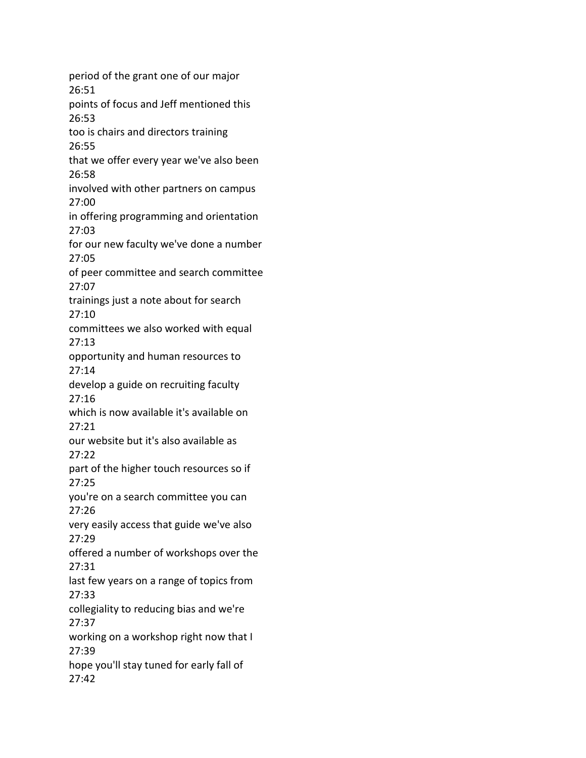period of the grant one of our major
26:51
points of focus and Jeff mentioned this
26:53
too is chairs and directors training
26:55
that we offer every year we've also been
26:58
involved with other partners on campus
27:00
in offering programming and orientation
27:03
for our new faculty we've done a number
27:05
of peer committee and search committee
27:07
trainings just a note about for search
27:10
committees we also worked with equal
27:13
opportunity and human resources to
27:14
develop a guide on recruiting faculty
27:16
which is now available it's available on
27:21
our website but it's also available as
27:22
part of the higher touch resources so if
27:25
you're on a search committee you can
27:26
very easily access that guide we've also
27:29
offered a number of workshops over the
27:31
last few years on a range of topics from
27:33
collegiality to reducing bias and we're
27:37
working on a workshop right now that I
27:39
hope you'll stay tuned for early fall of
27:42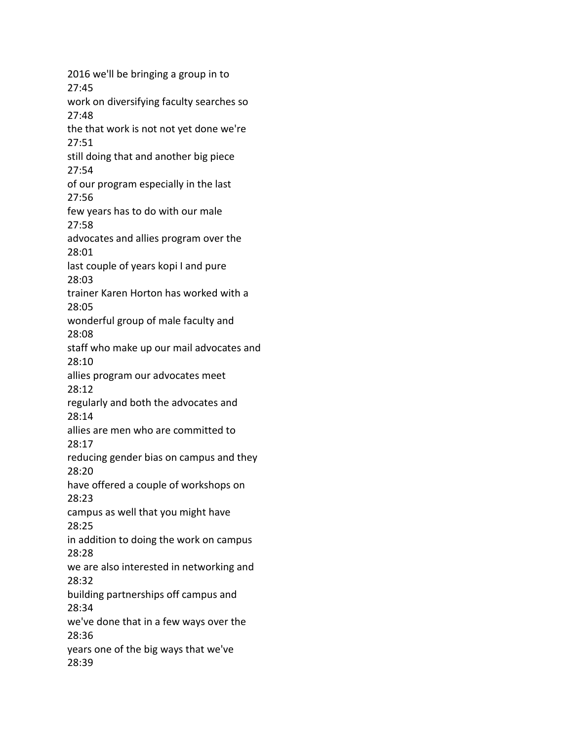2016 we'll be bringing a group in to
27:45
work on diversifying faculty searches so
27:48
the that work is not not yet done we're
27:51
still doing that and another big piece
27:54
of our program especially in the last
27:56
few years has to do with our male
27:58
advocates and allies program over the
28:01
last couple of years kopi I and pure
28:03
trainer Karen Horton has worked with a
28:05
wonderful group of male faculty and
28:08
staff who make up our mail advocates and
28:10
allies program our advocates meet
28:12
regularly and both the advocates and
28:14
allies are men who are committed to
28:17
reducing gender bias on campus and they
28:20
have offered a couple of workshops on
28:23
campus as well that you might have
28:25
in addition to doing the work on campus
28:28
we are also interested in networking and
28:32
building partnerships off campus and
28:34
we've done that in a few ways over the
28:36
years one of the big ways that we've
28:39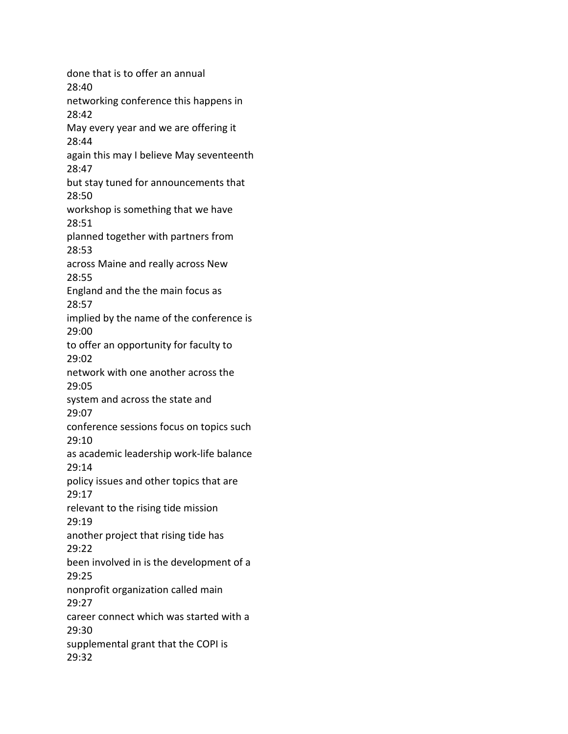done that is to offer an annual
28:40
networking conference this happens in
28:42
May every year and we are offering it
28:44
again this may I believe May seventeenth
28:47
but stay tuned for announcements that
28:50
workshop is something that we have
28:51
planned together with partners from
28:53
across Maine and really across New
28:55
England and the the main focus as
28:57
implied by the name of the conference is
29:00
to offer an opportunity for faculty to
29:02
network with one another across the
29:05
system and across the state and
29:07
conference sessions focus on topics such
29:10
as academic leadership work-life balance
29:14
policy issues and other topics that are
29:17
relevant to the rising tide mission
29:19
another project that rising tide has
29:22
been involved in is the development of a
29:25
nonprofit organization called main
29:27
career connect which was started with a
29:30
supplemental grant that the COPI is
29:32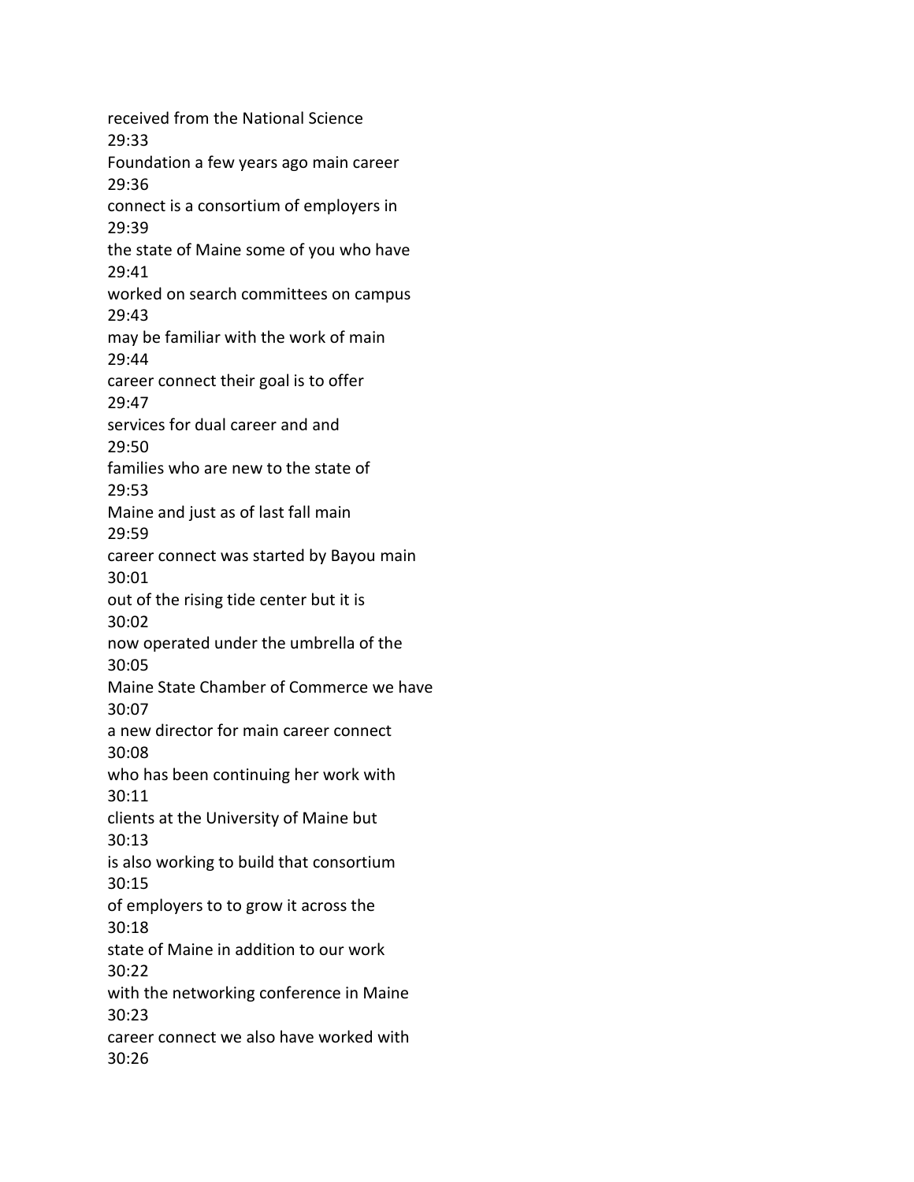received from the National Science
29:33
Foundation a few years ago main career
29:36
connect is a consortium of employers in
29:39
the state of Maine some of you who have
29:41
worked on search committees on campus
29:43
may be familiar with the work of main
29:44
career connect their goal is to offer
29:47
services for dual career and and
29:50
families who are new to the state of
29:53
Maine and just as of last fall main
29:59
career connect was started by Bayou main
30:01
out of the rising tide center but it is
30:02
now operated under the umbrella of the
30:05
Maine State Chamber of Commerce we have
30:07
a new director for main career connect
30:08
who has been continuing her work with
30:11
clients at the University of Maine but
30:13
is also working to build that consortium
30:15
of employers to to grow it across the
30:18
state of Maine in addition to our work
30:22
with the networking conference in Maine
30:23
career connect we also have worked with
30:26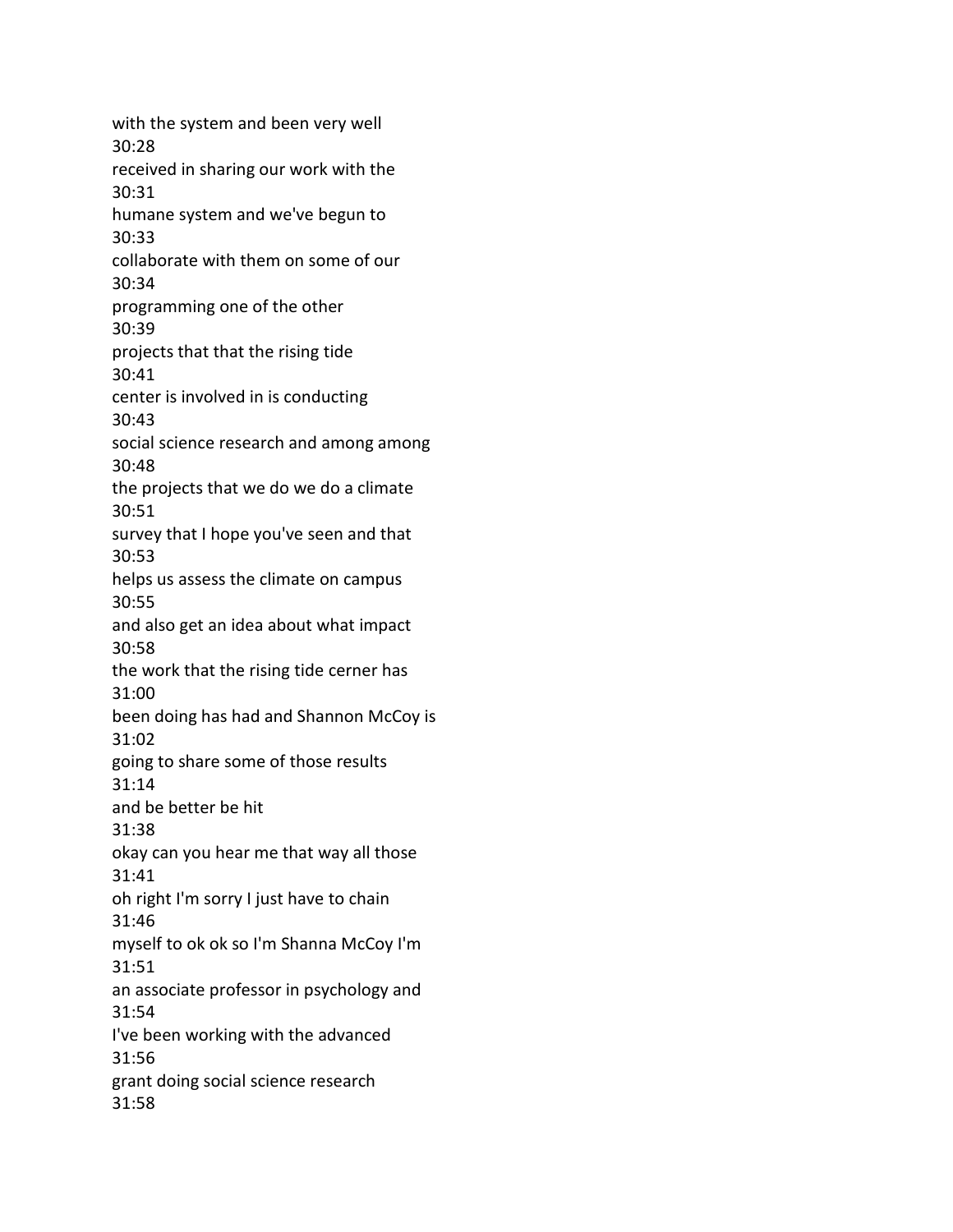with the system and been very well
30:28
received in sharing our work with the
30:31
humane system and we've begun to
30:33
collaborate with them on some of our
30:34
programming one of the other
30:39
projects that that the rising tide
30:41
center is involved in is conducting
30:43
social science research and among among
30:48
the projects that we do we do a climate
30:51
survey that I hope you've seen and that
30:53
helps us assess the climate on campus
30:55
and also get an idea about what impact
30:58
the work that the rising tide cerner has
31:00
been doing has had and Shannon McCoy is
31:02
going to share some of those results
31:14
and be better be hit
31:38
okay can you hear me that way all those
31:41
oh right I'm sorry I just have to chain
31:46
myself to ok ok so I'm Shanna McCoy I'm
31:51
an associate professor in psychology and
31:54
I've been working with the advanced
31:56
grant doing social science research
31:58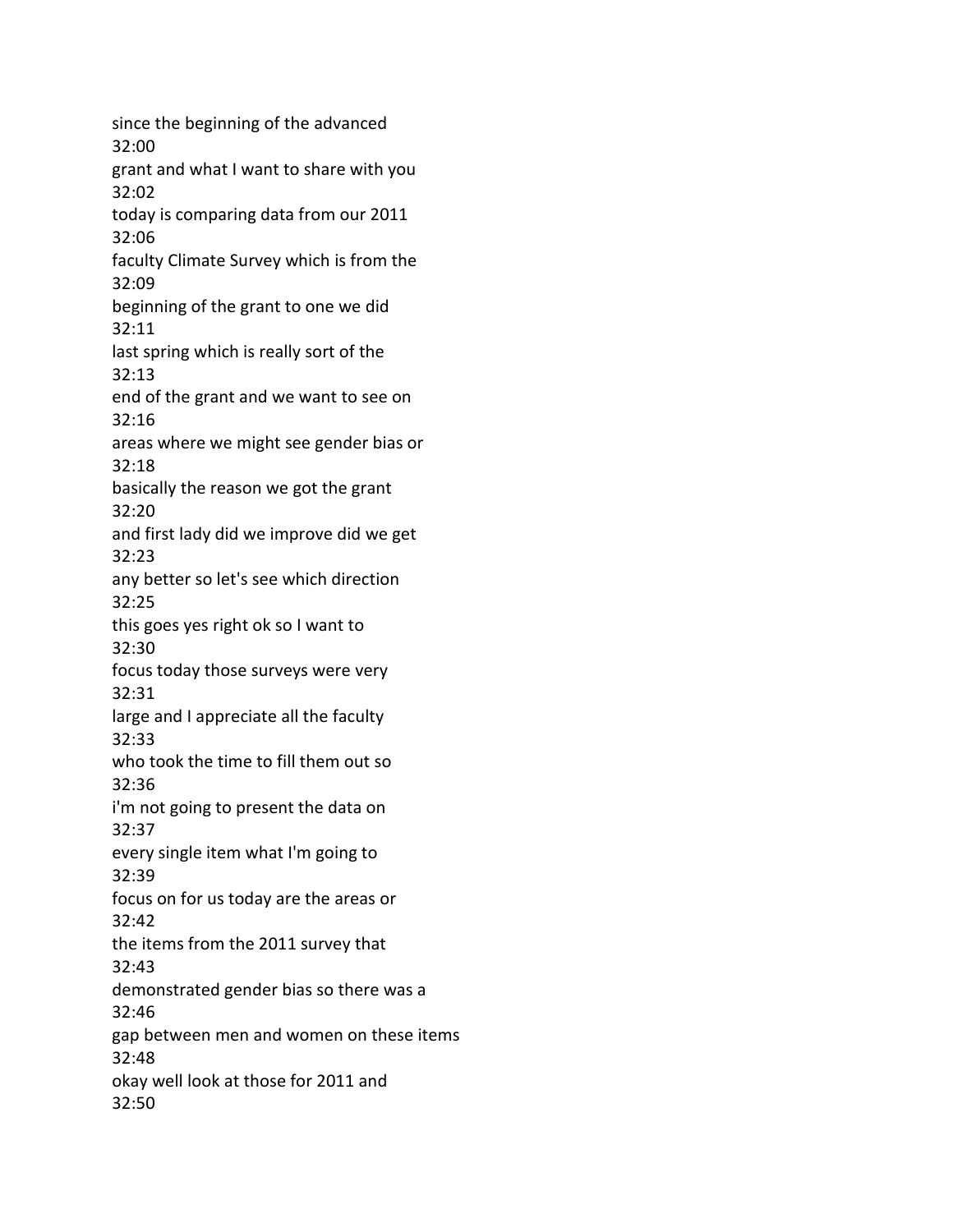since the beginning of the advanced
32:00
grant and what I want to share with you
32:02
today is comparing data from our 2011
32:06
faculty Climate Survey which is from the
32:09
beginning of the grant to one we did
32:11
last spring which is really sort of the
32:13
end of the grant and we want to see on
32:16
areas where we might see gender bias or
32:18
basically the reason we got the grant
32:20
and first lady did we improve did we get
32:23
any better so let's see which direction
32:25
this goes yes right ok so I want to
32:30
focus today those surveys were very
32:31
large and I appreciate all the faculty
32:33
who took the time to fill them out so
32:36
i'm not going to present the data on
32:37
every single item what I'm going to
32:39
focus on for us today are the areas or
32:42
the items from the 2011 survey that
32:43
demonstrated gender bias so there was a
32:46
gap between men and women on these items
32:48
okay well look at those for 2011 and
32:50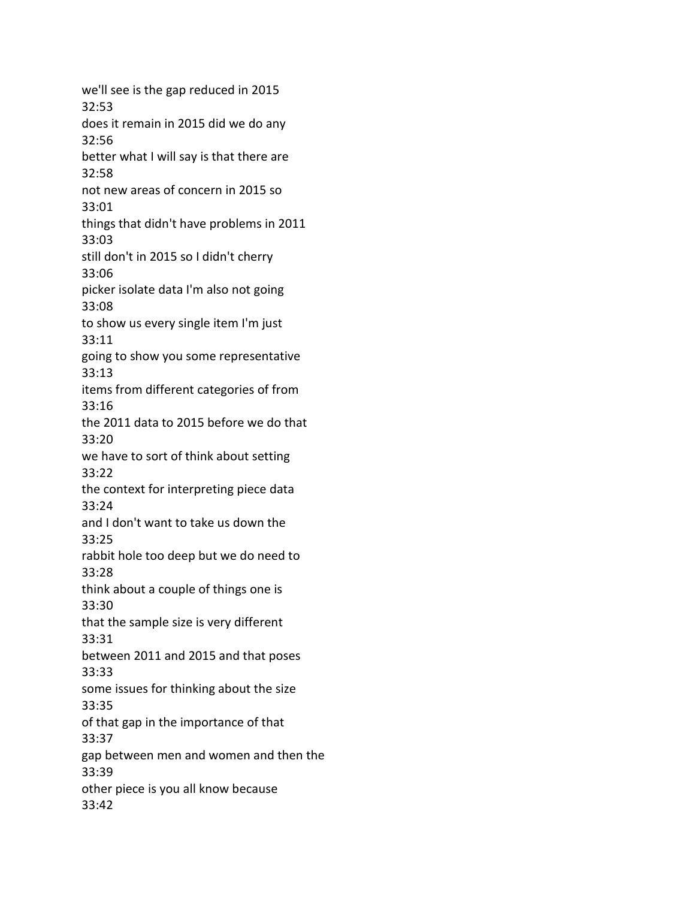we'll see is the gap reduced in 2015
32:53
does it remain in 2015 did we do any
32:56
better what I will say is that there are
32:58
not new areas of concern in 2015 so
33:01
things that didn't have problems in 2011
33:03
still don't in 2015 so I didn't cherry
33:06
picker isolate data I'm also not going
33:08
to show us every single item I'm just
33:11
going to show you some representative
33:13
items from different categories of from
33:16
the 2011 data to 2015 before we do that
33:20
we have to sort of think about setting
33:22
the context for interpreting piece data
33:24
and I don't want to take us down the
33:25
rabbit hole too deep but we do need to
33:28
think about a couple of things one is
33:30
that the sample size is very different
33:31
between 2011 and 2015 and that poses
33:33
some issues for thinking about the size
33:35
of that gap in the importance of that
33:37
gap between men and women and then the
33:39
other piece is you all know because
33:42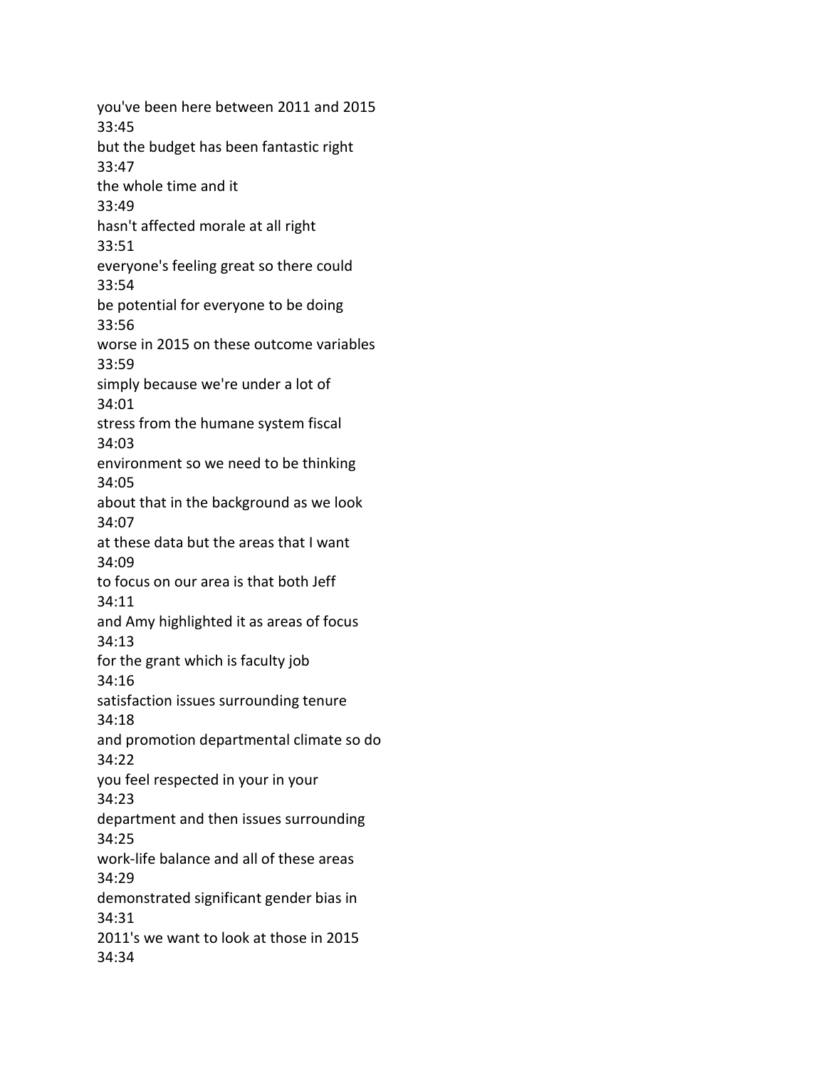you've been here between 2011 and 2015
33:45
but the budget has been fantastic right
33:47
the whole time and it
33:49
hasn't affected morale at all right
33:51
everyone's feeling great so there could
33:54
be potential for everyone to be doing
33:56
worse in 2015 on these outcome variables
33:59
simply because we're under a lot of
34:01
stress from the humane system fiscal
34:03
environment so we need to be thinking
34:05
about that in the background as we look
34:07
at these data but the areas that I want
34:09
to focus on our area is that both Jeff
34:11
and Amy highlighted it as areas of focus
34:13
for the grant which is faculty job
34:16
satisfaction issues surrounding tenure
34:18
and promotion departmental climate so do
34:22
you feel respected in your in your
34:23
department and then issues surrounding
34:25
work-life balance and all of these areas
34:29
demonstrated significant gender bias in
34:31
2011's we want to look at those in 2015
34:34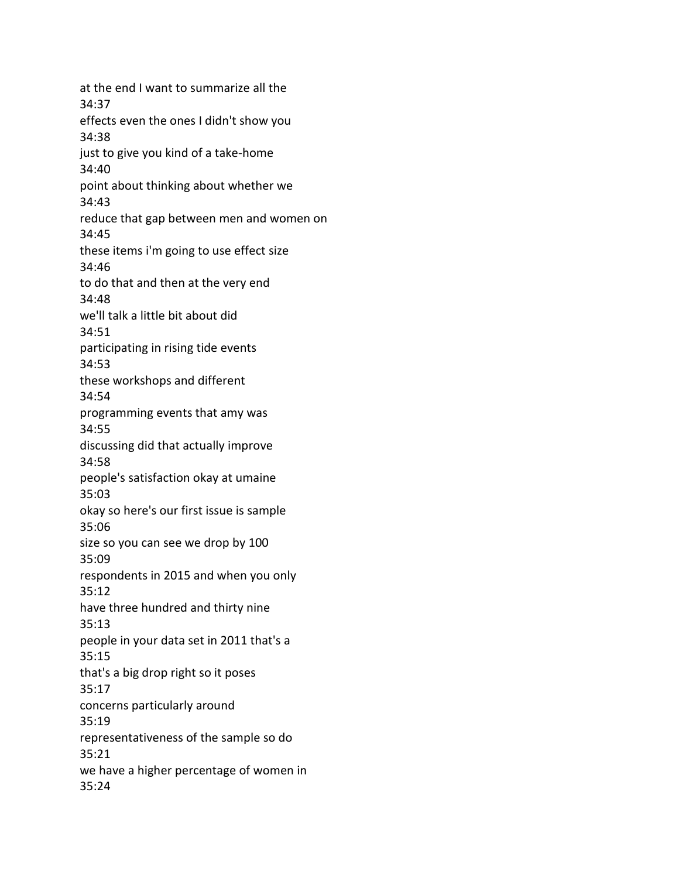at the end I want to summarize all the
34:37
effects even the ones I didn't show you
34:38
just to give you kind of a take-home
34:40
point about thinking about whether we
34:43
reduce that gap between men and women on
34:45
these items i'm going to use effect size
34:46
to do that and then at the very end
34:48
we'll talk a little bit about did
34:51
participating in rising tide events
34:53
these workshops and different
34:54
programming events that amy was
34:55
discussing did that actually improve
34:58
people's satisfaction okay at umaine
35:03
okay so here's our first issue is sample
35:06
size so you can see we drop by 100
35:09
respondents in 2015 and when you only
35:12
have three hundred and thirty nine
35:13
people in your data set in 2011 that's a
35:15
that's a big drop right so it poses
35:17
concerns particularly around
35:19
representativeness of the sample so do
35:21
we have a higher percentage of women in
35:24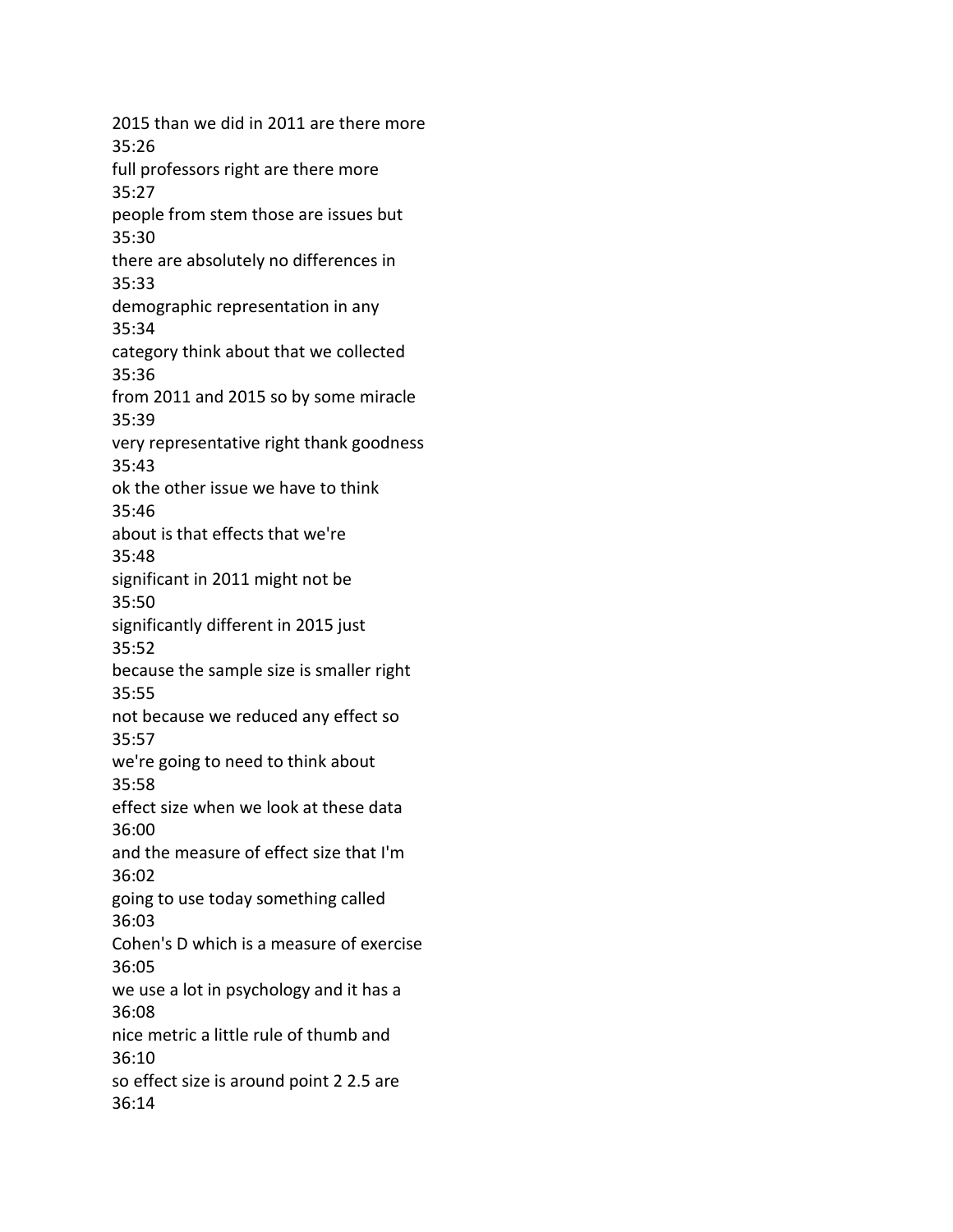2015 than we did in 2011 are there more
35:26
full professors right are there more
35:27
people from stem those are issues but
35:30
there are absolutely no differences in
35:33
demographic representation in any
35:34
category think about that we collected
35:36
from 2011 and 2015 so by some miracle
35:39
very representative right thank goodness
35:43
ok the other issue we have to think
35:46
about is that effects that we're
35:48
significant in 2011 might not be
35:50
significantly different in 2015 just
35:52
because the sample size is smaller right
35:55
not because we reduced any effect so
35:57
we're going to need to think about
35:58
effect size when we look at these data
36:00
and the measure of effect size that I'm
36:02
going to use today something called
36:03
Cohen's D which is a measure of exercise
36:05
we use a lot in psychology and it has a
36:08
nice metric a little rule of thumb and
36:10
so effect size is around point 2 2.5 are
36:14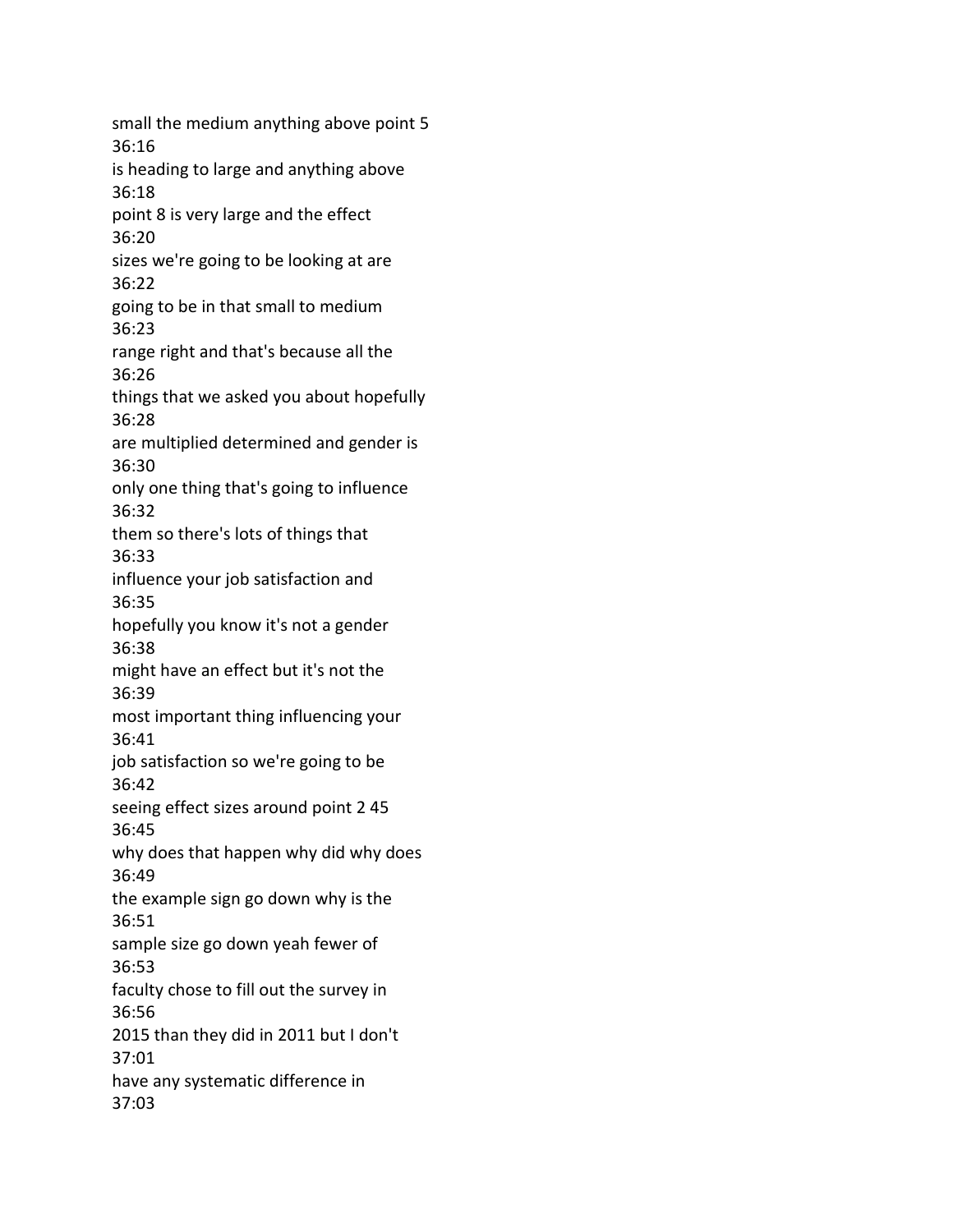small the medium anything above point 5
36:16
is heading to large and anything above
36:18
point 8 is very large and the effect
36:20
sizes we're going to be looking at are
36:22
going to be in that small to medium
36:23
range right and that's because all the
36:26
things that we asked you about hopefully
36:28
are multiplied determined and gender is
36:30
only one thing that's going to influence
36:32
them so there's lots of things that
36:33
influence your job satisfaction and
36:35
hopefully you know it's not a gender
36:38
might have an effect but it's not the
36:39
most important thing influencing your
36:41
job satisfaction so we're going to be
36:42
seeing effect sizes around point 2 45
36:45
why does that happen why did why does
36:49
the example sign go down why is the
36:51
sample size go down yeah fewer of
36:53
faculty chose to fill out the survey in
36:56
2015 than they did in 2011 but I don't
37:01
have any systematic difference in
37:03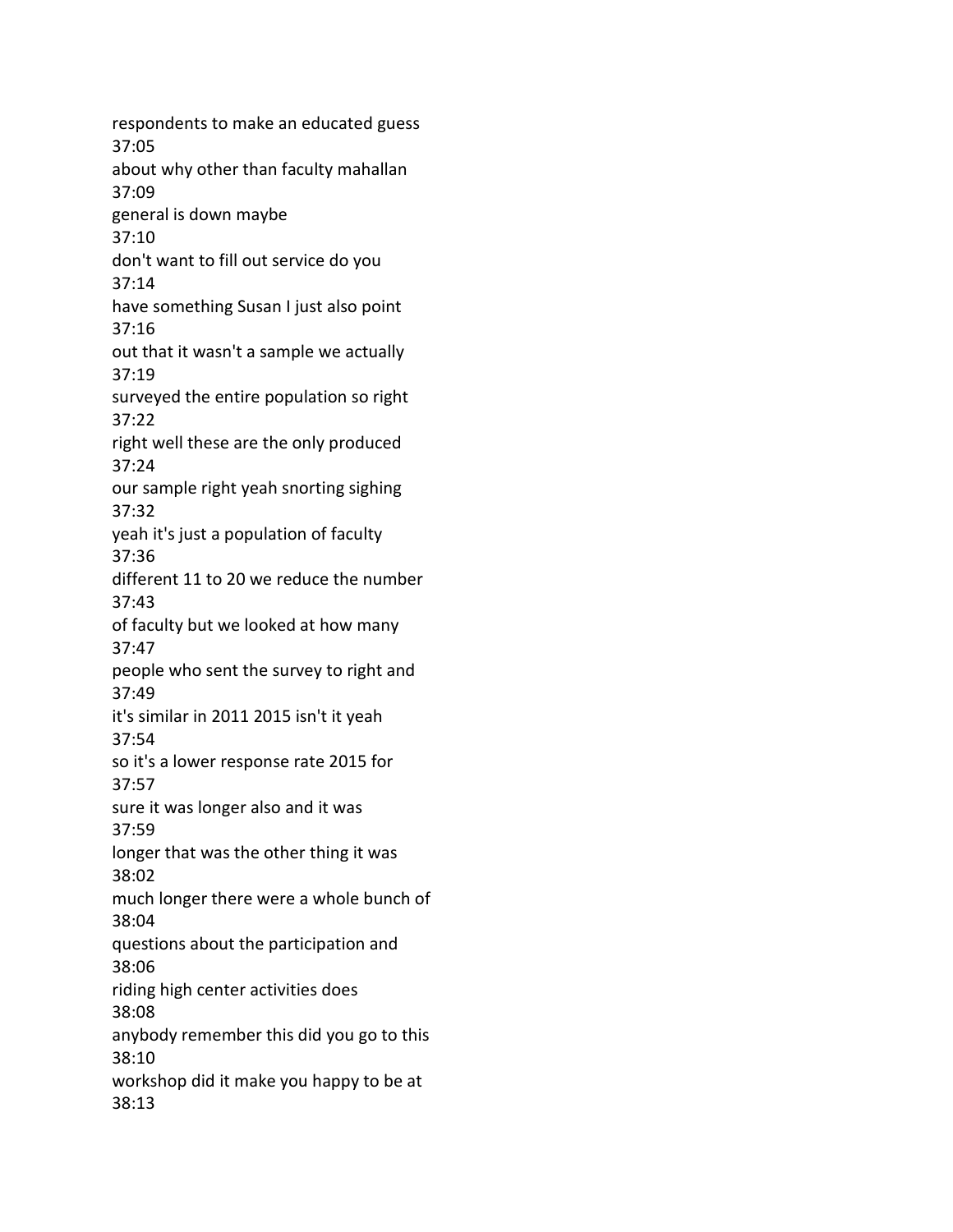respondents to make an educated guess
37:05
about why other than faculty mahallan
37:09
general is down maybe
37:10
don't want to fill out service do you
37:14
have something Susan I just also point
37:16
out that it wasn't a sample we actually
37:19
surveyed the entire population so right
37:22
right well these are the only produced
37:24
our sample right yeah snorting sighing
37:32
yeah it's just a population of faculty
37:36
different 11 to 20 we reduce the number
37:43
of faculty but we looked at how many
37:47
people who sent the survey to right and
37:49
it's similar in 2011 2015 isn't it yeah
37:54
so it's a lower response rate 2015 for
37:57
sure it was longer also and it was
37:59
longer that was the other thing it was
38:02
much longer there were a whole bunch of
38:04
questions about the participation and
38:06
riding high center activities does
38:08
anybody remember this did you go to this
38:10
workshop did it make you happy to be at
38:13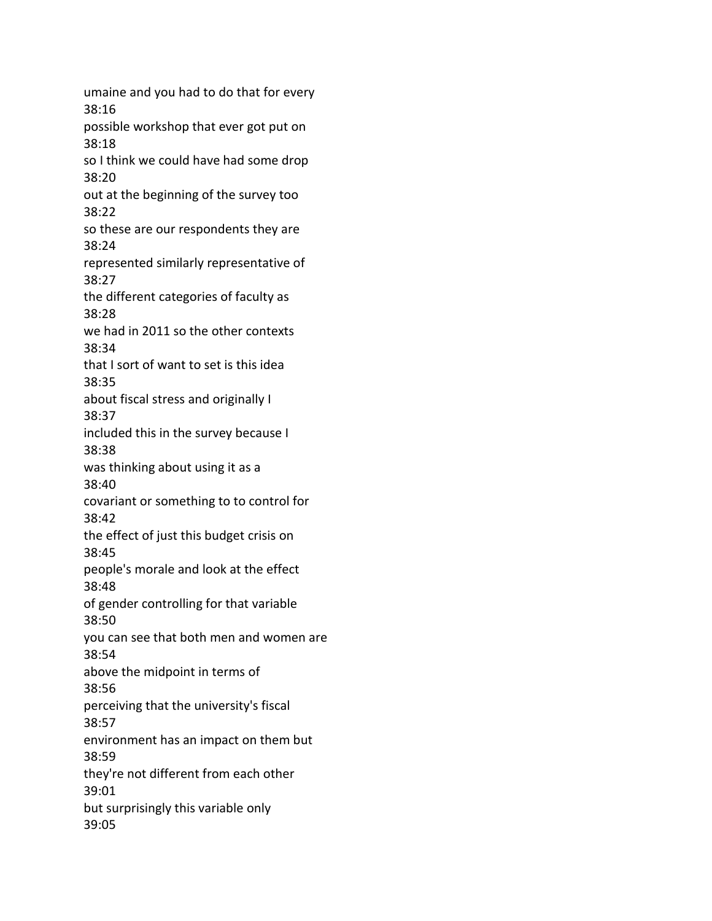umaine and you had to do that for every
38:16
possible workshop that ever got put on
38:18
so I think we could have had some drop
38:20
out at the beginning of the survey too
38:22
so these are our respondents they are
38:24
represented similarly representative of
38:27
the different categories of faculty as
38:28
we had in 2011 so the other contexts
38:34
that I sort of want to set is this idea
38:35
about fiscal stress and originally I
38:37
included this in the survey because I
38:38
was thinking about using it as a
38:40
covariant or something to to control for
38:42
the effect of just this budget crisis on
38:45
people's morale and look at the effect
38:48
of gender controlling for that variable
38:50
you can see that both men and women are
38:54
above the midpoint in terms of
38:56
perceiving that the university's fiscal
38:57
environment has an impact on them but
38:59
they're not different from each other
39:01
but surprisingly this variable only
39:05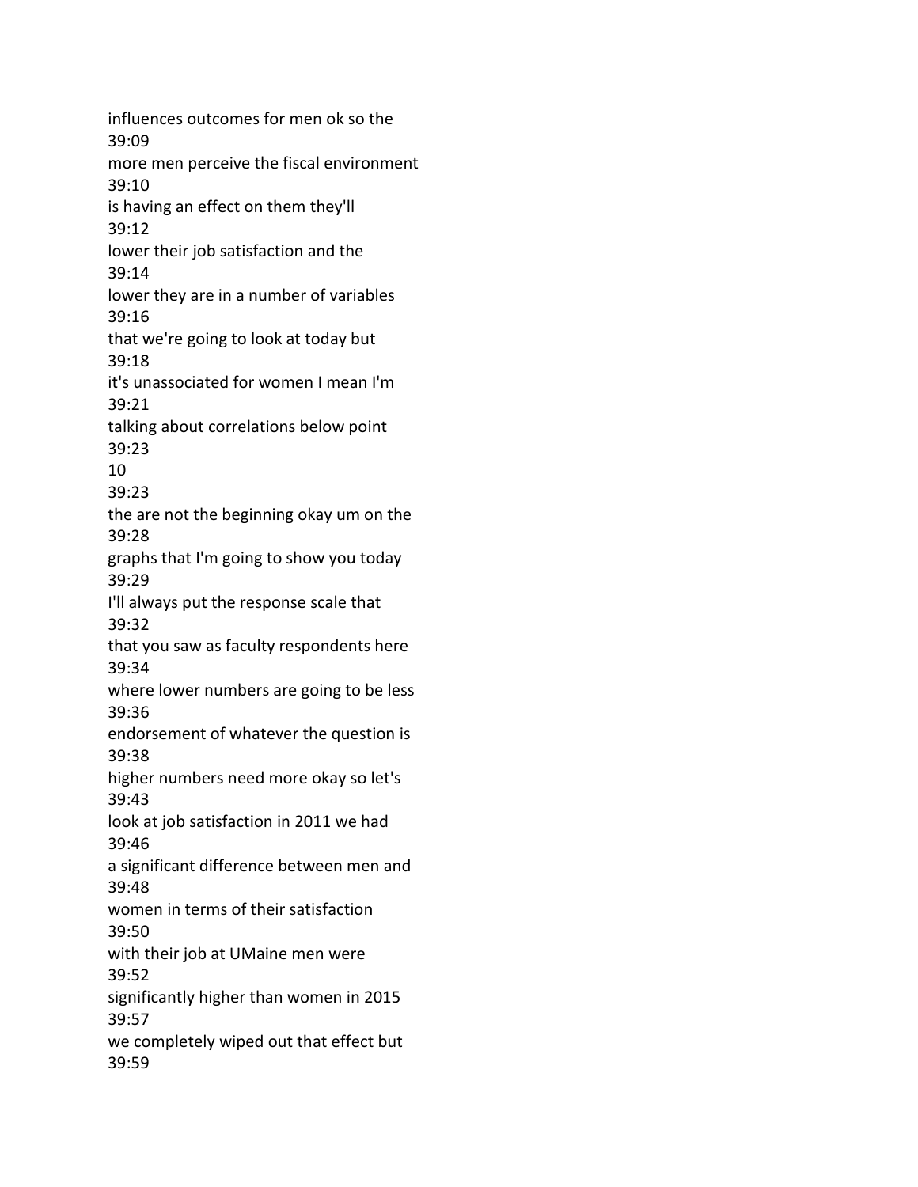influences outcomes for men ok so the
39:09
more men perceive the fiscal environment
39:10
is having an effect on them they'll
39:12
lower their job satisfaction and the
39:14
lower they are in a number of variables
39:16
that we're going to look at today but
39:18
it's unassociated for women I mean I'm
39:21
talking about correlations below point
39:23
10
39:23
the are not the beginning okay um on the
39:28
graphs that I'm going to show you today
39:29
I'll always put the response scale that
39:32
that you saw as faculty respondents here
39:34
where lower numbers are going to be less
39:36
endorsement of whatever the question is
39:38
higher numbers need more okay so let's
39:43
look at job satisfaction in 2011 we had
39:46
a significant difference between men and
39:48
women in terms of their satisfaction
39:50
with their job at UMaine men were
39:52
significantly higher than women in 2015
39:57
we completely wiped out that effect but
39:59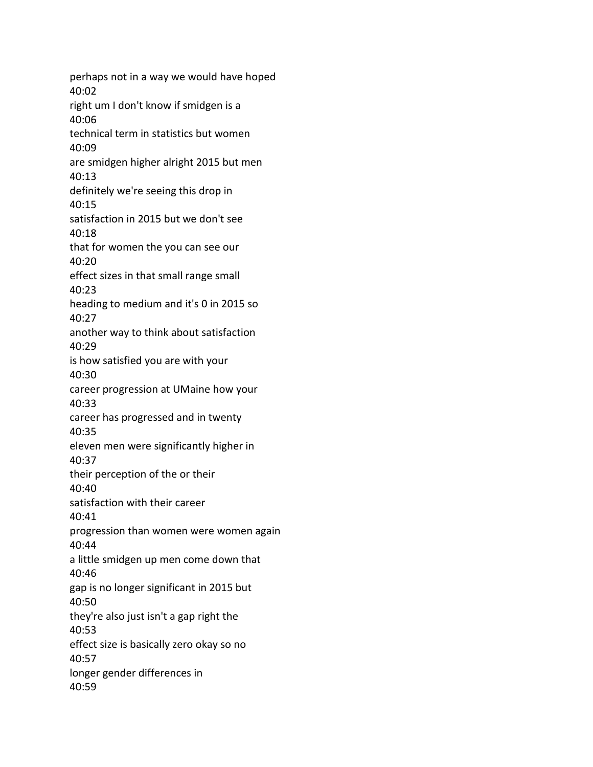perhaps not in a way we would have hoped
40:02
right um I don't know if smidgen is a
40:06
technical term in statistics but women
40:09
are smidgen higher alright 2015 but men
40:13
definitely we're seeing this drop in
40:15
satisfaction in 2015 but we don't see
40:18
that for women the you can see our
40:20
effect sizes in that small range small
40:23
heading to medium and it's 0 in 2015 so
40:27
another way to think about satisfaction
40:29
is how satisfied you are with your
40:30
career progression at UMaine how your
40:33
career has progressed and in twenty
40:35
eleven men were significantly higher in
40:37
their perception of the or their
40:40
satisfaction with their career
40:41
progression than women were women again
40:44
a little smidgen up men come down that
40:46
gap is no longer significant in 2015 but
40:50
they're also just isn't a gap right the
40:53
effect size is basically zero okay so no
40:57
longer gender differences in
40:59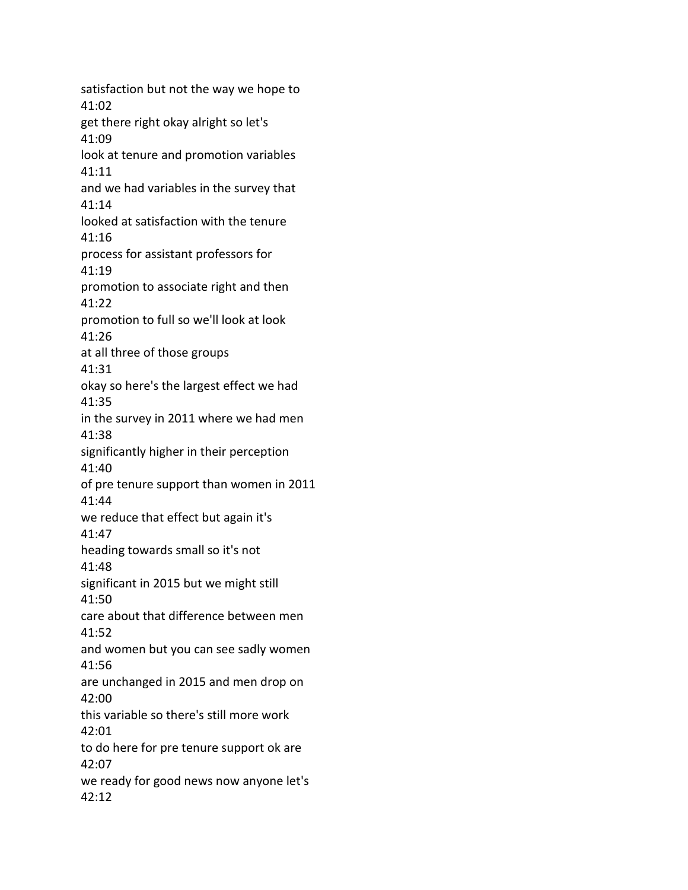satisfaction but not the way we hope to
41:02
get there right okay alright so let's
41:09
look at tenure and promotion variables
41:11
and we had variables in the survey that
41:14
looked at satisfaction with the tenure
41:16
process for assistant professors for
41:19
promotion to associate right and then
41:22
promotion to full so we'll look at look
41:26
at all three of those groups
41:31
okay so here's the largest effect we had
41:35
in the survey in 2011 where we had men
41:38
significantly higher in their perception
41:40
of pre tenure support than women in 2011
41:44
we reduce that effect but again it's
41:47
heading towards small so it's not
41:48
significant in 2015 but we might still
41:50
care about that difference between men
41:52
and women but you can see sadly women
41:56
are unchanged in 2015 and men drop on
42:00
this variable so there's still more work
42:01
to do here for pre tenure support ok are
42:07
we ready for good news now anyone let's
42:12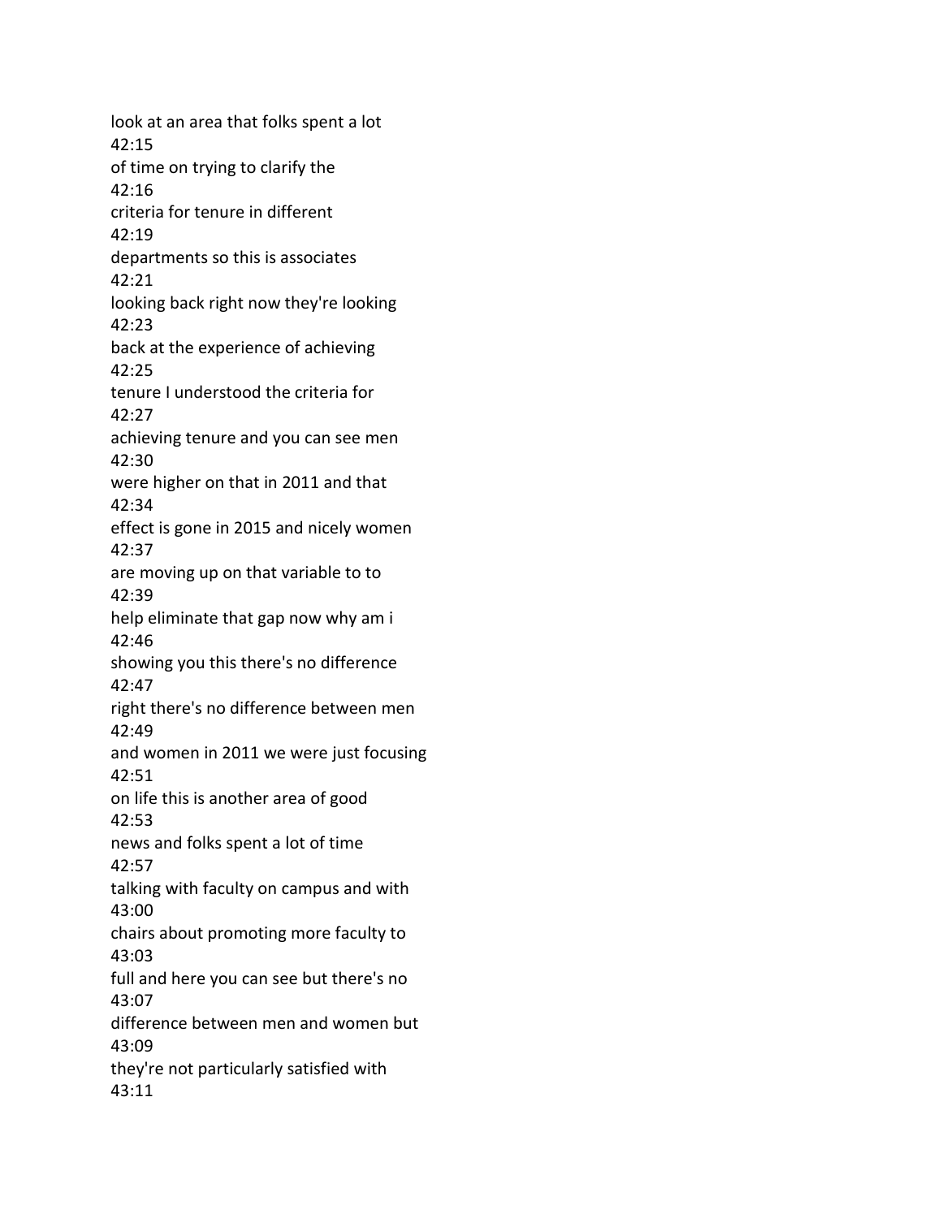look at an area that folks spent a lot
42:15
of time on trying to clarify the
42:16
criteria for tenure in different
42:19
departments so this is associates
42:21
looking back right now they're looking
42:23
back at the experience of achieving
42:25
tenure I understood the criteria for
42:27
achieving tenure and you can see men
42:30
were higher on that in 2011 and that
42:34
effect is gone in 2015 and nicely women
42:37
are moving up on that variable to to
42:39
help eliminate that gap now why am i
42:46
showing you this there's no difference
42:47
right there's no difference between men
42:49
and women in 2011 we were just focusing
42:51
on life this is another area of good
42:53
news and folks spent a lot of time
42:57
talking with faculty on campus and with
43:00
chairs about promoting more faculty to
43:03
full and here you can see but there's no
43:07
difference between men and women but
43:09
they're not particularly satisfied with
43:11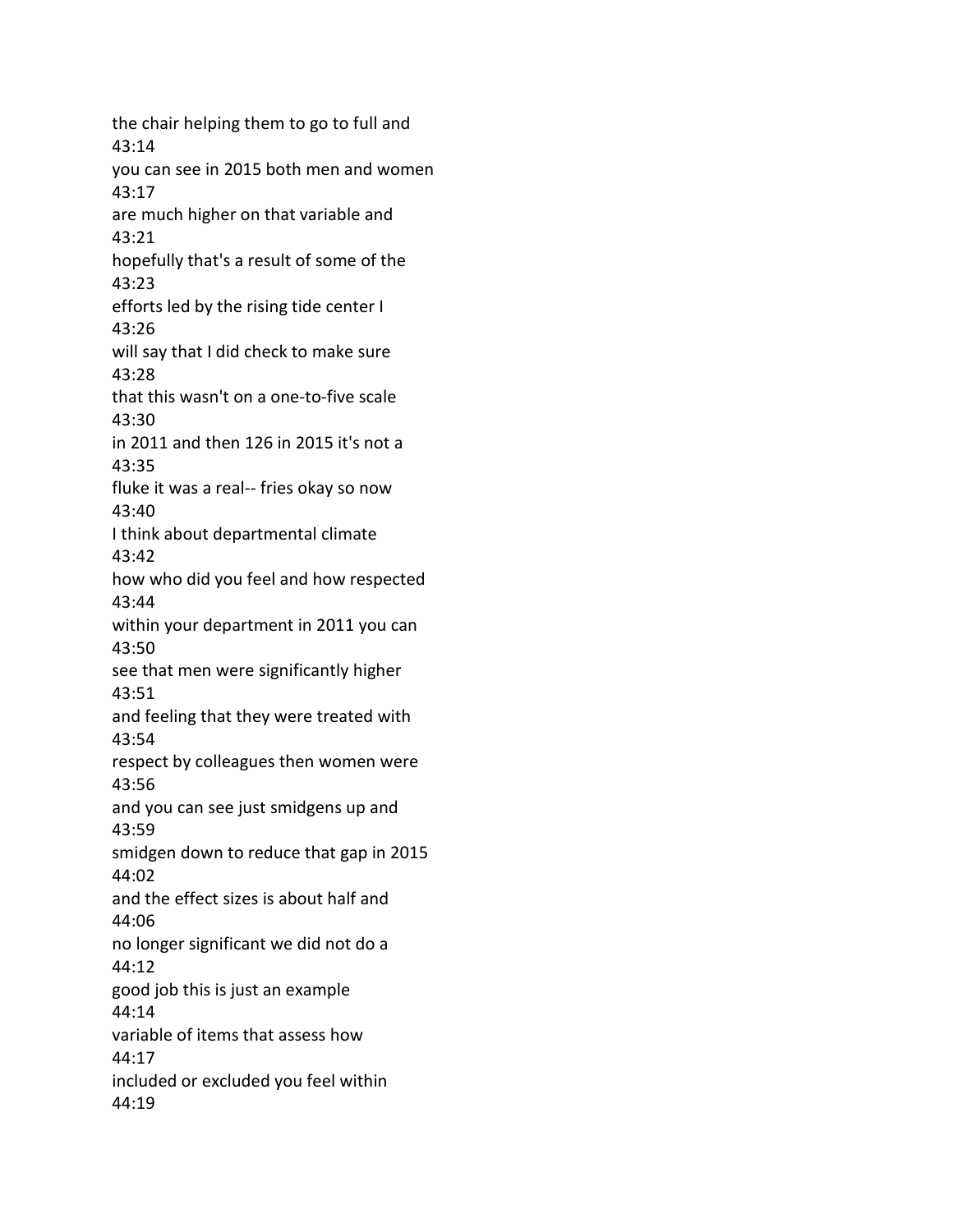the chair helping them to go to full and
43:14
you can see in 2015 both men and women
43:17
are much higher on that variable and
43:21
hopefully that's a result of some of the
43:23
efforts led by the rising tide center I
43:26
will say that I did check to make sure
43:28
that this wasn't on a one-to-five scale
43:30
in 2011 and then 126 in 2015 it's not a
43:35
fluke it was a real-- fries okay so now
43:40
I think about departmental climate
43:42
how who did you feel and how respected
43:44
within your department in 2011 you can
43:50
see that men were significantly higher
43:51
and feeling that they were treated with
43:54
respect by colleagues then women were
43:56
and you can see just smidgens up and
43:59
smidgen down to reduce that gap in 2015
44:02
and the effect sizes is about half and
44:06
no longer significant we did not do a
44:12
good job this is just an example
44:14
variable of items that assess how
44:17
included or excluded you feel within
44:19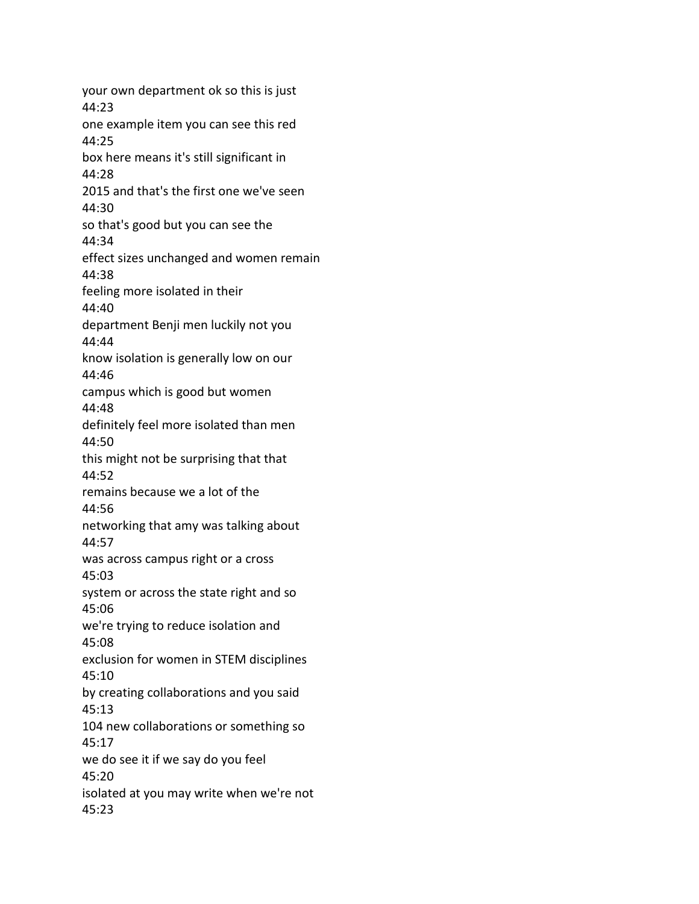your own department ok so this is just
44:23
one example item you can see this red
44:25
box here means it's still significant in
44:28
2015 and that's the first one we've seen
44:30
so that's good but you can see the
44:34
effect sizes unchanged and women remain
44:38
feeling more isolated in their
44:40
department Benji men luckily not you
44:44
know isolation is generally low on our
44:46
campus which is good but women
44:48
definitely feel more isolated than men
44:50
this might not be surprising that that
44:52
remains because we a lot of the
44:56
networking that amy was talking about
44:57
was across campus right or a cross
45:03
system or across the state right and so
45:06
we're trying to reduce isolation and
45:08
exclusion for women in STEM disciplines
45:10
by creating collaborations and you said
45:13
104 new collaborations or something so
45:17
we do see it if we say do you feel
45:20
isolated at you may write when we're not
45:23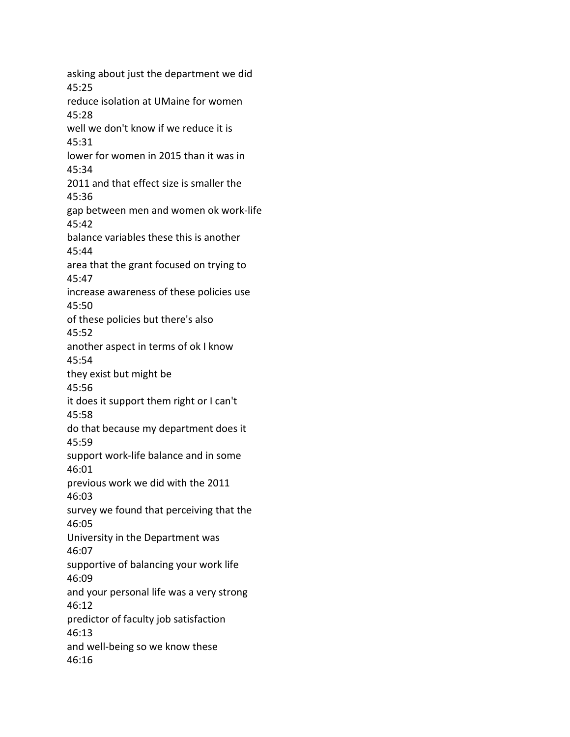asking about just the department we did
45:25
reduce isolation at UMaine for women
45:28
well we don't know if we reduce it is
45:31
lower for women in 2015 than it was in
45:34
2011 and that effect size is smaller the
45:36
gap between men and women ok work-life
45:42
balance variables these this is another
45:44
area that the grant focused on trying to
45:47
increase awareness of these policies use
45:50
of these policies but there's also
45:52
another aspect in terms of ok I know
45:54
they exist but might be
45:56
it does it support them right or I can't
45:58
do that because my department does it
45:59
support work-life balance and in some
46:01
previous work we did with the 2011
46:03
survey we found that perceiving that the
46:05
University in the Department was
46:07
supportive of balancing your work life
46:09
and your personal life was a very strong
46:12
predictor of faculty job satisfaction
46:13
and well-being so we know these
46:16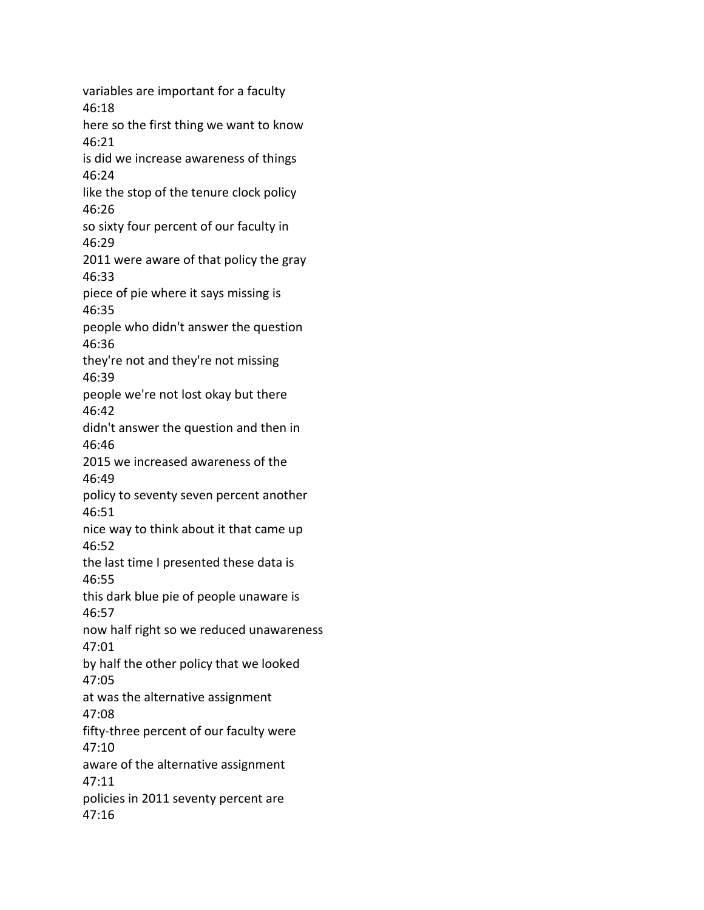variables are important for a faculty
46:18
here so the first thing we want to know
46:21
is did we increase awareness of things
46:24
like the stop of the tenure clock policy
46:26
so sixty four percent of our faculty in
46:29
2011 were aware of that policy the gray
46:33
piece of pie where it says missing is
46:35
people who didn't answer the question
46:36
they're not and they're not missing
46:39
people we're not lost okay but there
46:42
didn't answer the question and then in
46:46
2015 we increased awareness of the
46:49
policy to seventy seven percent another
46:51
nice way to think about it that came up
46:52
the last time I presented these data is
46:55
this dark blue pie of people unaware is
46:57
now half right so we reduced unawareness
47:01
by half the other policy that we looked
47:05
at was the alternative assignment
47:08
fifty-three percent of our faculty were
47:10
aware of the alternative assignment
47:11
policies in 2011 seventy percent are
47:16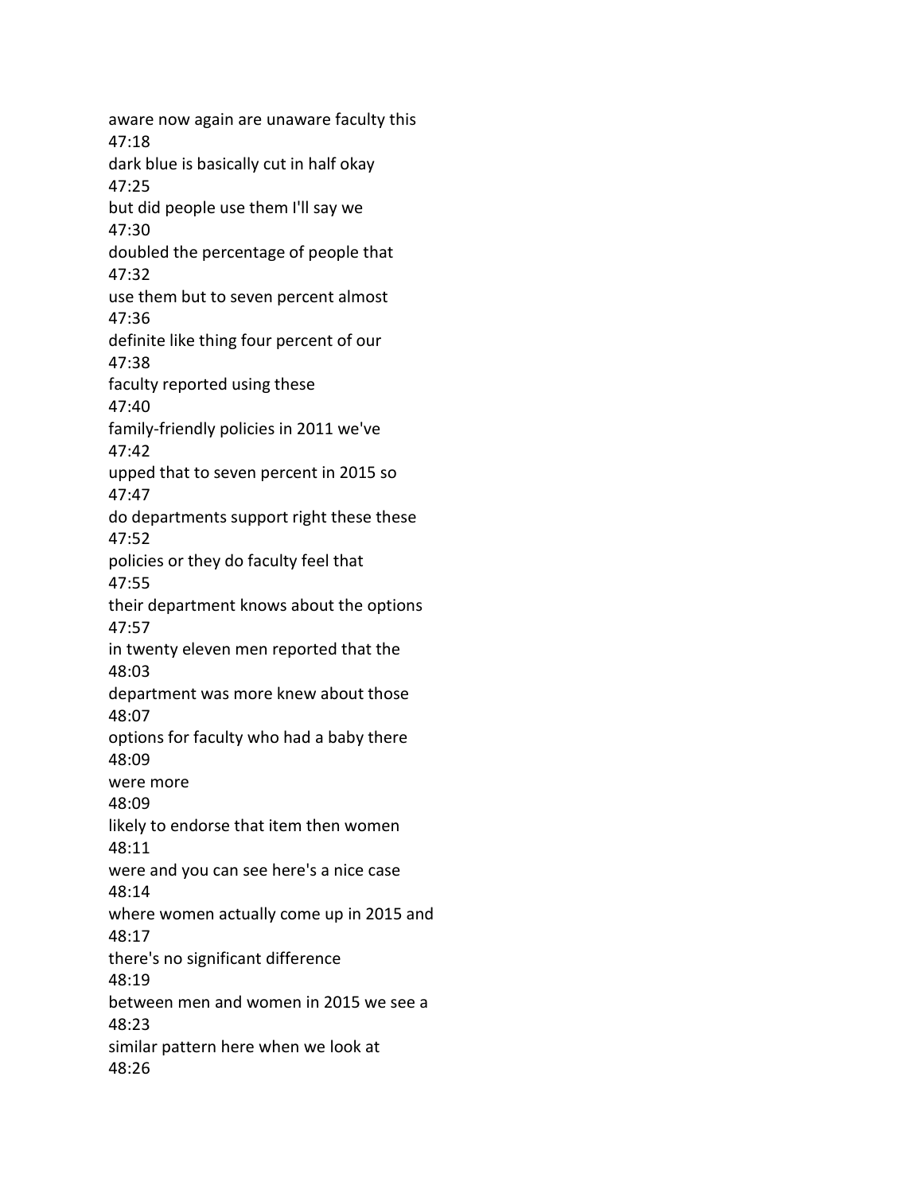aware now again are unaware faculty this
47:18
dark blue is basically cut in half okay
47:25
but did people use them I'll say we
47:30
doubled the percentage of people that
47:32
use them but to seven percent almost
47:36
definite like thing four percent of our
47:38
faculty reported using these
47:40
family-friendly policies in 2011 we've
47:42
upped that to seven percent in 2015 so
47:47
do departments support right these these
47:52
policies or they do faculty feel that
47:55
their department knows about the options
47:57
in twenty eleven men reported that the
48:03
department was more knew about those
48:07
options for faculty who had a baby there
48:09
were more
48:09
likely to endorse that item then women
48:11
were and you can see here's a nice case
48:14
where women actually come up in 2015 and
48:17
there's no significant difference
48:19
between men and women in 2015 we see a
48:23
similar pattern here when we look at
48:26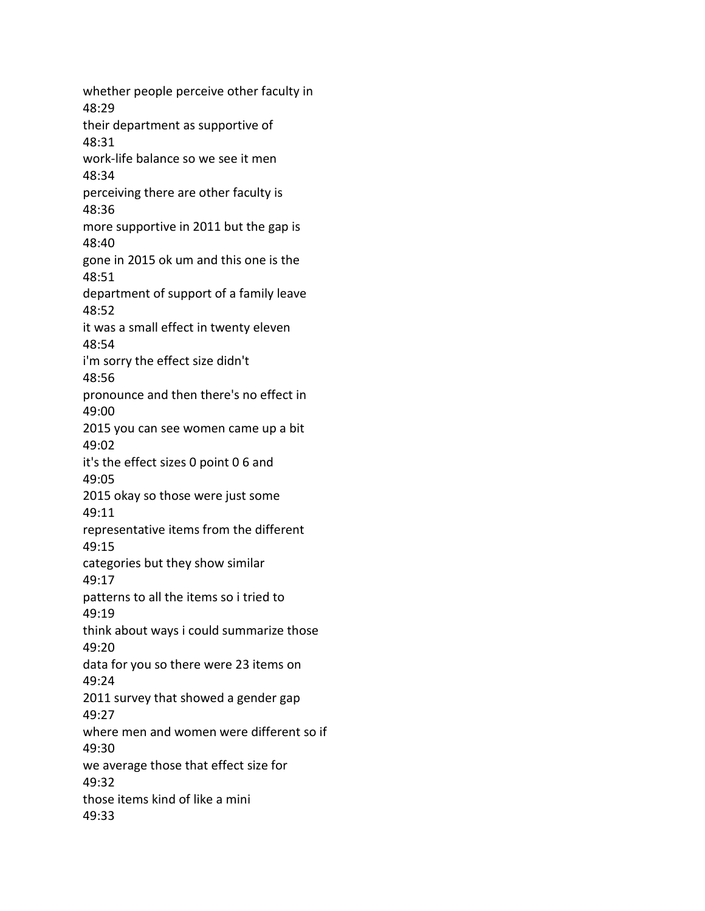whether people perceive other faculty in
48:29
their department as supportive of
48:31
work-life balance so we see it men
48:34
perceiving there are other faculty is
48:36
more supportive in 2011 but the gap is
48:40
gone in 2015 ok um and this one is the
48:51
department of support of a family leave
48:52
it was a small effect in twenty eleven
48:54
i'm sorry the effect size didn't
48:56
pronounce and then there's no effect in
49:00
2015 you can see women came up a bit
49:02
it's the effect sizes 0 point 0 6 and
49:05
2015 okay so those were just some
49:11
representative items from the different
49:15
categories but they show similar
49:17
patterns to all the items so i tried to
49:19
think about ways i could summarize those
49:20
data for you so there were 23 items on
49:24
2011 survey that showed a gender gap
49:27
where men and women were different so if
49:30
we average those that effect size for
49:32
those items kind of like a mini
49:33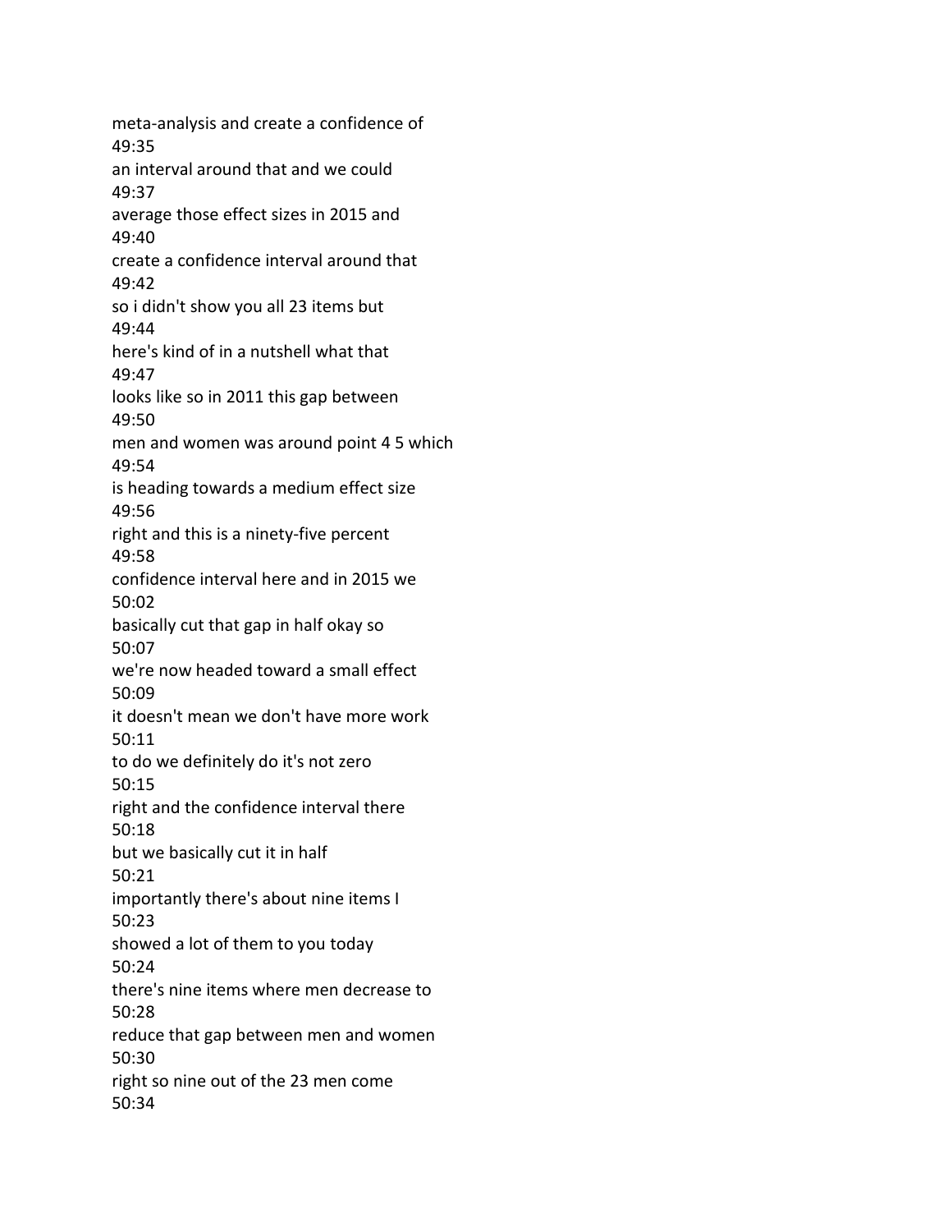meta-analysis and create a confidence of
49:35
an interval around that and we could
49:37
average those effect sizes in 2015 and
49:40
create a confidence interval around that
49:42
so i didn't show you all 23 items but
49:44
here's kind of in a nutshell what that
49:47
looks like so in 2011 this gap between
49:50
men and women was around point 4 5 which
49:54
is heading towards a medium effect size
49:56
right and this is a ninety-five percent
49:58
confidence interval here and in 2015 we
50:02
basically cut that gap in half okay so
50:07
we're now headed toward a small effect
50:09
it doesn't mean we don't have more work
50:11
to do we definitely do it's not zero
50:15
right and the confidence interval there
50:18
but we basically cut it in half
50:21
importantly there's about nine items I
50:23
showed a lot of them to you today
50:24
there's nine items where men decrease to
50:28
reduce that gap between men and women
50:30
right so nine out of the 23 men come
50:34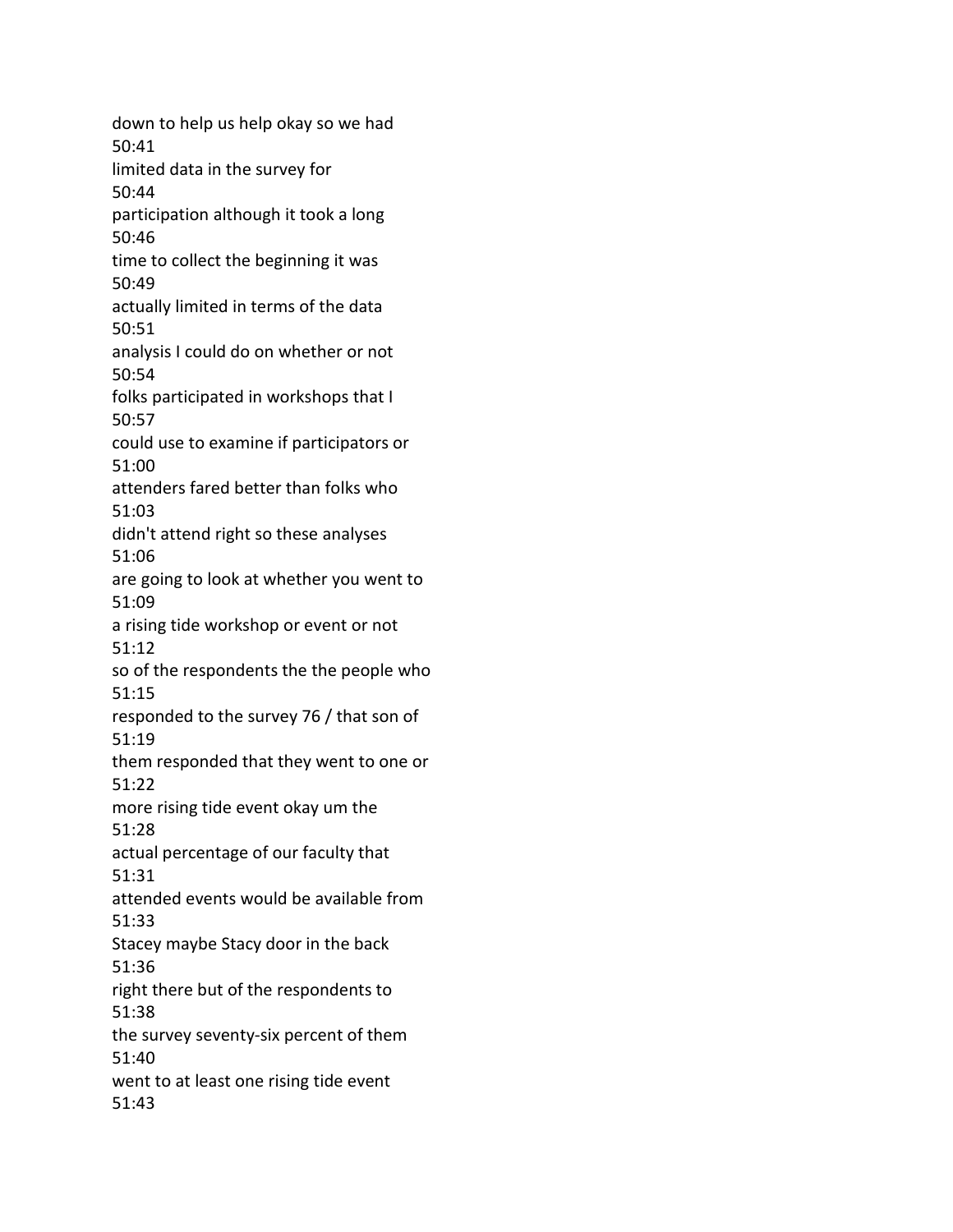down to help us help okay so we had
50:41
limited data in the survey for
50:44
participation although it took a long
50:46
time to collect the beginning it was
50:49
actually limited in terms of the data
50:51
analysis I could do on whether or not
50:54
folks participated in workshops that I
50:57
could use to examine if participators or
51:00
attenders fared better than folks who
51:03
didn't attend right so these analyses
51:06
are going to look at whether you went to
51:09
a rising tide workshop or event or not
51:12
so of the respondents the the people who
51:15
responded to the survey 76 / that son of
51:19
them responded that they went to one or
51:22
more rising tide event okay um the
51:28
actual percentage of our faculty that
51:31
attended events would be available from
51:33
Stacey maybe Stacy door in the back
51:36
right there but of the respondents to
51:38
the survey seventy-six percent of them
51:40
went to at least one rising tide event
51:43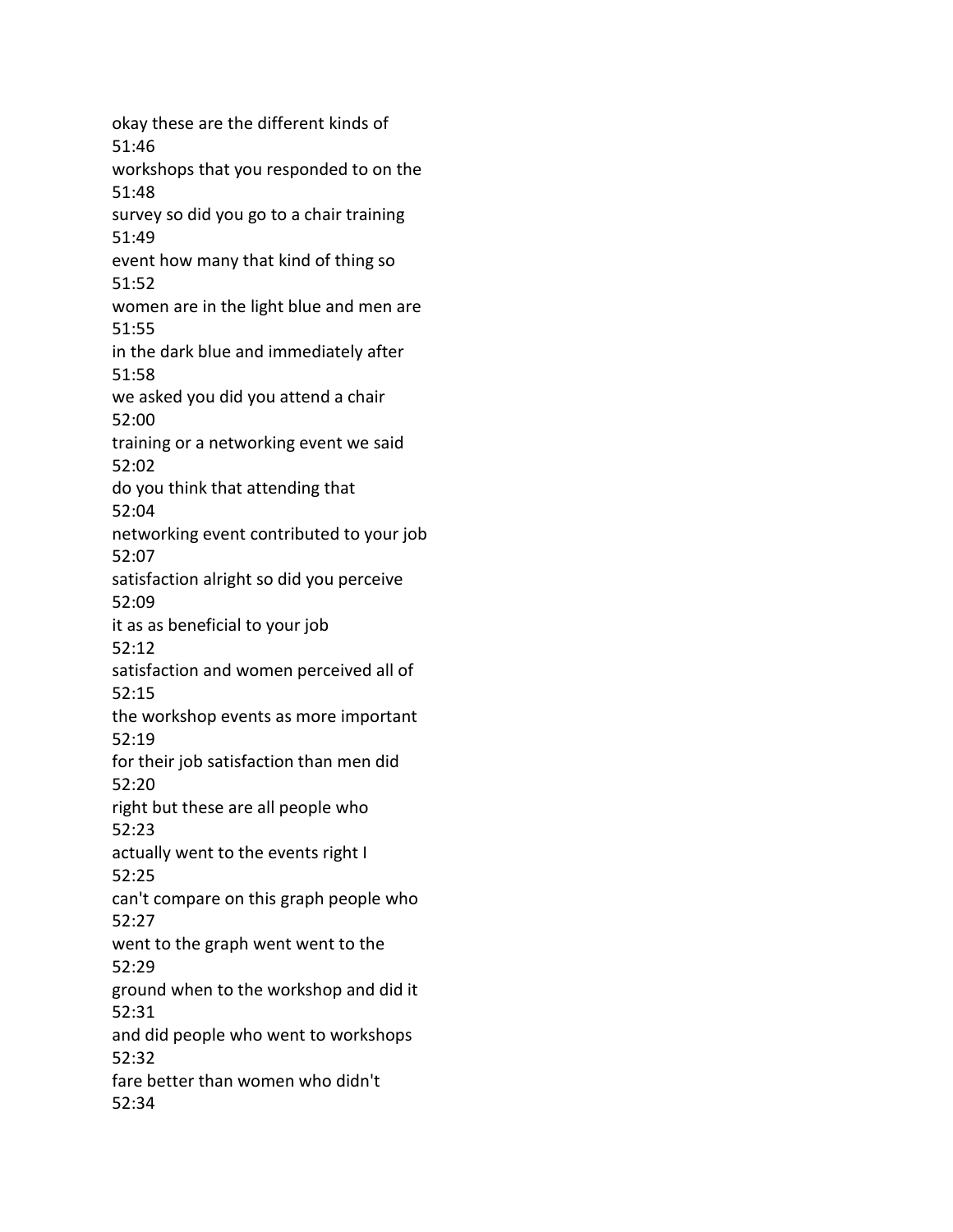okay these are the different kinds of
51:46
workshops that you responded to on the
51:48
survey so did you go to a chair training
51:49
event how many that kind of thing so
51:52
women are in the light blue and men are
51:55
in the dark blue and immediately after
51:58
we asked you did you attend a chair
52:00
training or a networking event we said
52:02
do you think that attending that
52:04
networking event contributed to your job
52:07
satisfaction alright so did you perceive
52:09
it as as beneficial to your job
52:12
satisfaction and women perceived all of
52:15
the workshop events as more important
52:19
for their job satisfaction than men did
52:20
right but these are all people who
52:23
actually went to the events right I
52:25
can't compare on this graph people who
52:27
went to the graph went went to the
52:29
ground when to the workshop and did it
52:31
and did people who went to workshops
52:32
fare better than women who didn't
52:34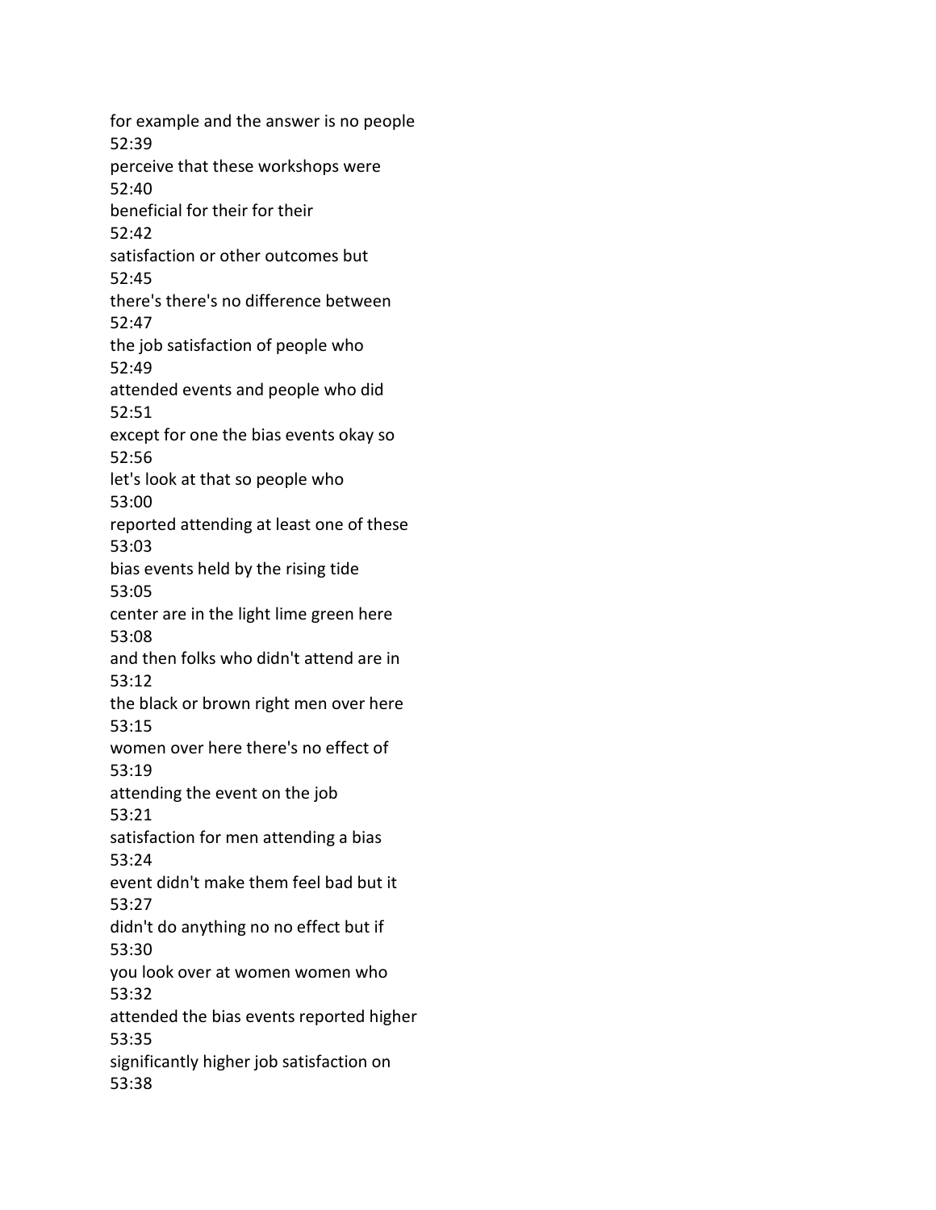for example and the answer is no people
52:39
perceive that these workshops were
52:40
beneficial for their for their
52:42
satisfaction or other outcomes but
52:45
there's there's no difference between
52:47
the job satisfaction of people who
52:49
attended events and people who did
52:51
except for one the bias events okay so
52:56
let's look at that so people who
53:00
reported attending at least one of these
53:03
bias events held by the rising tide
53:05
center are in the light lime green here
53:08
and then folks who didn't attend are in
53:12
the black or brown right men over here
53:15
women over here there's no effect of
53:19
attending the event on the job
53:21
satisfaction for men attending a bias
53:24
event didn't make them feel bad but it
53:27
didn't do anything no no effect but if
53:30
you look over at women women who
53:32
attended the bias events reported higher
53:35
significantly higher job satisfaction on
53:38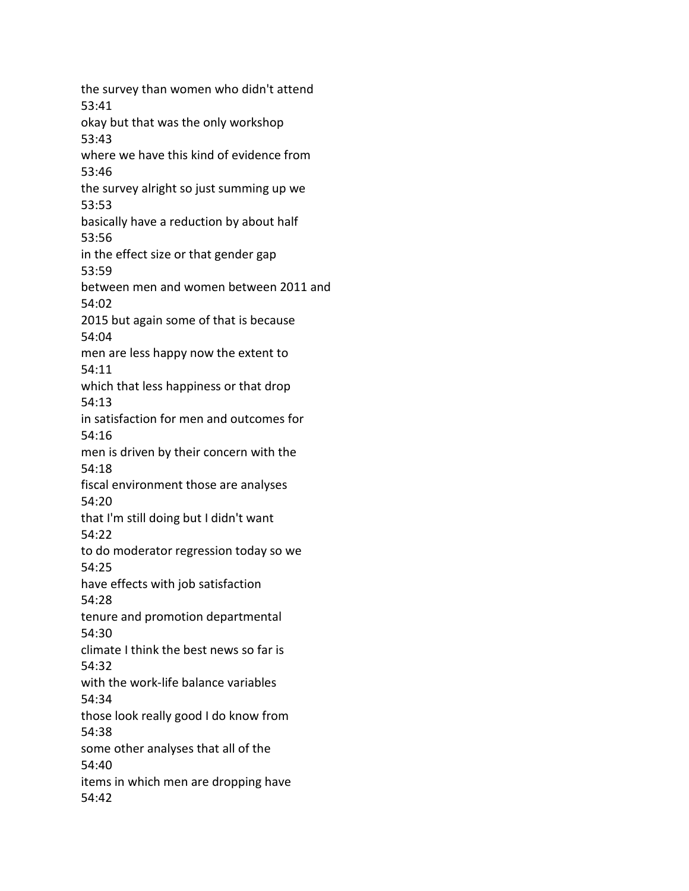the survey than women who didn't attend
53:41
okay but that was the only workshop
53:43
where we have this kind of evidence from
53:46
the survey alright so just summing up we
53:53
basically have a reduction by about half
53:56
in the effect size or that gender gap
53:59
between men and women between 2011 and
54:02
2015 but again some of that is because
54:04
men are less happy now the extent to
54:11
which that less happiness or that drop
54:13
in satisfaction for men and outcomes for
54:16
men is driven by their concern with the
54:18
fiscal environment those are analyses
54:20
that I'm still doing but I didn't want
54:22
to do moderator regression today so we
54:25
have effects with job satisfaction
54:28
tenure and promotion departmental
54:30
climate I think the best news so far is
54:32
with the work-life balance variables
54:34
those look really good I do know from
54:38
some other analyses that all of the
54:40
items in which men are dropping have
54:42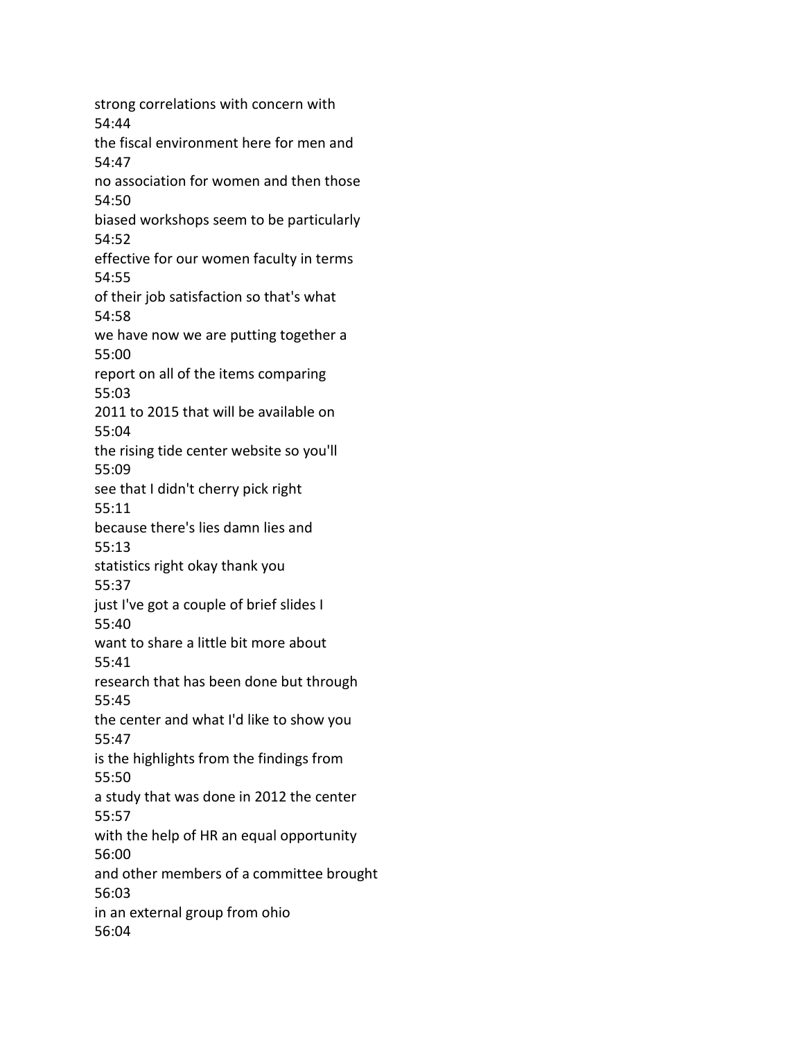strong correlations with concern with
54:44
the fiscal environment here for men and
54:47
no association for women and then those
54:50
biased workshops seem to be particularly
54:52
effective for our women faculty in terms
54:55
of their job satisfaction so that's what
54:58
we have now we are putting together a
55:00
report on all of the items comparing
55:03
2011 to 2015 that will be available on
55:04
the rising tide center website so you'll
55:09
see that I didn't cherry pick right
55:11
because there's lies damn lies and
55:13
statistics right okay thank you
55:37
just I've got a couple of brief slides I
55:40
want to share a little bit more about
55:41
research that has been done but through
55:45
the center and what I'd like to show you
55:47
is the highlights from the findings from
55:50
a study that was done in 2012 the center
55:57
with the help of HR an equal opportunity
56:00
and other members of a committee brought
56:03
in an external group from ohio
56:04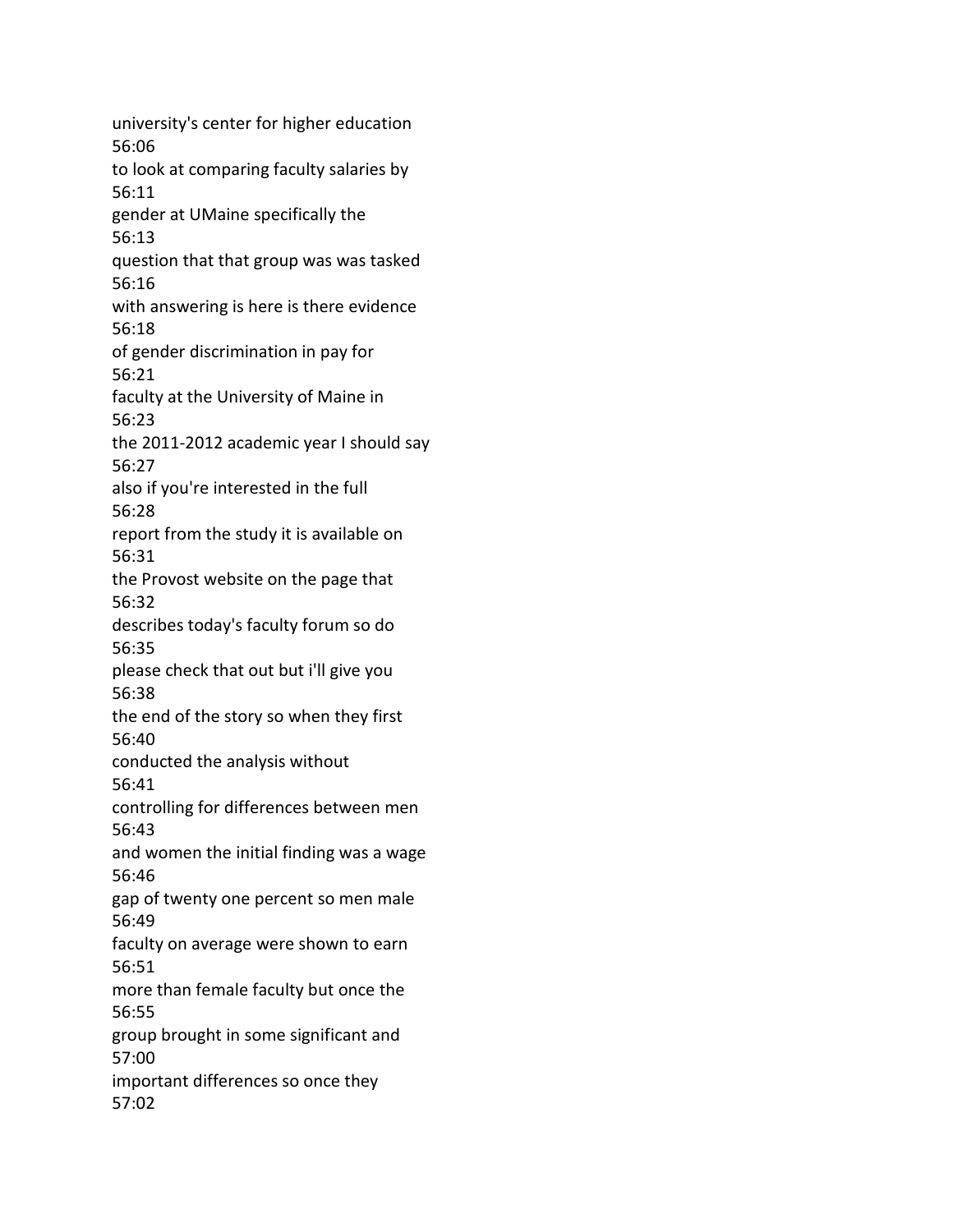university's center for higher education
56:06
to look at comparing faculty salaries by
56:11
gender at UMaine specifically the
56:13
question that that group was was tasked
56:16
with answering is here is there evidence
56:18
of gender discrimination in pay for
56:21
faculty at the University of Maine in
56:23
the 2011-2012 academic year I should say
56:27
also if you're interested in the full
56:28
report from the study it is available on
56:31
the Provost website on the page that
56:32
describes today's faculty forum so do
56:35
please check that out but i'll give you
56:38
the end of the story so when they first
56:40
conducted the analysis without
56:41
controlling for differences between men
56:43
and women the initial finding was a wage
56:46
gap of twenty one percent so men male
56:49
faculty on average were shown to earn
56:51
more than female faculty but once the
56:55
group brought in some significant and
57:00
important differences so once they
57:02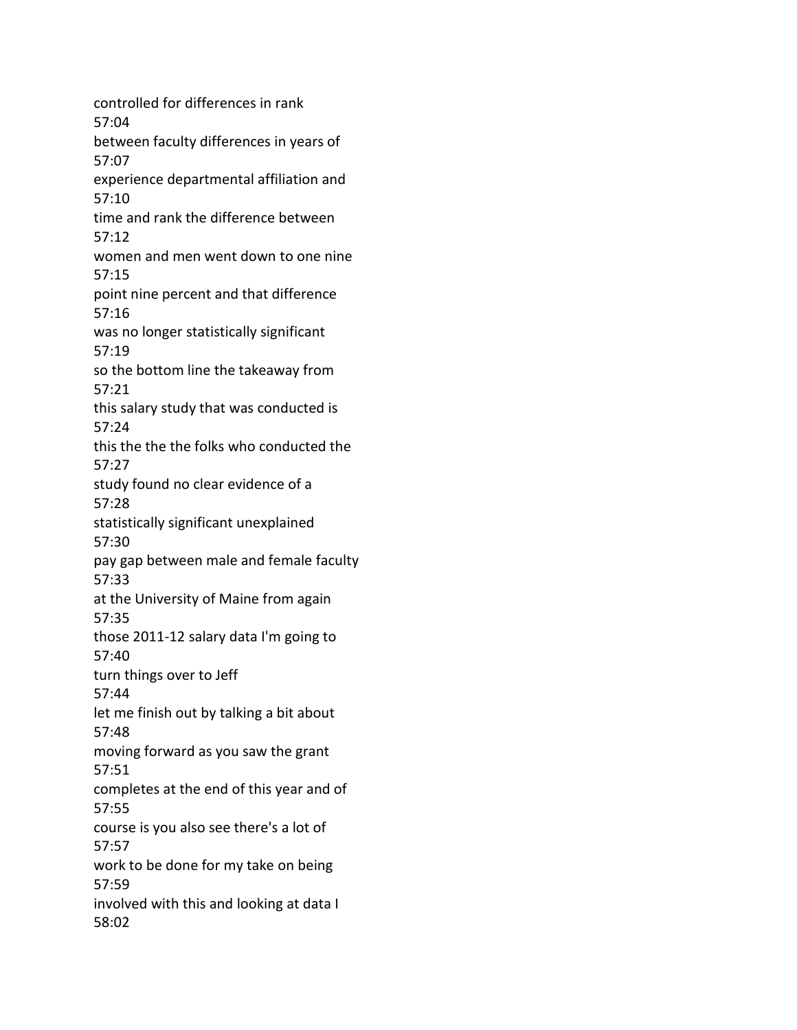controlled for differences in rank
57:04
between faculty differences in years of
57:07
experience departmental affiliation and
57:10
time and rank the difference between
57:12
women and men went down to one nine
57:15
point nine percent and that difference
57:16
was no longer statistically significant
57:19
so the bottom line the takeaway from
57:21
this salary study that was conducted is
57:24
this the the the folks who conducted the
57:27
study found no clear evidence of a
57:28
statistically significant unexplained
57:30
pay gap between male and female faculty
57:33
at the University of Maine from again
57:35
those 2011-12 salary data I'm going to
57:40
turn things over to Jeff
57:44
let me finish out by talking a bit about
57:48
moving forward as you saw the grant
57:51
completes at the end of this year and of
57:55
course is you also see there's a lot of
57:57
work to be done for my take on being
57:59
involved with this and looking at data I
58:02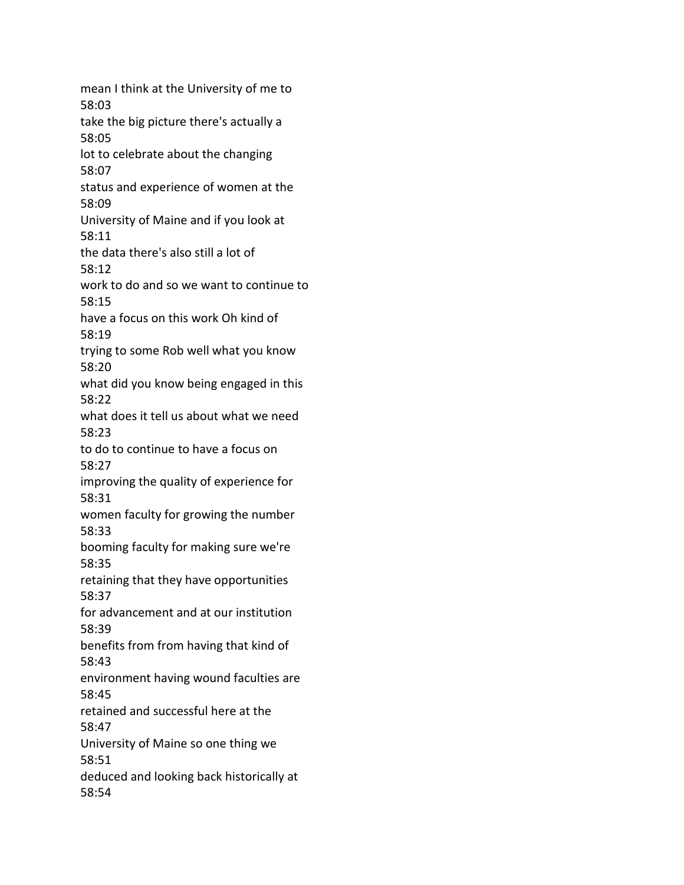mean I think at the University of me to
58:03
take the big picture there's actually a
58:05
lot to celebrate about the changing
58:07
status and experience of women at the
58:09
University of Maine and if you look at
58:11
the data there's also still a lot of
58:12
work to do and so we want to continue to
58:15
have a focus on this work Oh kind of
58:19
trying to some Rob well what you know
58:20
what did you know being engaged in this
58:22
what does it tell us about what we need
58:23
to do to continue to have a focus on
58:27
improving the quality of experience for
58:31
women faculty for growing the number
58:33
booming faculty for making sure we're
58:35
retaining that they have opportunities
58:37
for advancement and at our institution
58:39
benefits from from having that kind of
58:43
environment having wound faculties are
58:45
retained and successful here at the
58:47
University of Maine so one thing we
58:51
deduced and looking back historically at
58:54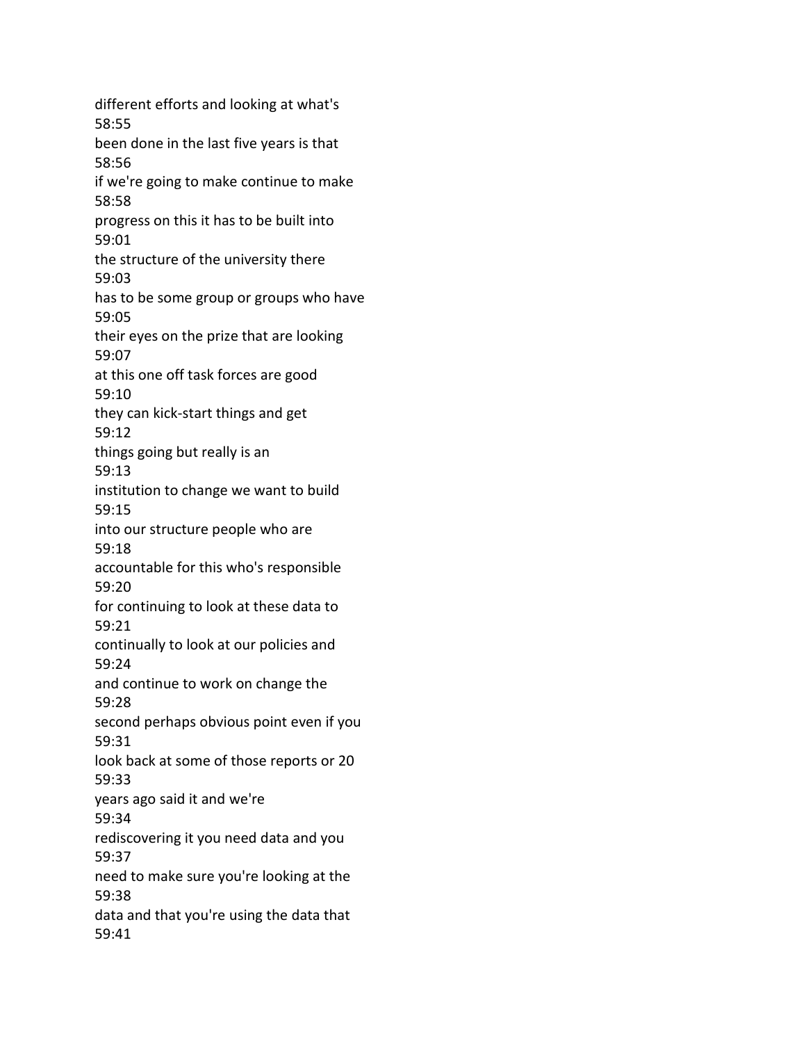different efforts and looking at what's
58:55
been done in the last five years is that
58:56
if we're going to make continue to make
58:58
progress on this it has to be built into
59:01
the structure of the university there
59:03
has to be some group or groups who have
59:05
their eyes on the prize that are looking
59:07
at this one off task forces are good
59:10
they can kick-start things and get
59:12
things going but really is an
59:13
institution to change we want to build
59:15
into our structure people who are
59:18
accountable for this who's responsible
59:20
for continuing to look at these data to
59:21
continually to look at our policies and
59:24
and continue to work on change the
59:28
second perhaps obvious point even if you
59:31
look back at some of those reports or 20
59:33
years ago said it and we're
59:34
rediscovering it you need data and you
59:37
need to make sure you're looking at the
59:38
data and that you're using the data that
59:41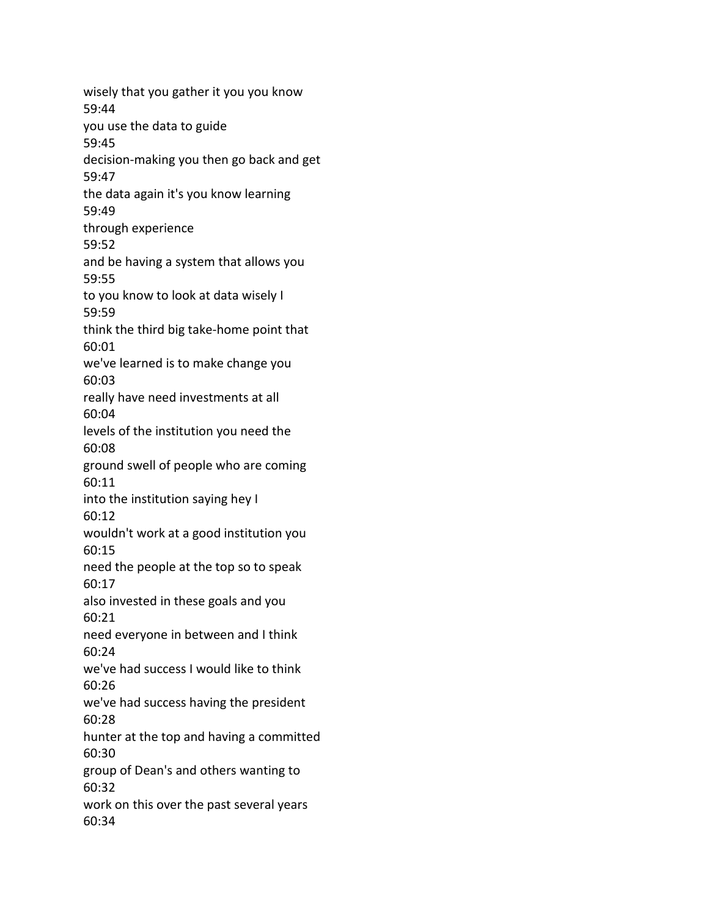wisely that you gather it you you know
59:44
you use the data to guide
59:45
decision-making you then go back and get
59:47
the data again it's you know learning
59:49
through experience
59:52
and be having a system that allows you
59:55
to you know to look at data wisely I
59:59
think the third big take-home point that
60:01
we've learned is to make change you
60:03
really have need investments at all
60:04
levels of the institution you need the
60:08
ground swell of people who are coming
60:11
into the institution saying hey I
60:12
wouldn't work at a good institution you
60:15
need the people at the top so to speak
60:17
also invested in these goals and you
60:21
need everyone in between and I think
60:24
we've had success I would like to think
60:26
we've had success having the president
60:28
hunter at the top and having a committed
60:30
group of Dean's and others wanting to
60:32
work on this over the past several years
60:34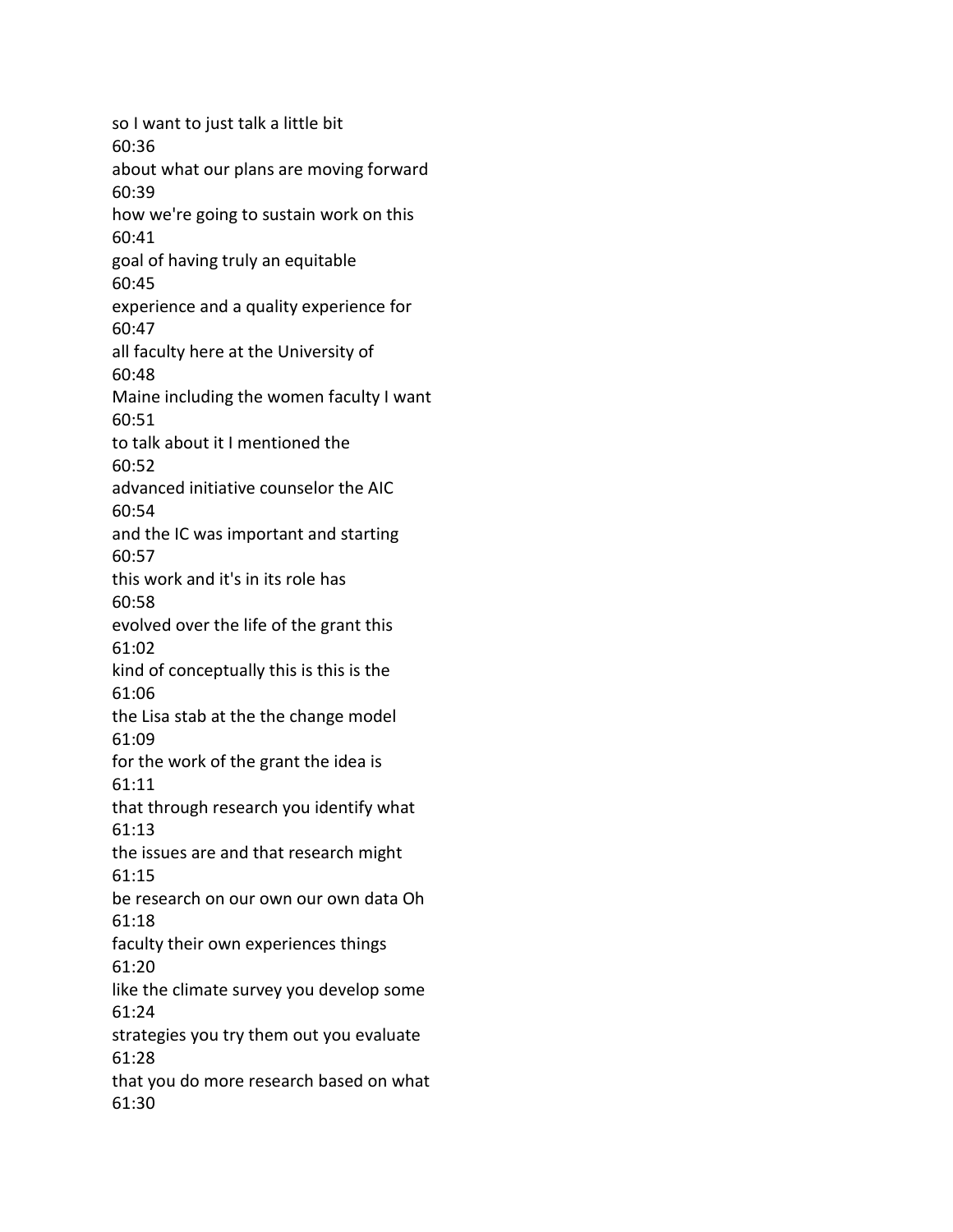so I want to just talk a little bit
60:36
about what our plans are moving forward
60:39
how we're going to sustain work on this
60:41
goal of having truly an equitable
60:45
experience and a quality experience for
60:47
all faculty here at the University of
60:48
Maine including the women faculty I want
60:51
to talk about it I mentioned the
60:52
advanced initiative counselor the AIC
60:54
and the IC was important and starting
60:57
this work and it's in its role has
60:58
evolved over the life of the grant this
61:02
kind of conceptually this is this is the
61:06
the Lisa stab at the the change model
61:09
for the work of the grant the idea is
61:11
that through research you identify what
61:13
the issues are and that research might
61:15
be research on our own our own data Oh
61:18
faculty their own experiences things
61:20
like the climate survey you develop some
61:24
strategies you try them out you evaluate
61:28
that you do more research based on what
61:30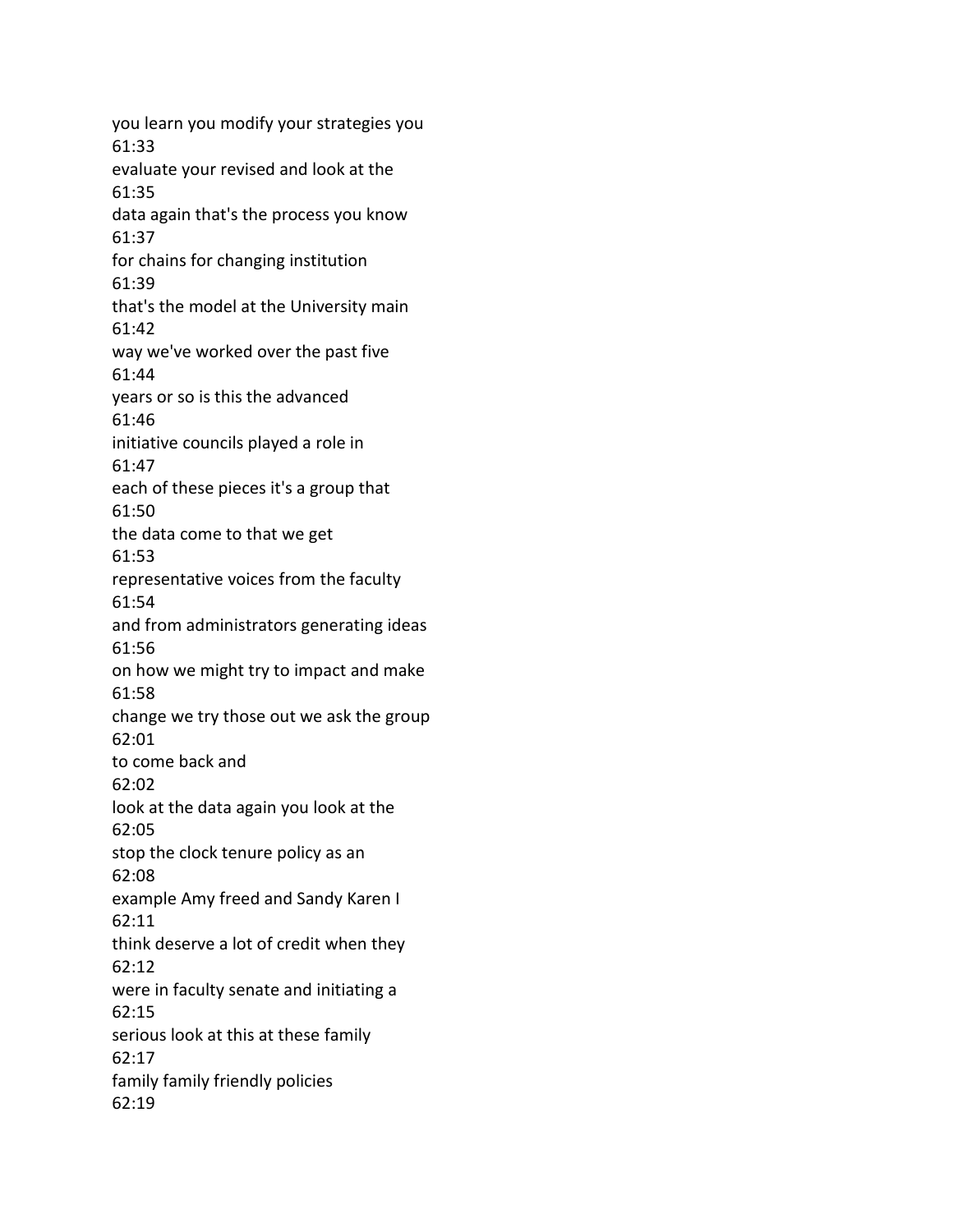you learn you modify your strategies you
61:33
evaluate your revised and look at the
61:35
data again that's the process you know
61:37
for chains for changing institution
61:39
that's the model at the University main
61:42
way we've worked over the past five
61:44
years or so is this the advanced
61:46
initiative councils played a role in
61:47
each of these pieces it's a group that
61:50
the data come to that we get
61:53
representative voices from the faculty
61:54
and from administrators generating ideas
61:56
on how we might try to impact and make
61:58
change we try those out we ask the group
62:01
to come back and
62:02
look at the data again you look at the
62:05
stop the clock tenure policy as an
62:08
example Amy freed and Sandy Karen I
62:11
think deserve a lot of credit when they
62:12
were in faculty senate and initiating a
62:15
serious look at this at these family
62:17
family family friendly policies
62:19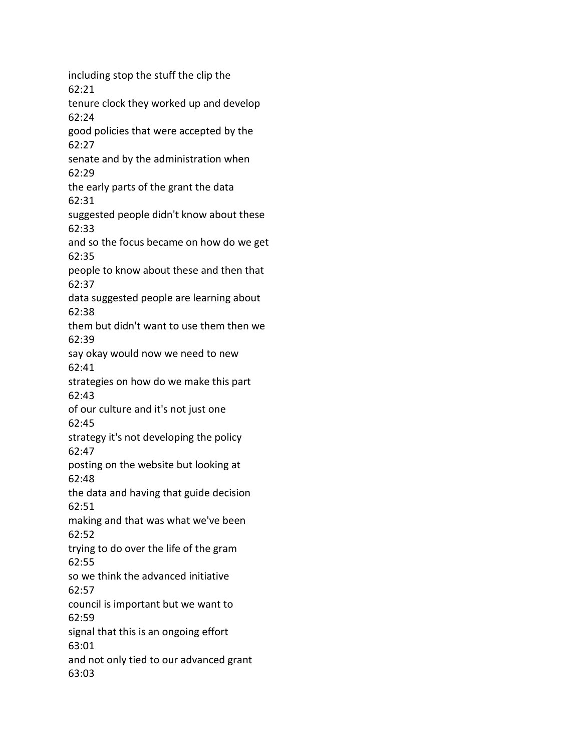including stop the stuff the clip the
62:21
tenure clock they worked up and develop
62:24
good policies that were accepted by the
62:27
senate and by the administration when
62:29
the early parts of the grant the data
62:31
suggested people didn't know about these
62:33
and so the focus became on how do we get
62:35
people to know about these and then that
62:37
data suggested people are learning about
62:38
them but didn't want to use them then we
62:39
say okay would now we need to new
62:41
strategies on how do we make this part
62:43
of our culture and it's not just one
62:45
strategy it's not developing the policy
62:47
posting on the website but looking at
62:48
the data and having that guide decision
62:51
making and that was what we've been
62:52
trying to do over the life of the gram
62:55
so we think the advanced initiative
62:57
council is important but we want to
62:59
signal that this is an ongoing effort
63:01
and not only tied to our advanced grant
63:03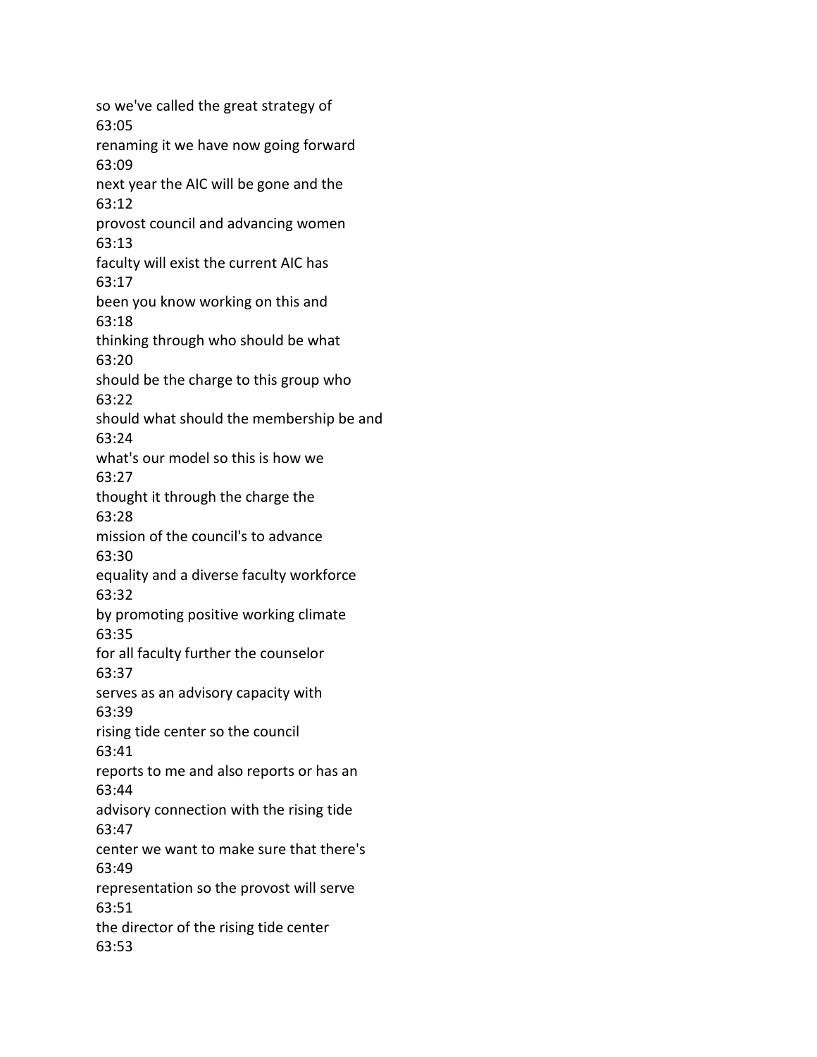so we've called the great strategy of
63:05
renaming it we have now going forward
63:09
next year the AIC will be gone and the
63:12
provost council and advancing women
63:13
faculty will exist the current AIC has
63:17
been you know working on this and
63:18
thinking through who should be what
63:20
should be the charge to this group who
63:22
should what should the membership be and
63:24
what's our model so this is how we
63:27
thought it through the charge the
63:28
mission of the council's to advance
63:30
equality and a diverse faculty workforce
63:32
by promoting positive working climate
63:35
for all faculty further the counselor
63:37
serves as an advisory capacity with
63:39
rising tide center so the council
63:41
reports to me and also reports or has an
63:44
advisory connection with the rising tide
63:47
center we want to make sure that there's
63:49
representation so the provost will serve
63:51
the director of the rising tide center
63:53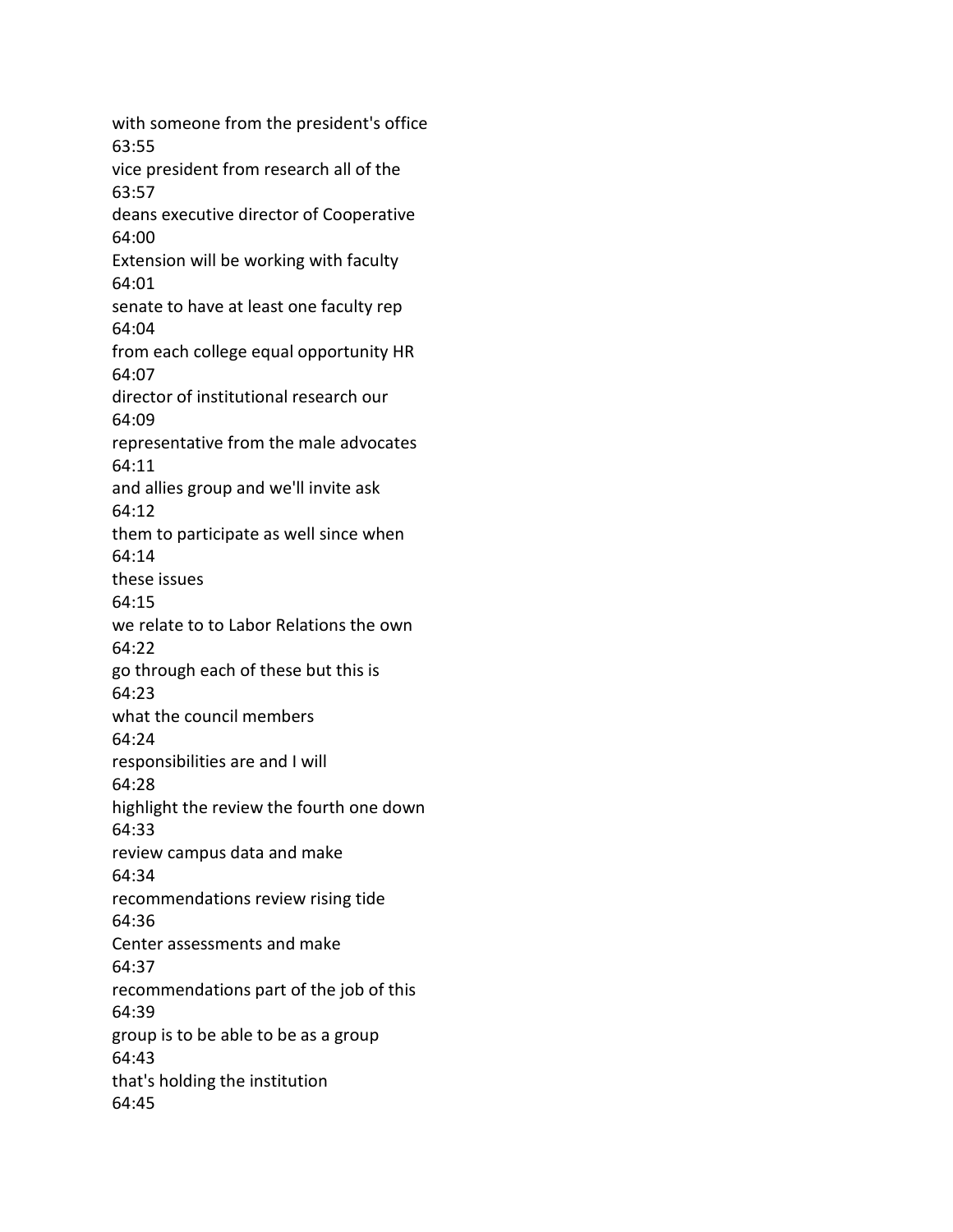with someone from the president's office
63:55
vice president from research all of the
63:57
deans executive director of Cooperative
64:00
Extension will be working with faculty
64:01
senate to have at least one faculty rep
64:04
from each college equal opportunity HR
64:07
director of institutional research our
64:09
representative from the male advocates
64:11
and allies group and we'll invite ask
64:12
them to participate as well since when
64:14
these issues
64:15
we relate to to Labor Relations the own
64:22
go through each of these but this is
64:23
what the council members
64:24
responsibilities are and I will
64:28
highlight the review the fourth one down
64:33
review campus data and make
64:34
recommendations review rising tide
64:36
Center assessments and make
64:37
recommendations part of the job of this
64:39
group is to be able to be as a group
64:43
that's holding the institution
64:45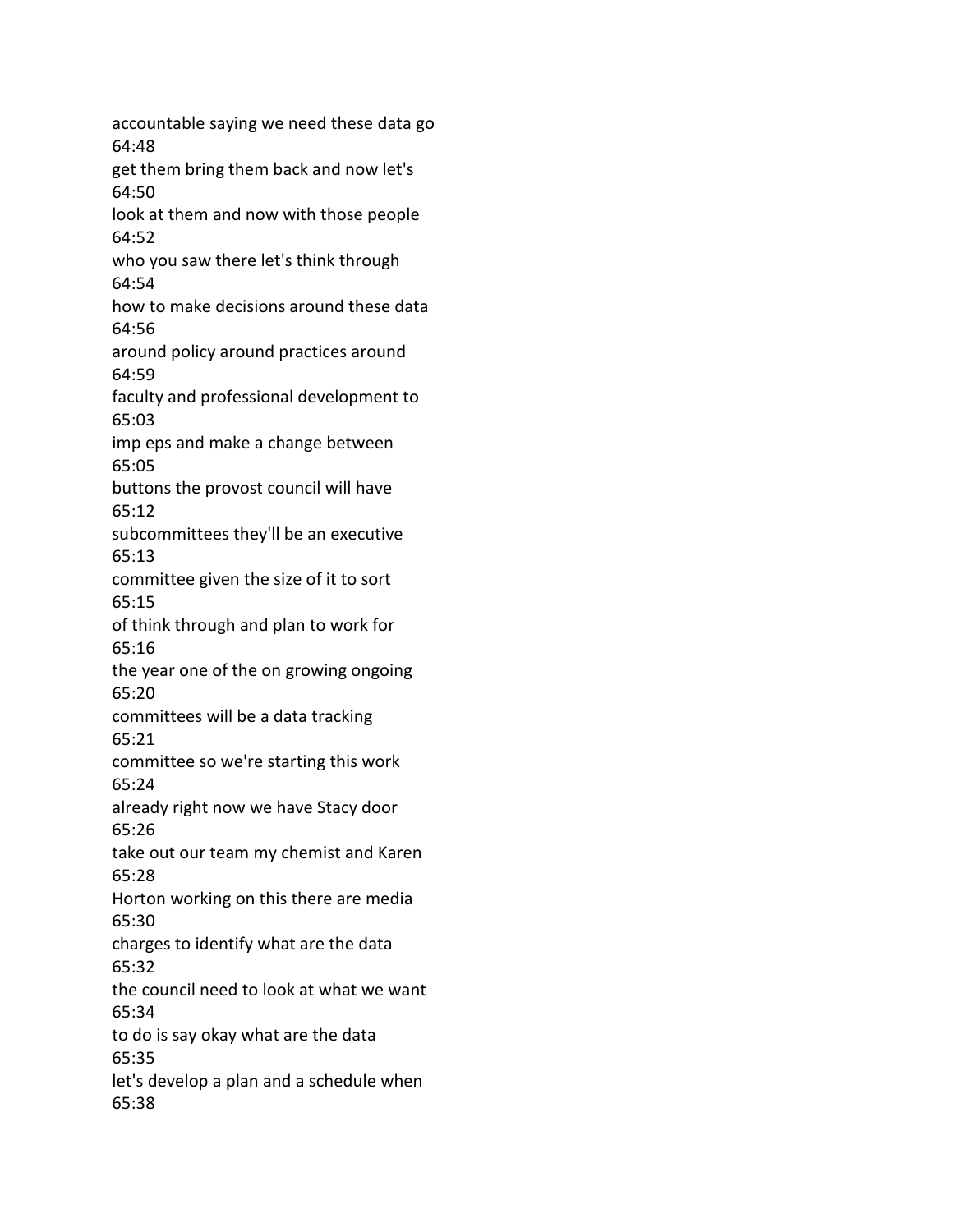accountable saying we need these data go
64:48
get them bring them back and now let's
64:50
look at them and now with those people
64:52
who you saw there let's think through
64:54
how to make decisions around these data
64:56
around policy around practices around
64:59
faculty and professional development to
65:03
imp eps and make a change between
65:05
buttons the provost council will have
65:12
subcommittees they'll be an executive
65:13
committee given the size of it to sort
65:15
of think through and plan to work for
65:16
the year one of the on growing ongoing
65:20
committees will be a data tracking
65:21
committee so we're starting this work
65:24
already right now we have Stacy door
65:26
take out our team my chemist and Karen
65:28
Horton working on this there are media
65:30
charges to identify what are the data
65:32
the council need to look at what we want
65:34
to do is say okay what are the data
65:35
let's develop a plan and a schedule when
65:38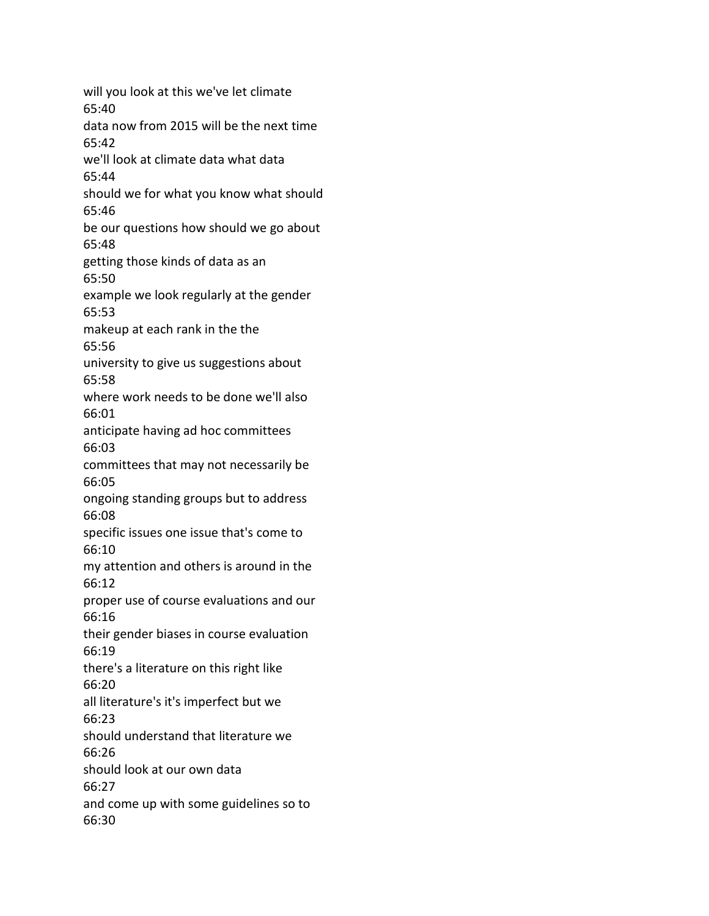will you look at this we've let climate
65:40
data now from 2015 will be the next time
65:42
we'll look at climate data what data
65:44
should we for what you know what should
65:46
be our questions how should we go about
65:48
getting those kinds of data as an
65:50
example we look regularly at the gender
65:53
makeup at each rank in the the
65:56
university to give us suggestions about
65:58
where work needs to be done we'll also
66:01
anticipate having ad hoc committees
66:03
committees that may not necessarily be
66:05
ongoing standing groups but to address
66:08
specific issues one issue that's come to
66:10
my attention and others is around in the
66:12
proper use of course evaluations and our
66:16
their gender biases in course evaluation
66:19
there's a literature on this right like
66:20
all literature's it's imperfect but we
66:23
should understand that literature we
66:26
should look at our own data
66:27
and come up with some guidelines so to
66:30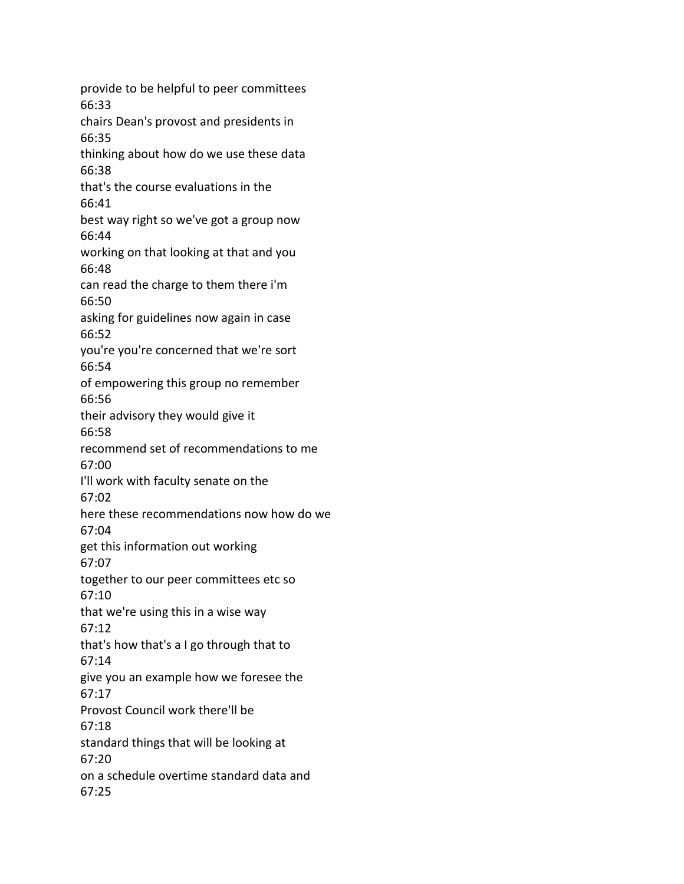provide to be helpful to peer committees
66:33
chairs Dean's provost and presidents in
66:35
thinking about how do we use these data
66:38
that's the course evaluations in the
66:41
best way right so we've got a group now
66:44
working on that looking at that and you
66:48
can read the charge to them there i'm
66:50
asking for guidelines now again in case
66:52
you're you're concerned that we're sort
66:54
of empowering this group no remember
66:56
their advisory they would give it
66:58
recommend set of recommendations to me
67:00
I'll work with faculty senate on the
67:02
here these recommendations now how do we
67:04
get this information out working
67:07
together to our peer committees etc so
67:10
that we're using this in a wise way
67:12
that's how that's a I go through that to
67:14
give you an example how we foresee the
67:17
Provost Council work there'll be
67:18
standard things that will be looking at
67:20
on a schedule overtime standard data and
67:25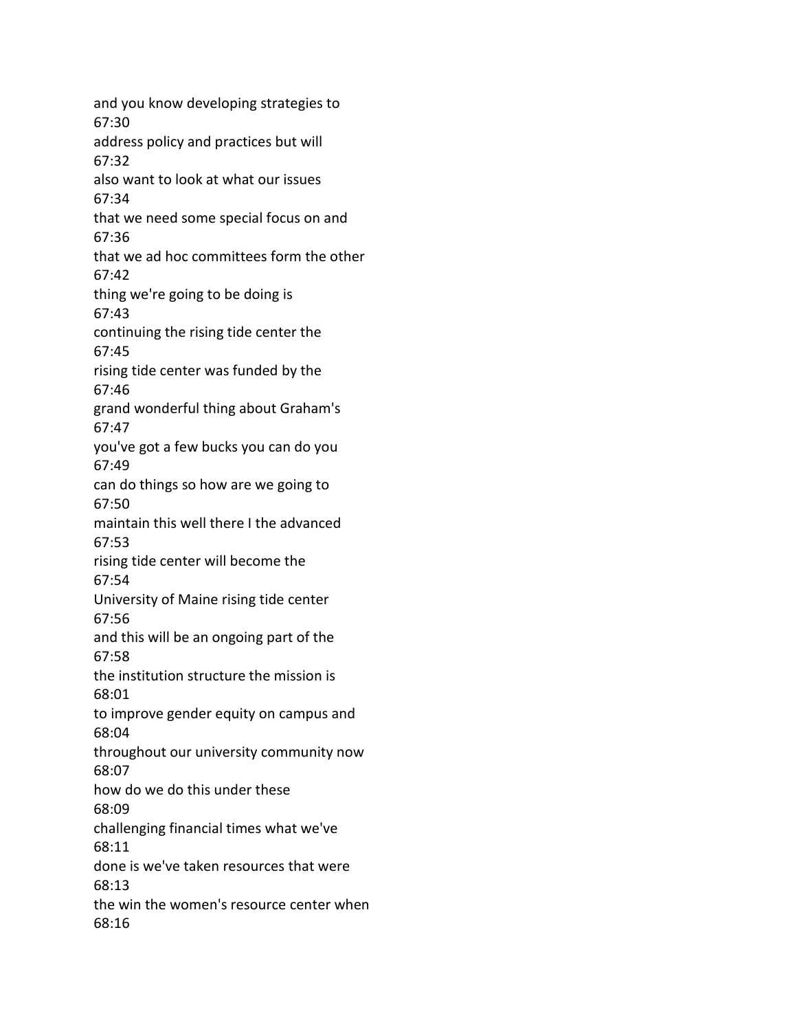and you know developing strategies to
67:30
address policy and practices but will
67:32
also want to look at what our issues
67:34
that we need some special focus on and
67:36
that we ad hoc committees form the other
67:42
thing we're going to be doing is
67:43
continuing the rising tide center the
67:45
rising tide center was funded by the
67:46
grand wonderful thing about Graham's
67:47
you've got a few bucks you can do you
67:49
can do things so how are we going to
67:50
maintain this well there I the advanced
67:53
rising tide center will become the
67:54
University of Maine rising tide center
67:56
and this will be an ongoing part of the
67:58
the institution structure the mission is
68:01
to improve gender equity on campus and
68:04
throughout our university community now
68:07
how do we do this under these
68:09
challenging financial times what we've
68:11
done is we've taken resources that were
68:13
the win the women's resource center when
68:16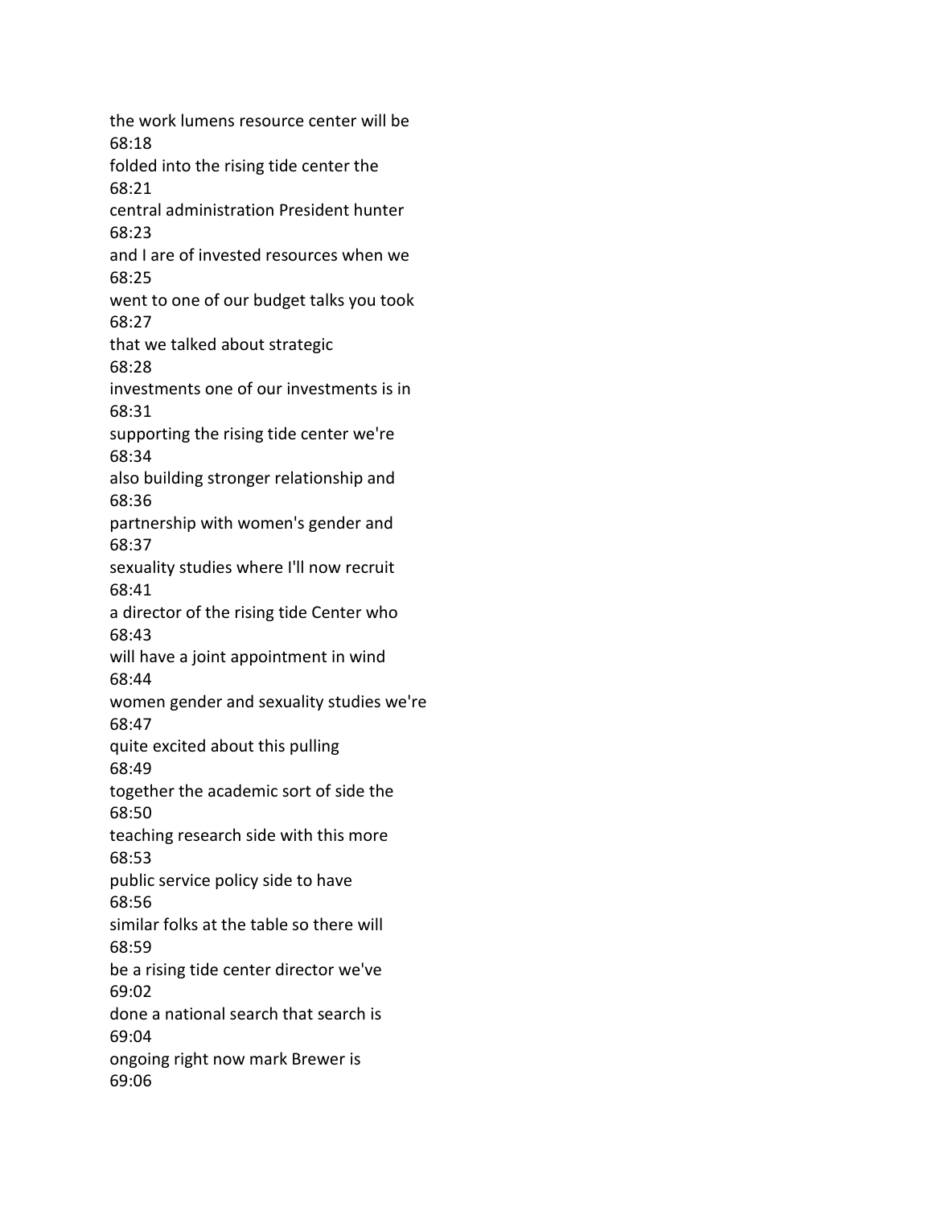the work lumens resource center will be
68:18
folded into the rising tide center the
68:21
central administration President hunter
68:23
and I are of invested resources when we
68:25
went to one of our budget talks you took
68:27
that we talked about strategic
68:28
investments one of our investments is in
68:31
supporting the rising tide center we're
68:34
also building stronger relationship and
68:36
partnership with women's gender and
68:37
sexuality studies where I'll now recruit
68:41
a director of the rising tide Center who
68:43
will have a joint appointment in wind
68:44
women gender and sexuality studies we're
68:47
quite excited about this pulling
68:49
together the academic sort of side the
68:50
teaching research side with this more
68:53
public service policy side to have
68:56
similar folks at the table so there will
68:59
be a rising tide center director we've
69:02
done a national search that search is
69:04
ongoing right now mark Brewer is
69:06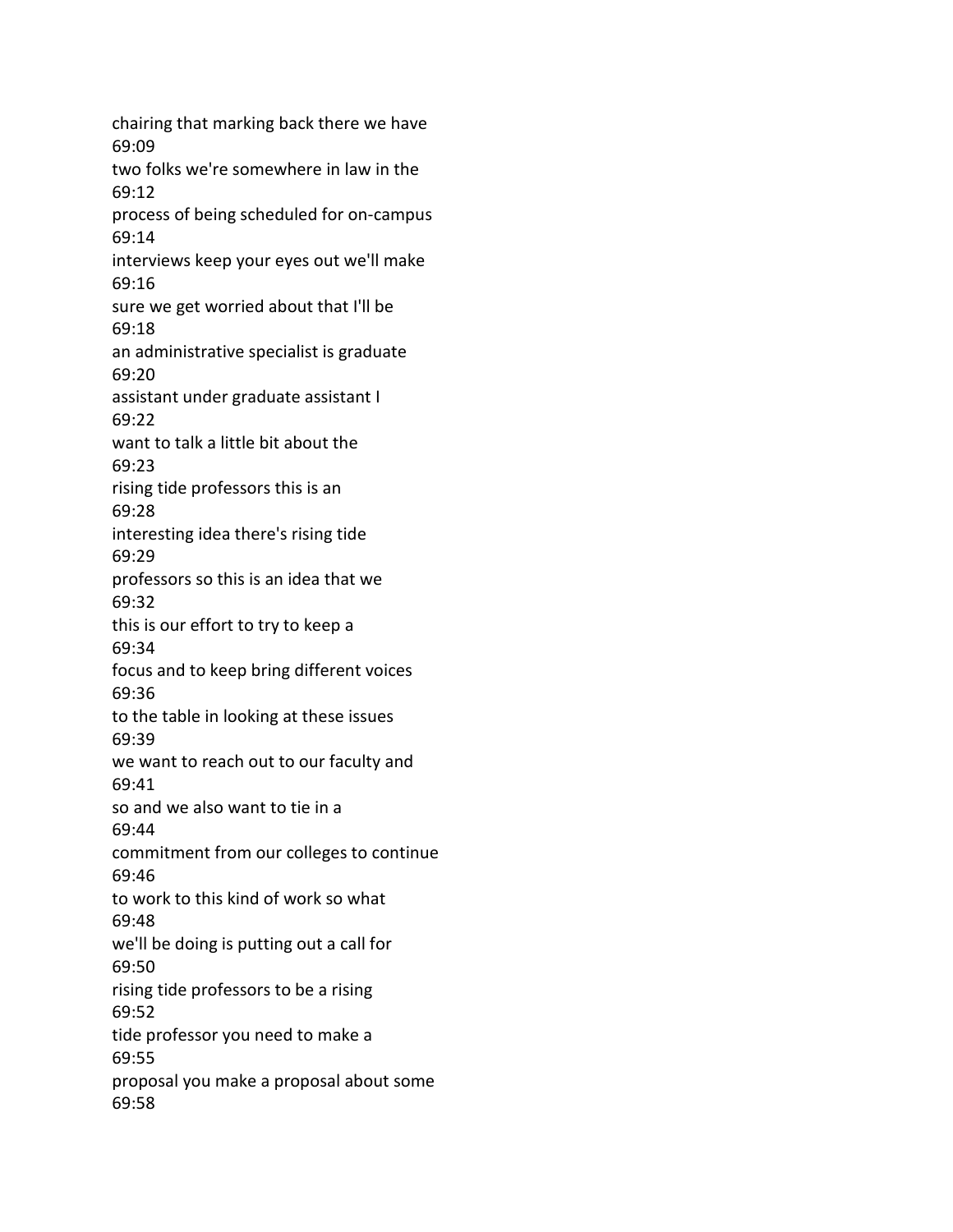chairing that marking back there we have
69:09
two folks we're somewhere in law in the
69:12
process of being scheduled for on-campus
69:14
interviews keep your eyes out we'll make
69:16
sure we get worried about that I'll be
69:18
an administrative specialist is graduate
69:20
assistant under graduate assistant I
69:22
want to talk a little bit about the
69:23
rising tide professors this is an
69:28
interesting idea there's rising tide
69:29
professors so this is an idea that we
69:32
this is our effort to try to keep a
69:34
focus and to keep bring different voices
69:36
to the table in looking at these issues
69:39
we want to reach out to our faculty and
69:41
so and we also want to tie in a
69:44
commitment from our colleges to continue
69:46
to work to this kind of work so what
69:48
we'll be doing is putting out a call for
69:50
rising tide professors to be a rising
69:52
tide professor you need to make a
69:55
proposal you make a proposal about some
69:58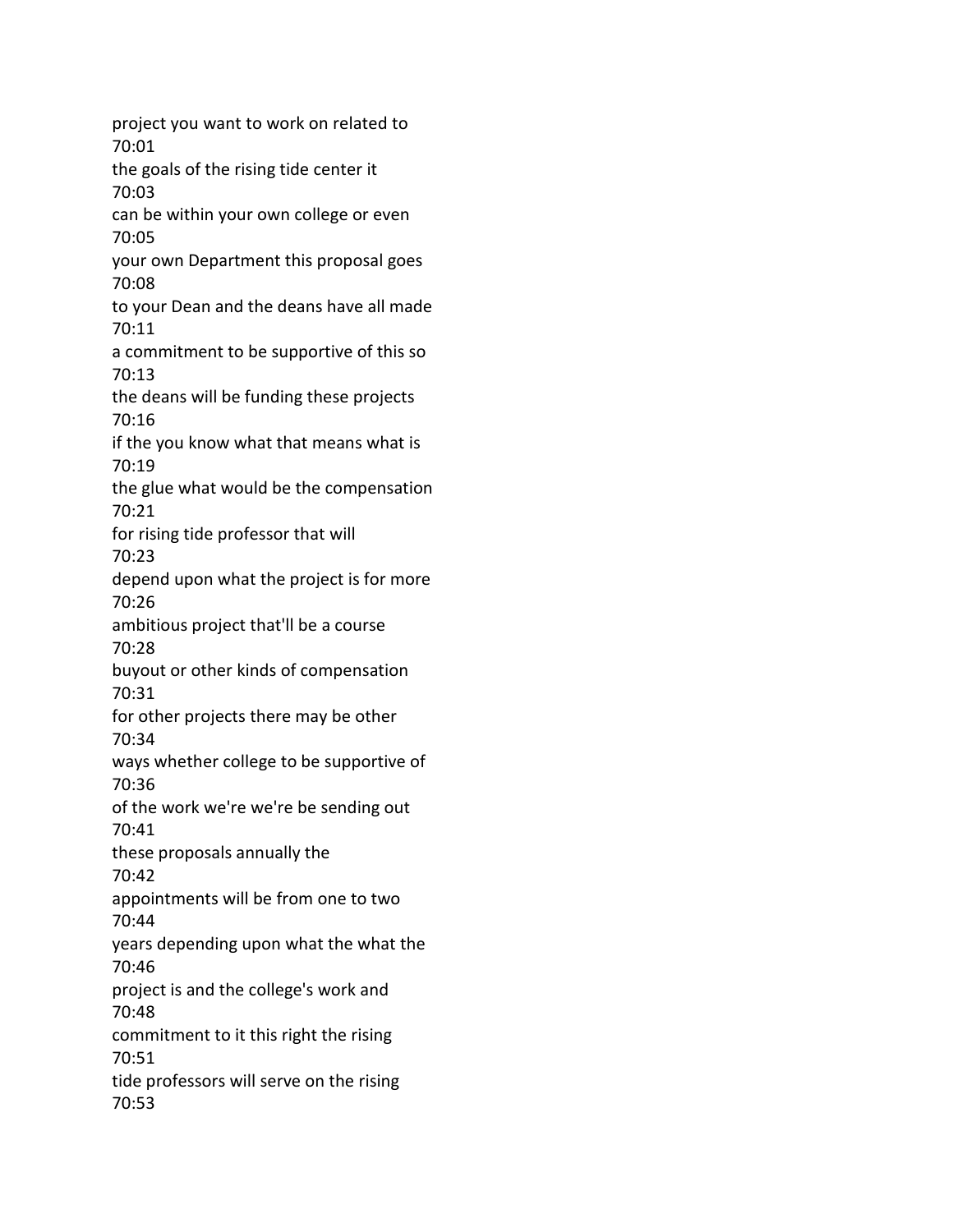project you want to work on related to
70:01
the goals of the rising tide center it
70:03
can be within your own college or even
70:05
your own Department this proposal goes
70:08
to your Dean and the deans have all made
70:11
a commitment to be supportive of this so
70:13
the deans will be funding these projects
70:16
if the you know what that means what is
70:19
the glue what would be the compensation
70:21
for rising tide professor that will
70:23
depend upon what the project is for more
70:26
ambitious project that'll be a course
70:28
buyout or other kinds of compensation
70:31
for other projects there may be other
70:34
ways whether college to be supportive of
70:36
of the work we're we're be sending out
70:41
these proposals annually the
70:42
appointments will be from one to two
70:44
years depending upon what the what the
70:46
project is and the college's work and
70:48
commitment to it this right the rising
70:51
tide professors will serve on the rising
70:53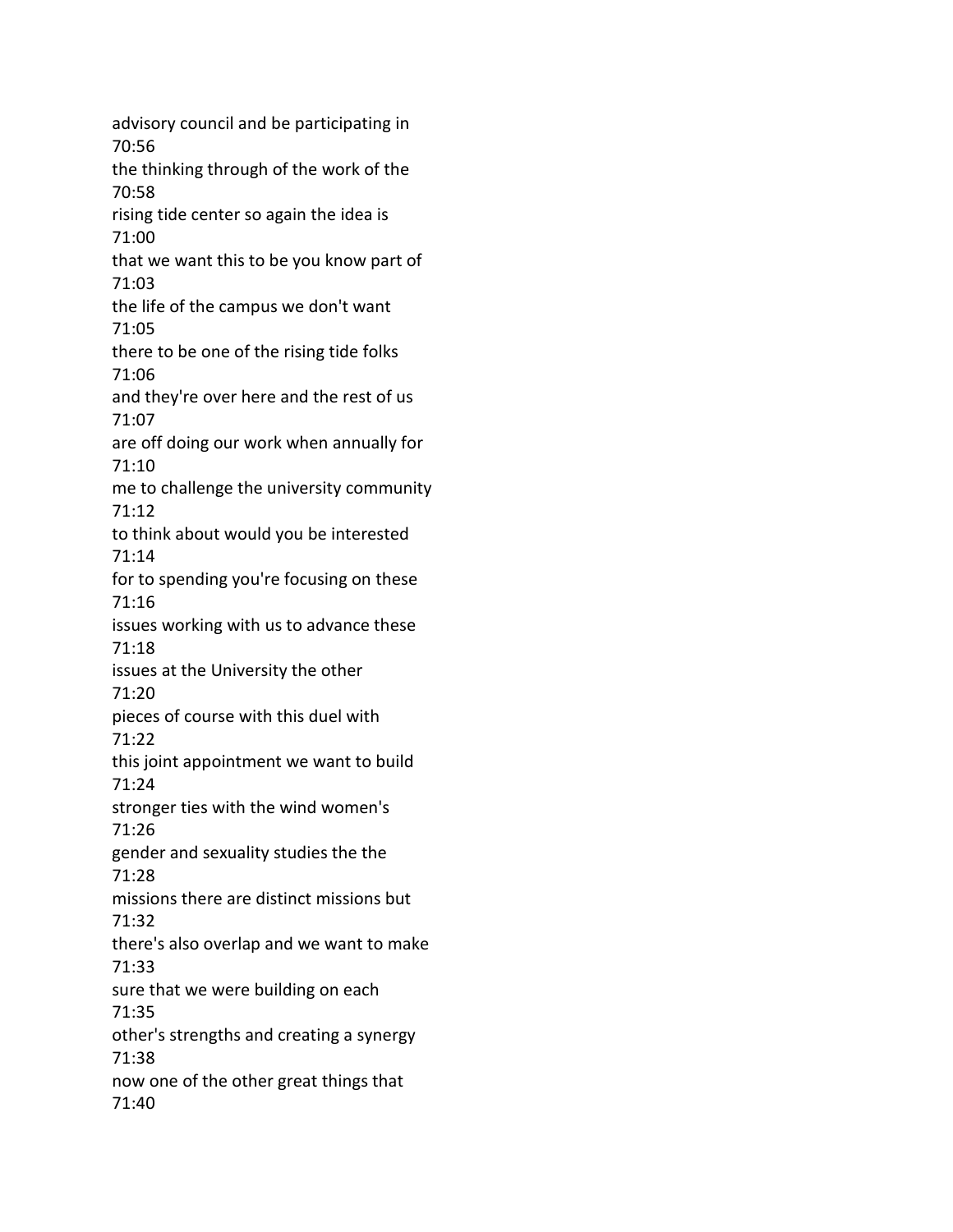advisory council and be participating in
70:56
the thinking through of the work of the
70:58
rising tide center so again the idea is
71:00
that we want this to be you know part of
71:03
the life of the campus we don't want
71:05
there to be one of the rising tide folks
71:06
and they're over here and the rest of us
71:07
are off doing our work when annually for
71:10
me to challenge the university community
71:12
to think about would you be interested
71:14
for to spending you're focusing on these
71:16
issues working with us to advance these
71:18
issues at the University the other
71:20
pieces of course with this duel with
71:22
this joint appointment we want to build
71:24
stronger ties with the wind women's
71:26
gender and sexuality studies the the
71:28
missions there are distinct missions but
71:32
there's also overlap and we want to make
71:33
sure that we were building on each
71:35
other's strengths and creating a synergy
71:38
now one of the other great things that
71:40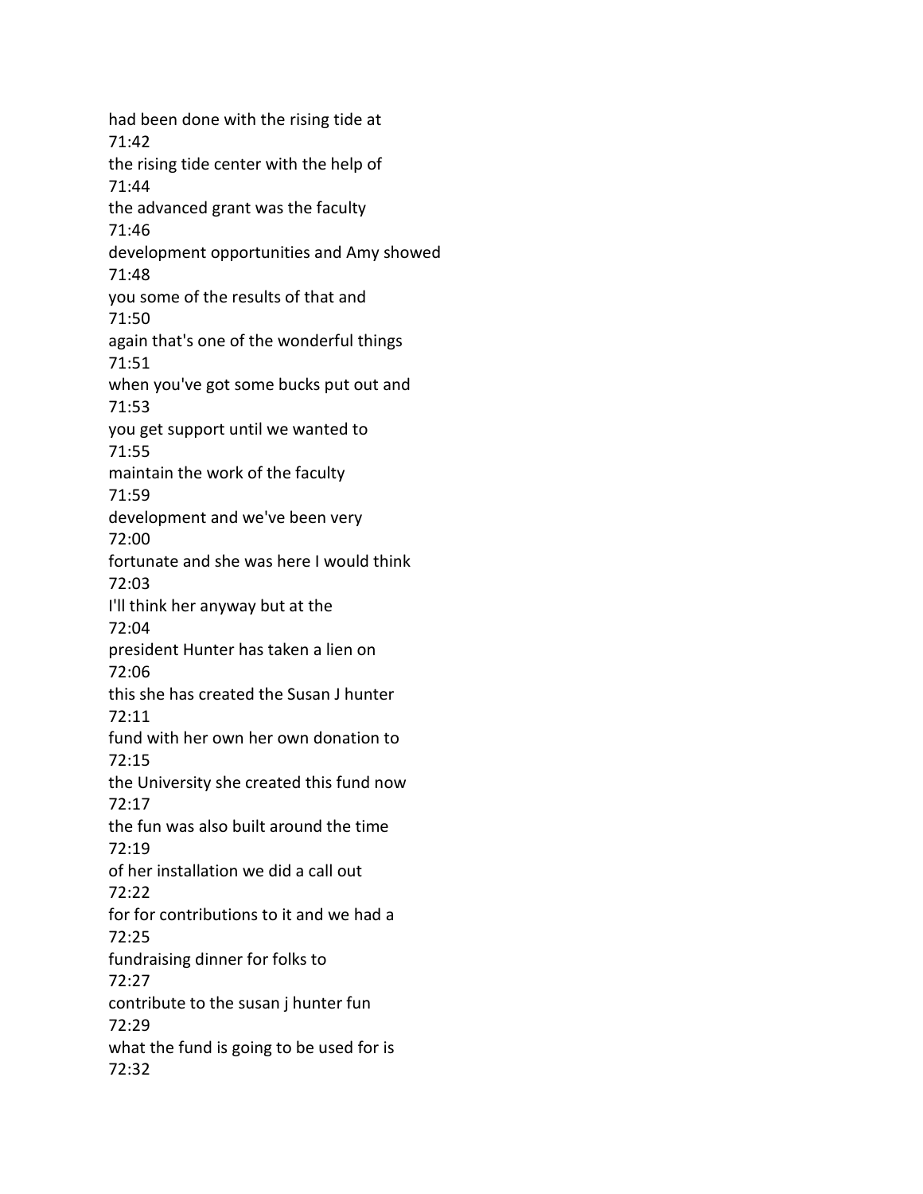had been done with the rising tide at
71:42
the rising tide center with the help of
71:44
the advanced grant was the faculty
71:46
development opportunities and Amy showed
71:48
you some of the results of that and
71:50
again that's one of the wonderful things
71:51
when you've got some bucks put out and
71:53
you get support until we wanted to
71:55
maintain the work of the faculty
71:59
development and we've been very
72:00
fortunate and she was here I would think
72:03
I'll think her anyway but at the
72:04
president Hunter has taken a lien on
72:06
this she has created the Susan J hunter
72:11
fund with her own her own donation to
72:15
the University she created this fund now
72:17
the fun was also built around the time
72:19
of her installation we did a call out
72:22
for for contributions to it and we had a
72:25
fundraising dinner for folks to
72:27
contribute to the susan j hunter fun
72:29
what the fund is going to be used for is
72:32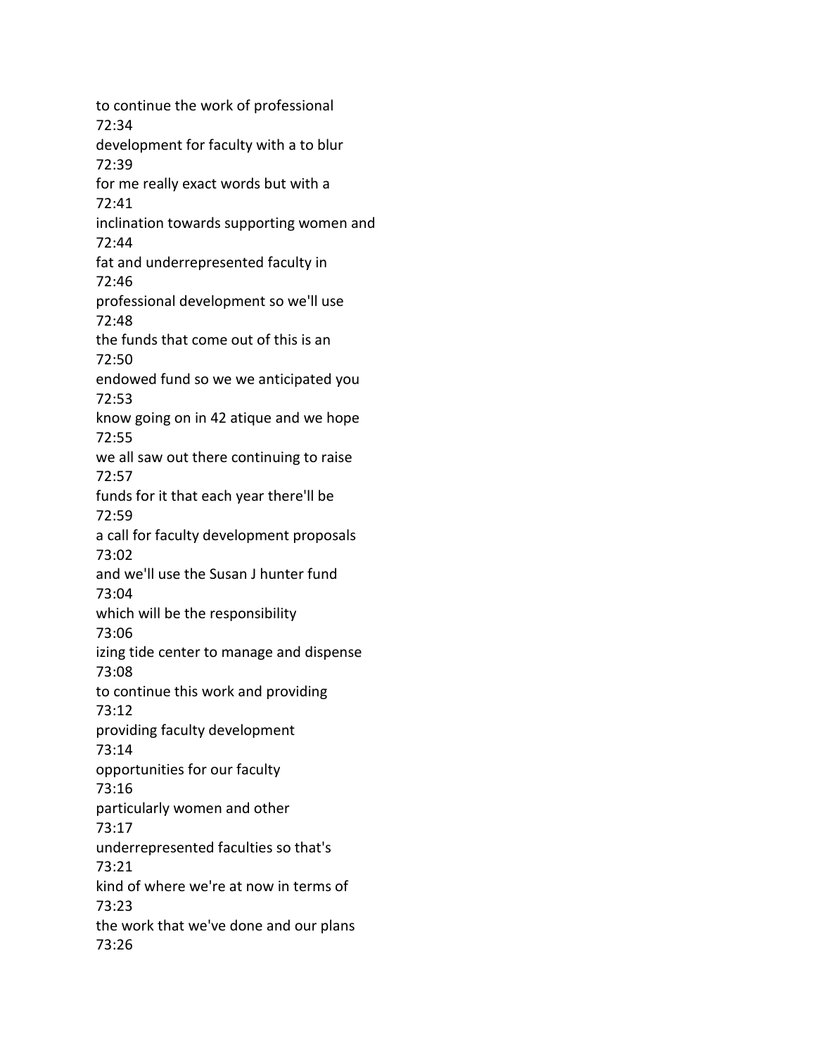to continue the work of professional
72:34
development for faculty with a to blur
72:39
for me really exact words but with a
72:41
inclination towards supporting women and
72:44
fat and underrepresented faculty in
72:46
professional development so we'll use
72:48
the funds that come out of this is an
72:50
endowed fund so we we anticipated you
72:53
know going on in 42 atique and we hope
72:55
we all saw out there continuing to raise
72:57
funds for it that each year there'll be
72:59
a call for faculty development proposals
73:02
and we'll use the Susan J hunter fund
73:04
which will be the responsibility
73:06
izing tide center to manage and dispense
73:08
to continue this work and providing
73:12
providing faculty development
73:14
opportunities for our faculty
73:16
particularly women and other
73:17
underrepresented faculties so that's
73:21
kind of where we're at now in terms of
73:23
the work that we've done and our plans
73:26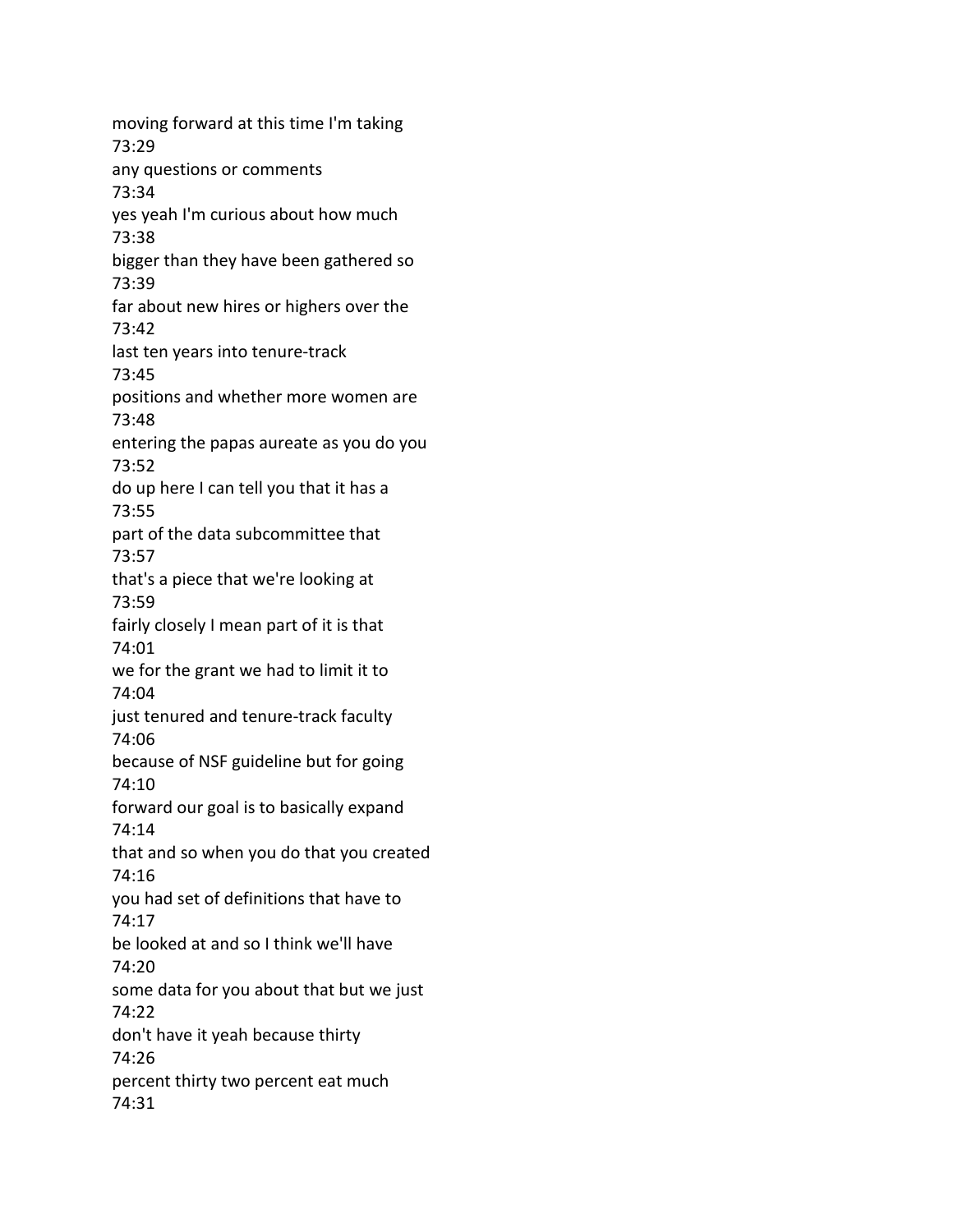moving forward at this time I'm taking
73:29
any questions or comments
73:34
yes yeah I'm curious about how much
73:38
bigger than they have been gathered so
73:39
far about new hires or highers over the
73:42
last ten years into tenure-track
73:45
positions and whether more women are
73:48
entering the papas aureate as you do you
73:52
do up here I can tell you that it has a
73:55
part of the data subcommittee that
73:57
that's a piece that we're looking at
73:59
fairly closely I mean part of it is that
74:01
we for the grant we had to limit it to
74:04
just tenured and tenure-track faculty
74:06
because of NSF guideline but for going
74:10
forward our goal is to basically expand
74:14
that and so when you do that you created
74:16
you had set of definitions that have to
74:17
be looked at and so I think we'll have
74:20
some data for you about that but we just
74:22
don't have it yeah because thirty
74:26
percent thirty two percent eat much
74:31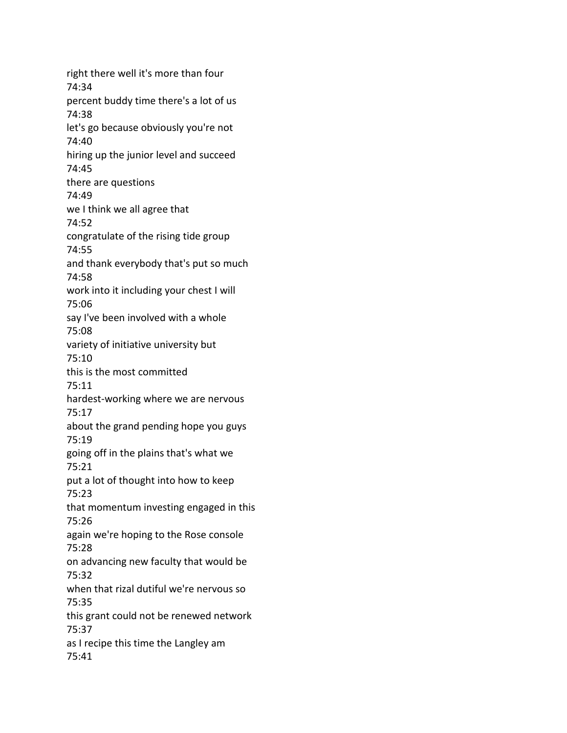right there well it's more than four
74:34
percent buddy time there's a lot of us
74:38
let's go because obviously you're not
74:40
hiring up the junior level and succeed
74:45
there are questions
74:49
we I think we all agree that
74:52
congratulate of the rising tide group
74:55
and thank everybody that's put so much
74:58
work into it including your chest I will
75:06
say I've been involved with a whole
75:08
variety of initiative university but
75:10
this is the most committed
75:11
hardest-working where we are nervous
75:17
about the grand pending hope you guys
75:19
going off in the plains that's what we
75:21
put a lot of thought into how to keep
75:23
that momentum investing engaged in this
75:26
again we're hoping to the Rose console
75:28
on advancing new faculty that would be
75:32
when that rizal dutiful we're nervous so
75:35
this grant could not be renewed network
75:37
as I recipe this time the Langley am
75:41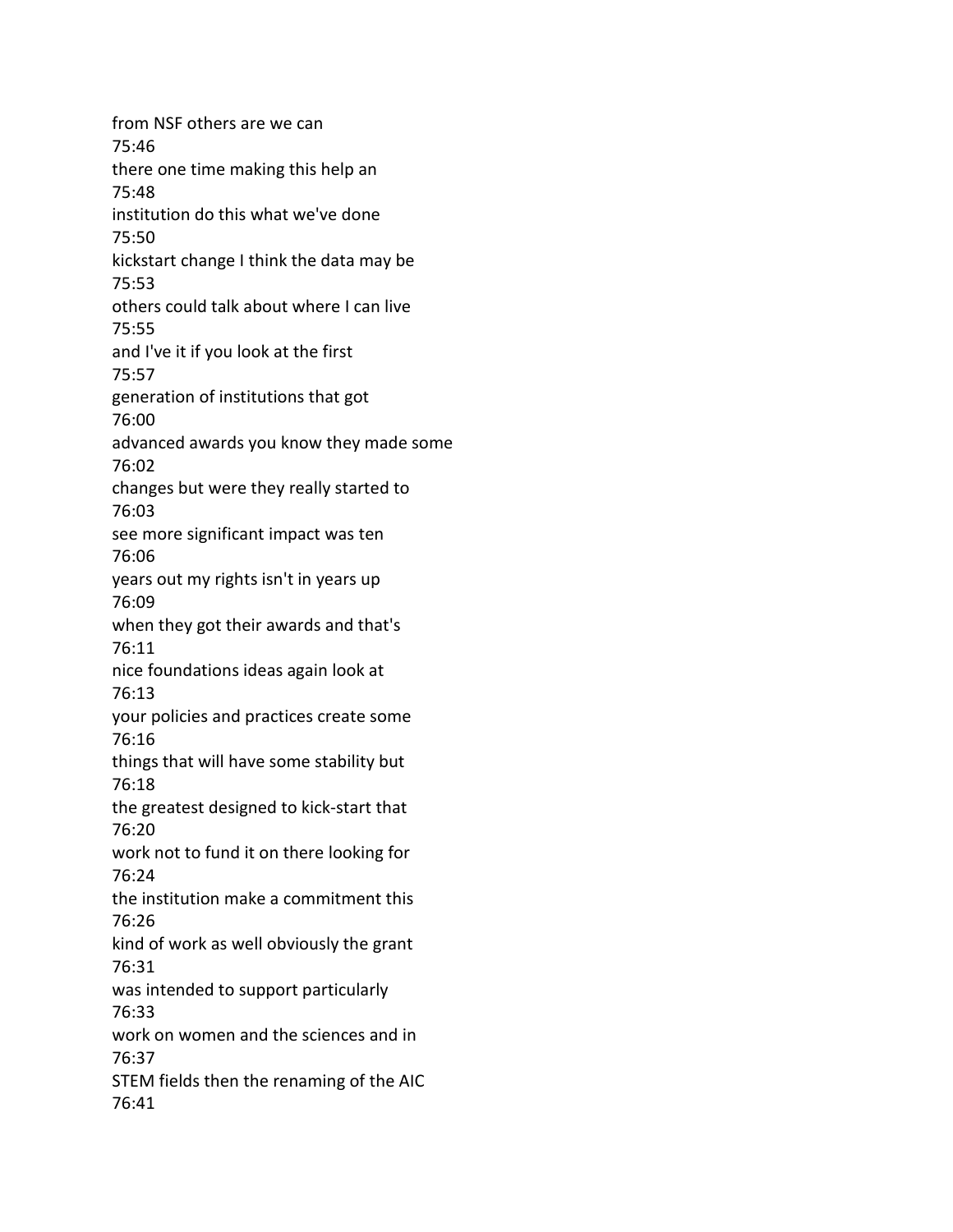from NSF others are we can
75:46
there one time making this help an
75:48
institution do this what we've done
75:50
kickstart change I think the data may be
75:53
others could talk about where I can live
75:55
and I've it if you look at the first
75:57
generation of institutions that got
76:00
advanced awards you know they made some
76:02
changes but were they really started to
76:03
see more significant impact was ten
76:06
years out my rights isn't in years up
76:09
when they got their awards and that's
76:11
nice foundations ideas again look at
76:13
your policies and practices create some
76:16
things that will have some stability but
76:18
the greatest designed to kick-start that
76:20
work not to fund it on there looking for
76:24
the institution make a commitment this
76:26
kind of work as well obviously the grant
76:31
was intended to support particularly
76:33
work on women and the sciences and in
76:37
STEM fields then the renaming of the AIC
76:41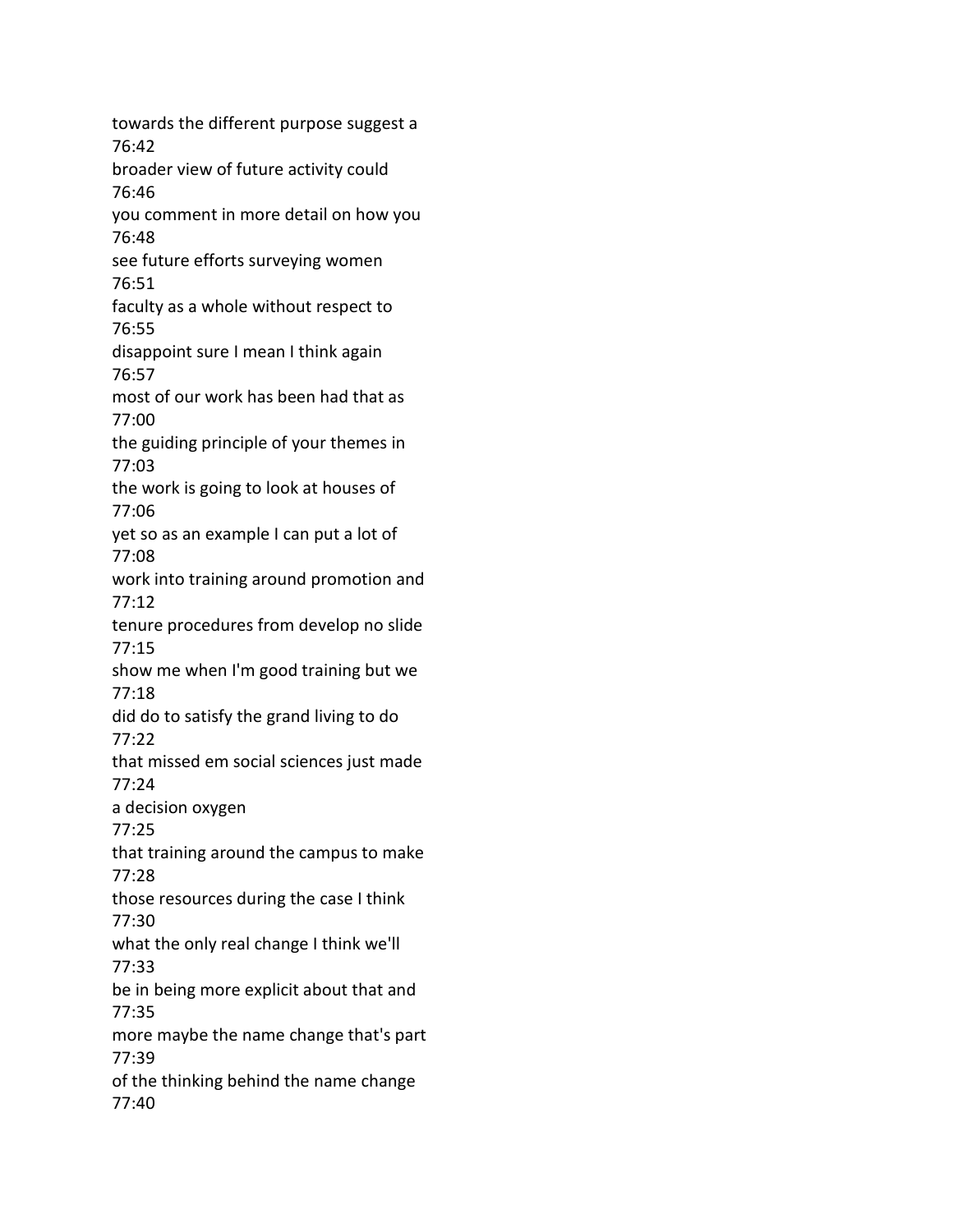towards the different purpose suggest a
76:42
broader view of future activity could
76:46
you comment in more detail on how you
76:48
see future efforts surveying women
76:51
faculty as a whole without respect to
76:55
disappoint sure I mean I think again
76:57
most of our work has been had that as
77:00
the guiding principle of your themes in
77:03
the work is going to look at houses of
77:06
yet so as an example I can put a lot of
77:08
work into training around promotion and
77:12
tenure procedures from develop no slide
77:15
show me when I'm good training but we
77:18
did do to satisfy the grand living to do
77:22
that missed em social sciences just made
77:24
a decision oxygen
77:25
that training around the campus to make
77:28
those resources during the case I think
77:30
what the only real change I think we'll
77:33
be in being more explicit about that and
77:35
more maybe the name change that's part
77:39
of the thinking behind the name change
77:40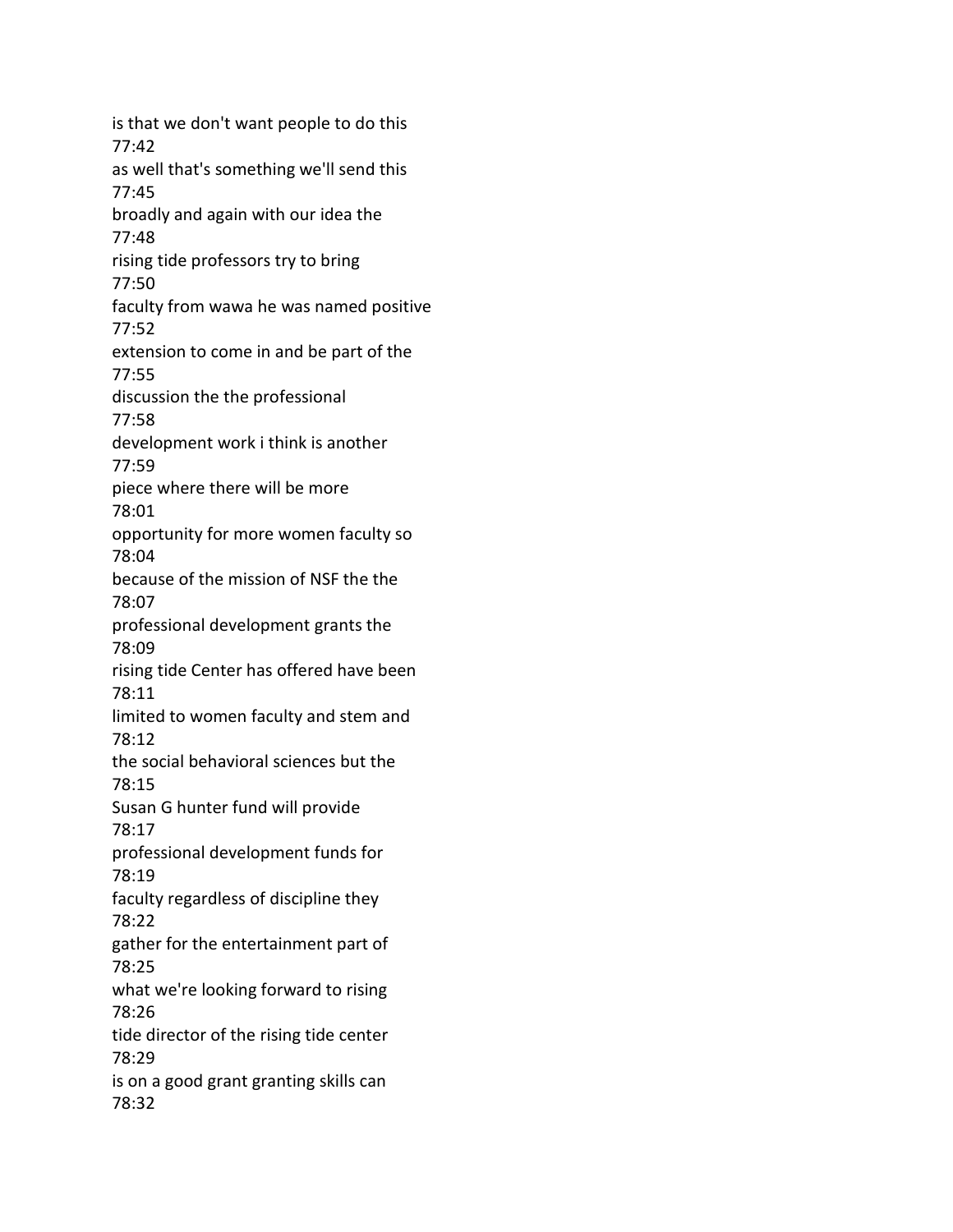is that we don't want people to do this
77:42
as well that's something we'll send this
77:45
broadly and again with our idea the
77:48
rising tide professors try to bring
77:50
faculty from wawa he was named positive
77:52
extension to come in and be part of the
77:55
discussion the the professional
77:58
development work i think is another
77:59
piece where there will be more
78:01
opportunity for more women faculty so
78:04
because of the mission of NSF the the
78:07
professional development grants the
78:09
rising tide Center has offered have been
78:11
limited to women faculty and stem and
78:12
the social behavioral sciences but the
78:15
Susan G hunter fund will provide
78:17
professional development funds for
78:19
faculty regardless of discipline they
78:22
gather for the entertainment part of
78:25
what we're looking forward to rising
78:26
tide director of the rising tide center
78:29
is on a good grant granting skills can
78:32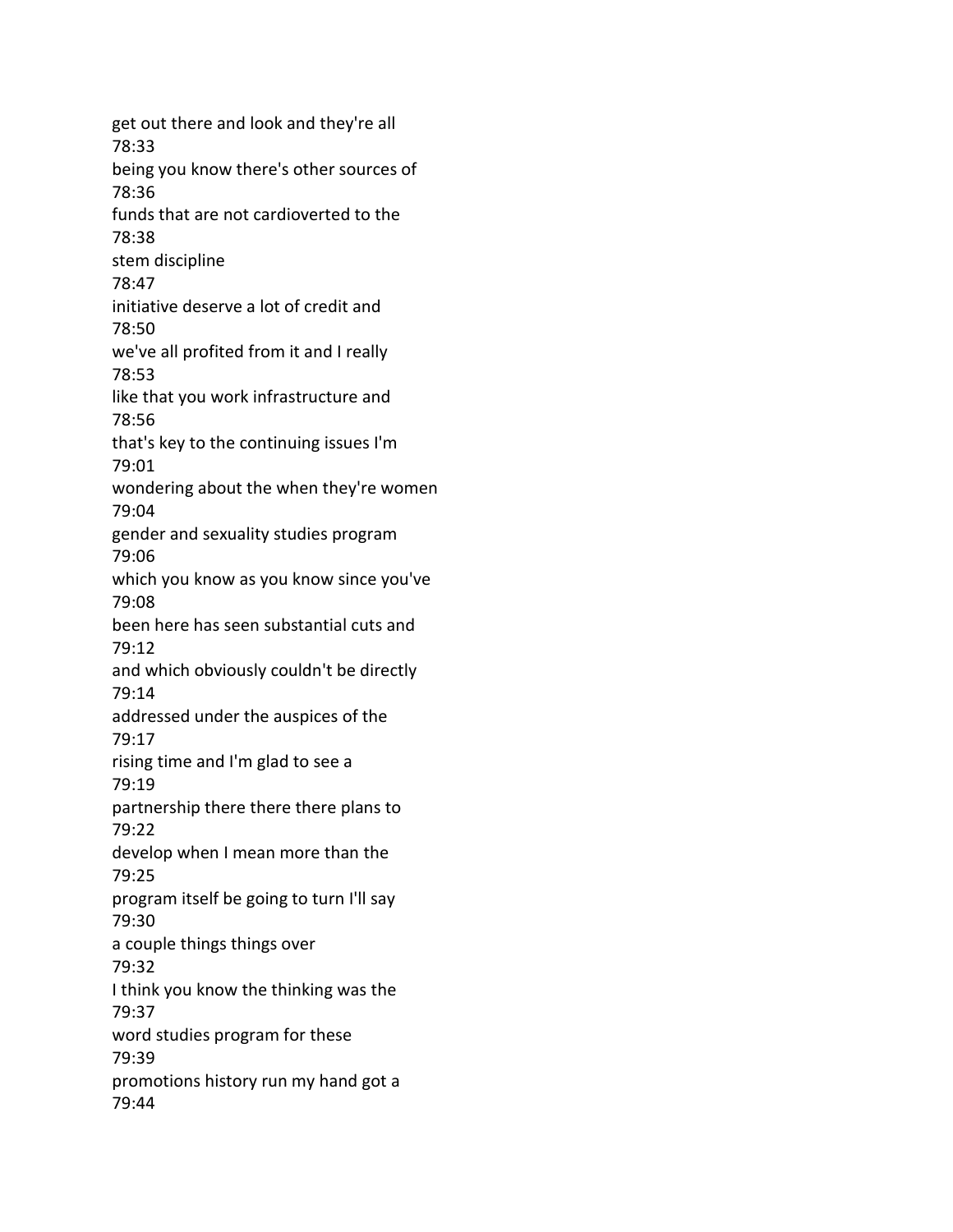get out there and look and they're all
78:33
being you know there's other sources of
78:36
funds that are not cardioverted to the
78:38
stem discipline
78:47
initiative deserve a lot of credit and
78:50
we've all profited from it and I really
78:53
like that you work infrastructure and
78:56
that's key to the continuing issues I'm
79:01
wondering about the when they're women
79:04
gender and sexuality studies program
79:06
which you know as you know since you've
79:08
been here has seen substantial cuts and
79:12
and which obviously couldn't be directly
79:14
addressed under the auspices of the
79:17
rising time and I'm glad to see a
79:19
partnership there there there plans to
79:22
develop when I mean more than the
79:25
program itself be going to turn I'll say
79:30
a couple things things over
79:32
I think you know the thinking was the
79:37
word studies program for these
79:39
promotions history run my hand got a
79:44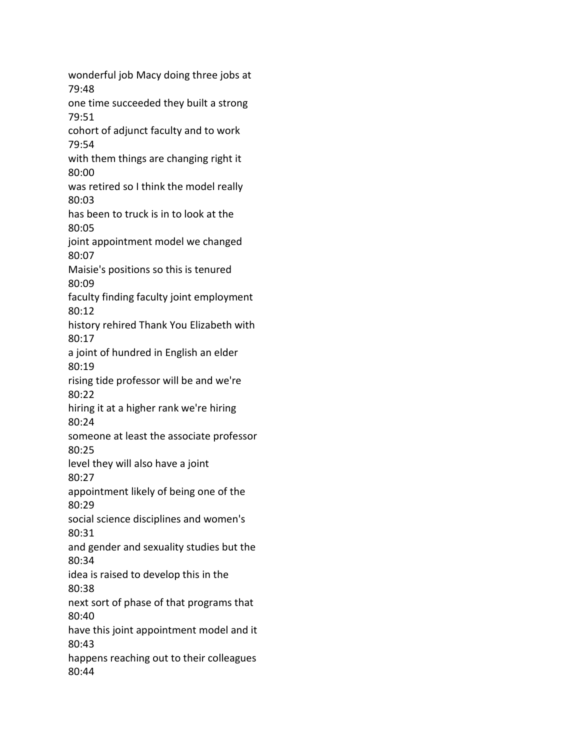wonderful job Macy doing three jobs at
79:48
one time succeeded they built a strong
79:51
cohort of adjunct faculty and to work
79:54
with them things are changing right it
80:00
was retired so I think the model really
80:03
has been to truck is in to look at the
80:05
joint appointment model we changed
80:07
Maisie's positions so this is tenured
80:09
faculty finding faculty joint employment
80:12
history rehired Thank You Elizabeth with
80:17
a joint of hundred in English an elder
80:19
rising tide professor will be and we're
80:22
hiring it at a higher rank we're hiring
80:24
someone at least the associate professor
80:25
level they will also have a joint
80:27
appointment likely of being one of the
80:29
social science disciplines and women's
80:31
and gender and sexuality studies but the
80:34
idea is raised to develop this in the
80:38
next sort of phase of that programs that
80:40
have this joint appointment model and it
80:43
happens reaching out to their colleagues
80:44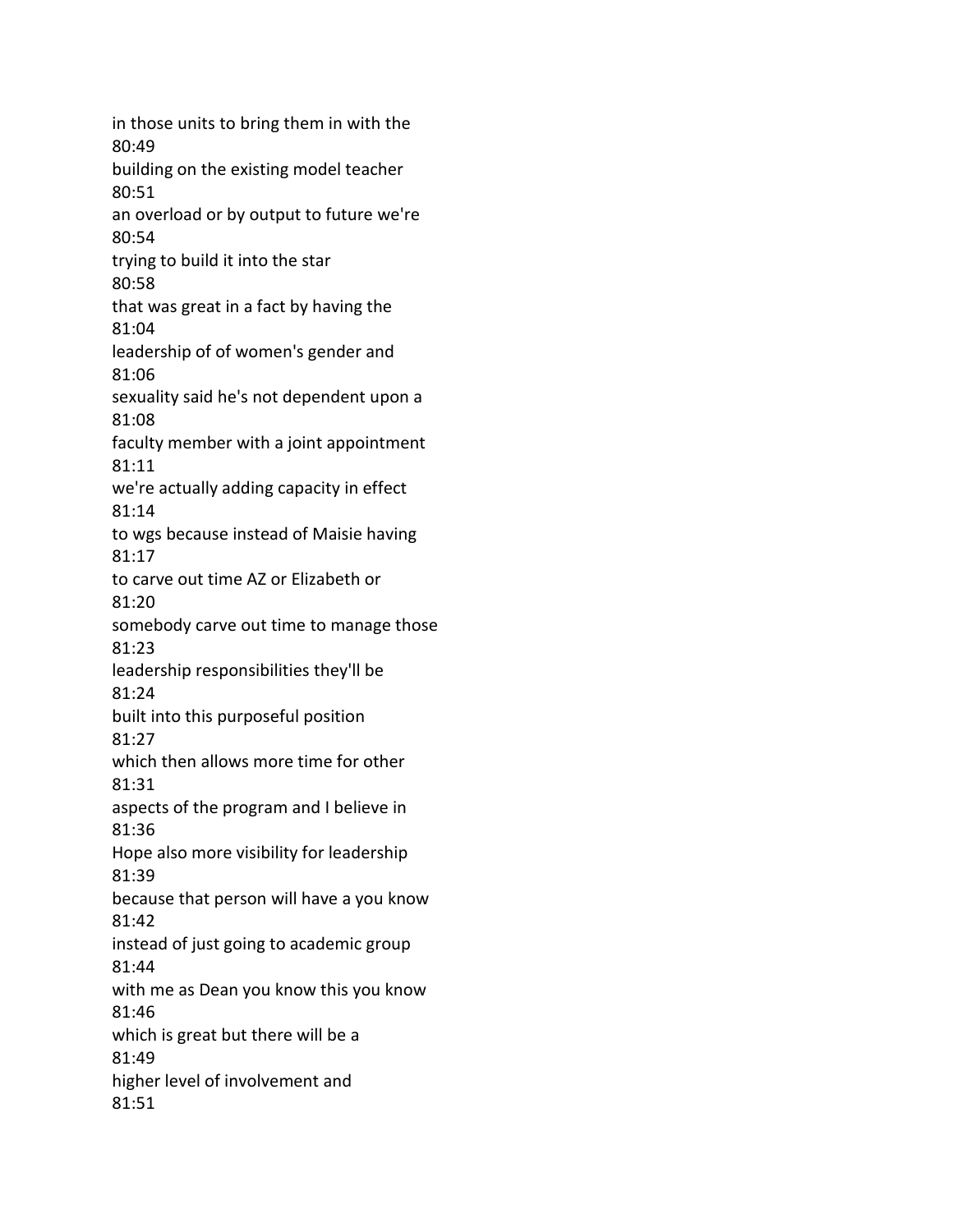in those units to bring them in with the
80:49
building on the existing model teacher
80:51
an overload or by output to future we're
80:54
trying to build it into the star
80:58
that was great in a fact by having the
81:04
leadership of of women's gender and
81:06
sexuality said he's not dependent upon a
81:08
faculty member with a joint appointment
81:11
we're actually adding capacity in effect
81:14
to wgs because instead of Maisie having
81:17
to carve out time AZ or Elizabeth or
81:20
somebody carve out time to manage those
81:23
leadership responsibilities they'll be
81:24
built into this purposeful position
81:27
which then allows more time for other
81:31
aspects of the program and I believe in
81:36
Hope also more visibility for leadership
81:39
because that person will have a you know
81:42
instead of just going to academic group
81:44
with me as Dean you know this you know
81:46
which is great but there will be a
81:49
higher level of involvement and
81:51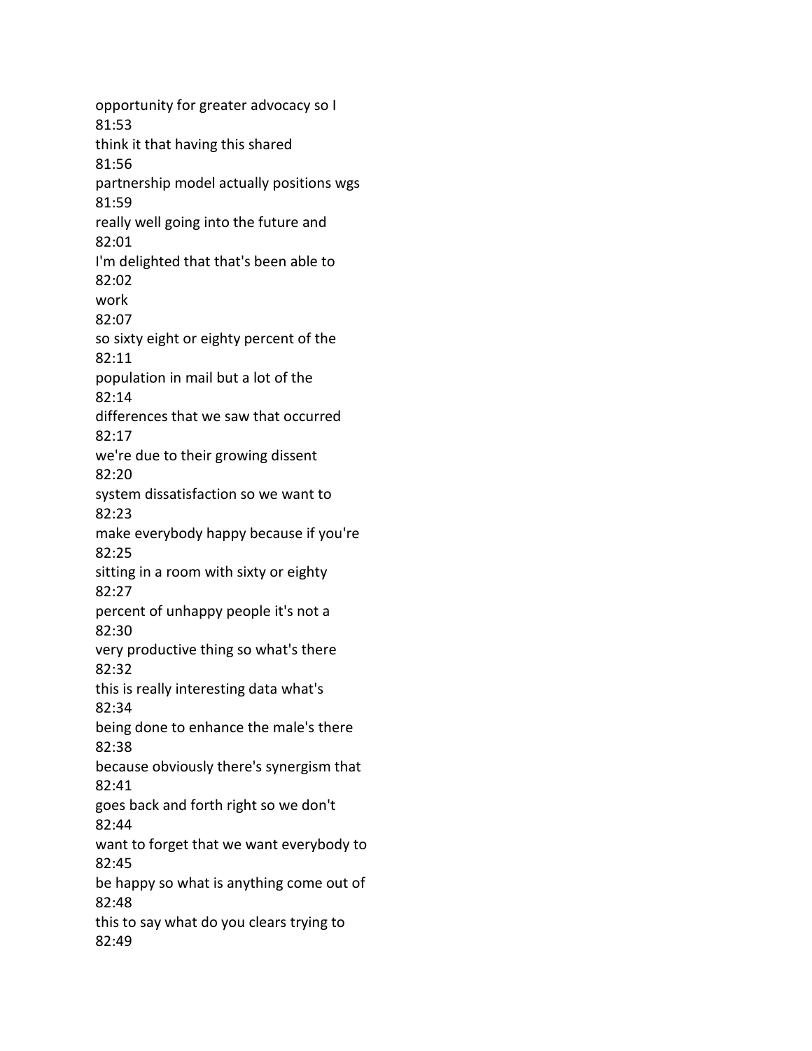opportunity for greater advocacy so I
81:53
think it that having this shared
81:56
partnership model actually positions wgs
81:59
really well going into the future and
82:01
I'm delighted that that's been able to
82:02
work
82:07
so sixty eight or eighty percent of the
82:11
population in mail but a lot of the
82:14
differences that we saw that occurred
82:17
we're due to their growing dissent
82:20
system dissatisfaction so we want to
82:23
make everybody happy because if you're
82:25
sitting in a room with sixty or eighty
82:27
percent of unhappy people it's not a
82:30
very productive thing so what's there
82:32
this is really interesting data what's
82:34
being done to enhance the male's there
82:38
because obviously there's synergism that
82:41
goes back and forth right so we don't
82:44
want to forget that we want everybody to
82:45
be happy so what is anything come out of
82:48
this to say what do you clears trying to
82:49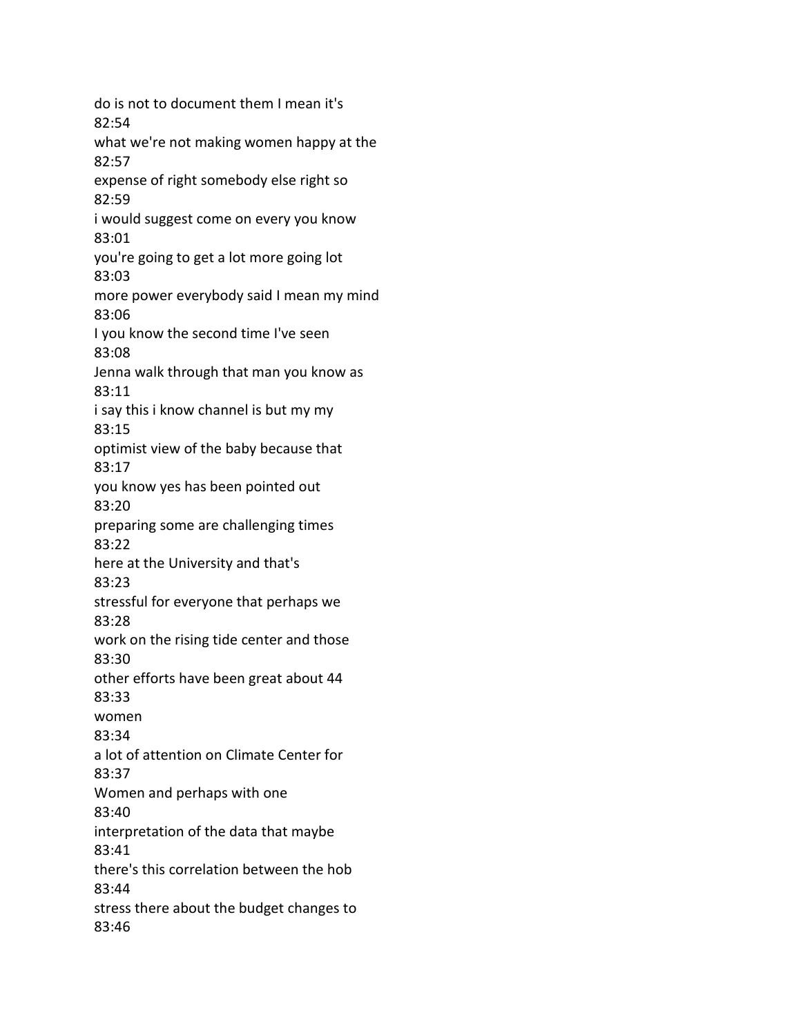do is not to document them I mean it's
82:54
what we're not making women happy at the
82:57
expense of right somebody else right so
82:59
i would suggest come on every you know
83:01
you're going to get a lot more going lot
83:03
more power everybody said I mean my mind
83:06
I you know the second time I've seen
83:08
Jenna walk through that man you know as
83:11
i say this i know channel is but my my
83:15
optimist view of the baby because that
83:17
you know yes has been pointed out
83:20
preparing some are challenging times
83:22
here at the University and that's
83:23
stressful for everyone that perhaps we
83:28
work on the rising tide center and those
83:30
other efforts have been great about 44
83:33
women
83:34
a lot of attention on Climate Center for
83:37
Women and perhaps with one
83:40
interpretation of the data that maybe
83:41
there's this correlation between the hob
83:44
stress there about the budget changes to
83:46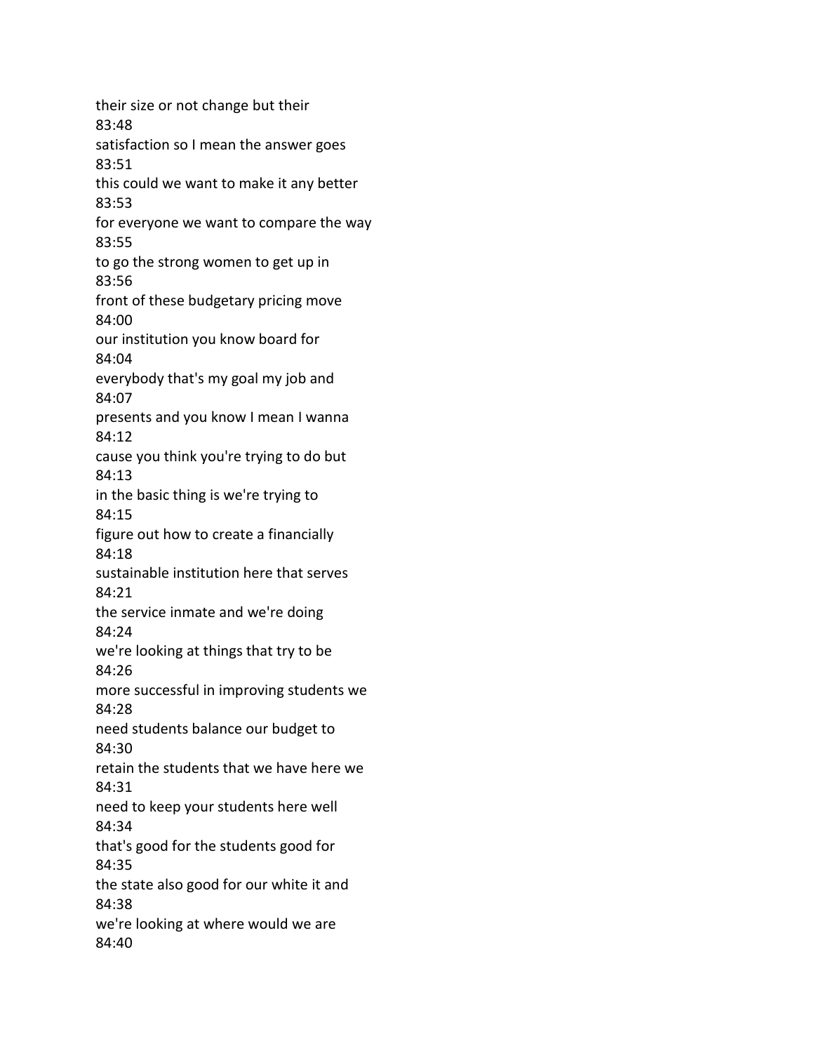their size or not change but their
83:48
satisfaction so I mean the answer goes
83:51
this could we want to make it any better
83:53
for everyone we want to compare the way
83:55
to go the strong women to get up in
83:56
front of these budgetary pricing move
84:00
our institution you know board for
84:04
everybody that's my goal my job and
84:07
presents and you know I mean I wanna
84:12
cause you think you're trying to do but
84:13
in the basic thing is we're trying to
84:15
figure out how to create a financially
84:18
sustainable institution here that serves
84:21
the service inmate and we're doing
84:24
we're looking at things that try to be
84:26
more successful in improving students we
84:28
need students balance our budget to
84:30
retain the students that we have here we
84:31
need to keep your students here well
84:34
that's good for the students good for
84:35
the state also good for our white it and
84:38
we're looking at where would we are
84:40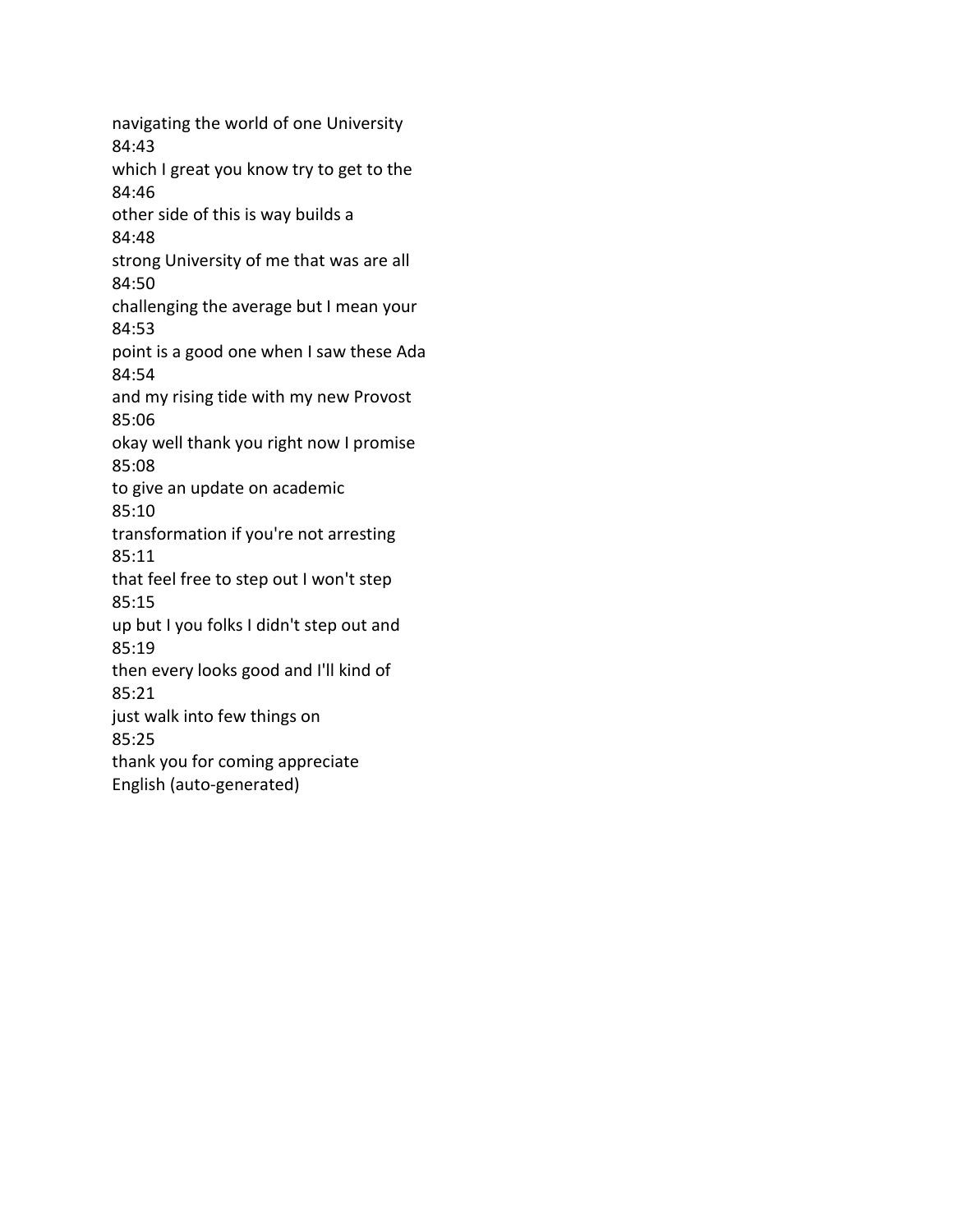navigating the world of one University
84:43
which I great you know try to get to the
84:46
other side of this is way builds a
84:48
strong University of me that was are all
84:50
challenging the average but I mean your
84:53
point is a good one when I saw these Ada
84:54
and my rising tide with my new Provost
85:06
okay well thank you right now I promise
85:08
to give an update on academic
85:10
transformation if you're not arresting
85:11
that feel free to step out I won't step
85:15
up but I you folks I didn't step out and
85:19
then every looks good and I'll kind of
85:21
just walk into few things on
85:25
thank you for coming appreciate
English (auto-generated)